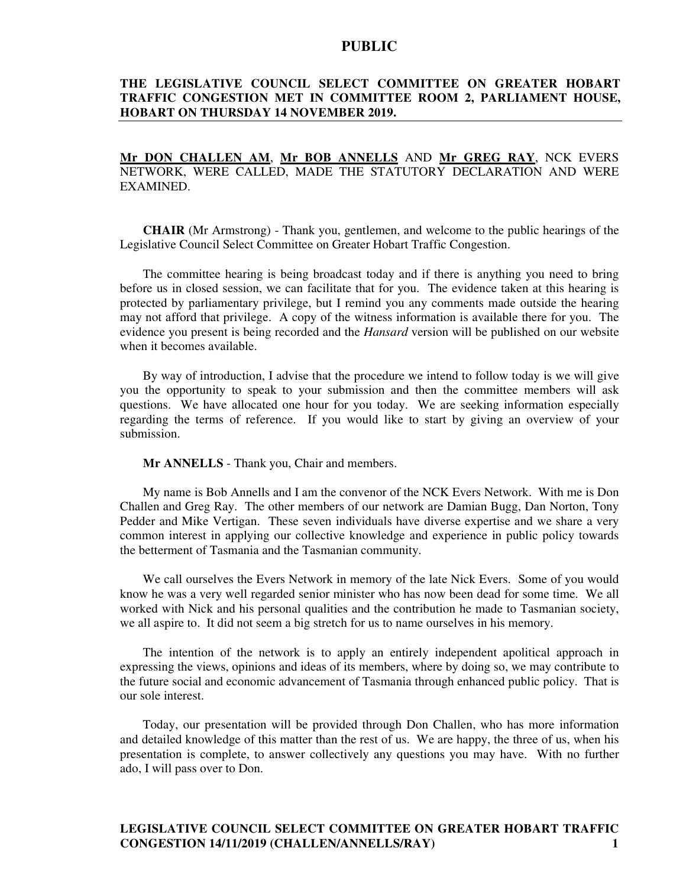**PUBLIC**

**THE LEGISLATIVE COUNCIL SELECT COMMITTEE ON GREATER HOBART TRAFFIC CONGESTION MET IN COMMITTEE ROOM 2, PARLIAMENT HOUSE, HOBART ON THURSDAY 14 NOVEMBER 2019.**

**Mr DON CHALLEN AM**, **Mr BOB ANNELLS** AND **Mr GREG RAY**, NCK EVERS NETWORK, WERE CALLED, MADE THE STATUTORY DECLARATION AND WERE EXAMINED.

**CHAIR** (Mr Armstrong) - Thank you, gentlemen, and welcome to the public hearings of the Legislative Council Select Committee on Greater Hobart Traffic Congestion.

The committee hearing is being broadcast today and if there is anything you need to bring before us in closed session, we can facilitate that for you. The evidence taken at this hearing is protected by parliamentary privilege, but I remind you any comments made outside the hearing may not afford that privilege. A copy of the witness information is available there for you. The evidence you present is being recorded and the *Hansard* version will be published on our website when it becomes available.

By way of introduction, I advise that the procedure we intend to follow today is we will give you the opportunity to speak to your submission and then the committee members will ask questions. We have allocated one hour for you today. We are seeking information especially regarding the terms of reference. If you would like to start by giving an overview of your submission.

**Mr ANNELLS** - Thank you, Chair and members.

My name is Bob Annells and I am the convenor of the NCK Evers Network. With me is Don Challen and Greg Ray. The other members of our network are Damian Bugg, Dan Norton, Tony Pedder and Mike Vertigan. These seven individuals have diverse expertise and we share a very common interest in applying our collective knowledge and experience in public policy towards the betterment of Tasmania and the Tasmanian community.

We call ourselves the Evers Network in memory of the late Nick Evers. Some of you would know he was a very well regarded senior minister who has now been dead for some time. We all worked with Nick and his personal qualities and the contribution he made to Tasmanian society, we all aspire to. It did not seem a big stretch for us to name ourselves in his memory.

The intention of the network is to apply an entirely independent apolitical approach in expressing the views, opinions and ideas of its members, where by doing so, we may contribute to the future social and economic advancement of Tasmania through enhanced public policy. That is our sole interest.

Today, our presentation will be provided through Don Challen, who has more information and detailed knowledge of this matter than the rest of us. We are happy, the three of us, when his presentation is complete, to answer collectively any questions you may have. With no further ado, I will pass over to Don.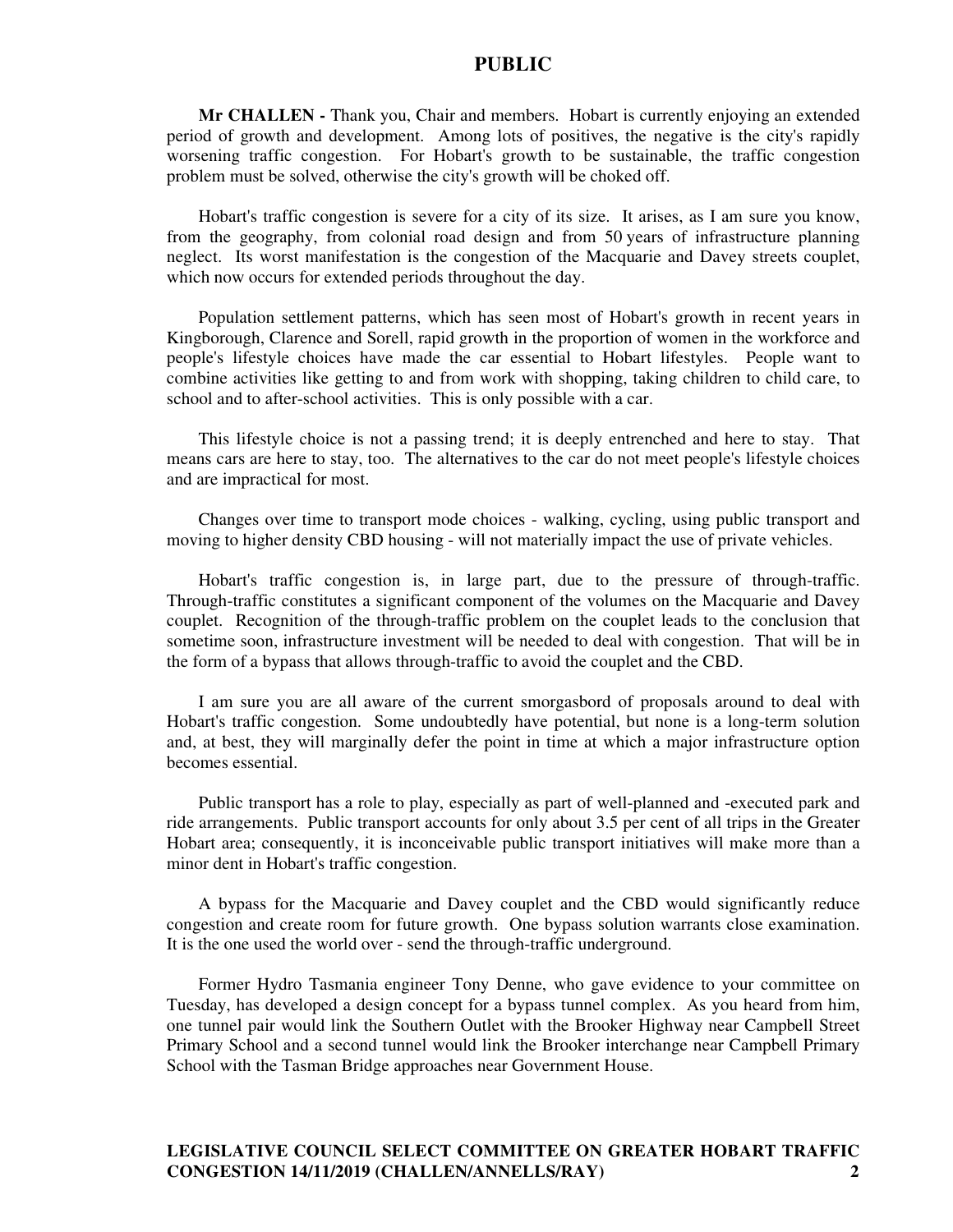**Mr CHALLEN -** Thank you, Chair and members. Hobart is currently enjoying an extended period of growth and development. Among lots of positives, the negative is the city's rapidly worsening traffic congestion. For Hobart's growth to be sustainable, the traffic congestion problem must be solved, otherwise the city's growth will be choked off.

Hobart's traffic congestion is severe for a city of its size. It arises, as I am sure you know, from the geography, from colonial road design and from 50 years of infrastructure planning neglect. Its worst manifestation is the congestion of the Macquarie and Davey streets couplet, which now occurs for extended periods throughout the day.

Population settlement patterns, which has seen most of Hobart's growth in recent years in Kingborough, Clarence and Sorell, rapid growth in the proportion of women in the workforce and people's lifestyle choices have made the car essential to Hobart lifestyles. People want to combine activities like getting to and from work with shopping, taking children to child care, to school and to after-school activities. This is only possible with a car.

This lifestyle choice is not a passing trend; it is deeply entrenched and here to stay. That means cars are here to stay, too. The alternatives to the car do not meet people's lifestyle choices and are impractical for most.

Changes over time to transport mode choices - walking, cycling, using public transport and moving to higher density CBD housing - will not materially impact the use of private vehicles.

Hobart's traffic congestion is, in large part, due to the pressure of through-traffic. Through-traffic constitutes a significant component of the volumes on the Macquarie and Davey couplet. Recognition of the through-traffic problem on the couplet leads to the conclusion that sometime soon, infrastructure investment will be needed to deal with congestion. That will be in the form of a bypass that allows through-traffic to avoid the couplet and the CBD.

I am sure you are all aware of the current smorgasbord of proposals around to deal with Hobart's traffic congestion. Some undoubtedly have potential, but none is a long-term solution and, at best, they will marginally defer the point in time at which a major infrastructure option becomes essential.

Public transport has a role to play, especially as part of well-planned and -executed park and ride arrangements. Public transport accounts for only about 3.5 per cent of all trips in the Greater Hobart area; consequently, it is inconceivable public transport initiatives will make more than a minor dent in Hobart's traffic congestion.

A bypass for the Macquarie and Davey couplet and the CBD would significantly reduce congestion and create room for future growth. One bypass solution warrants close examination. It is the one used the world over - send the through-traffic underground.

Former Hydro Tasmania engineer Tony Denne, who gave evidence to your committee on Tuesday, has developed a design concept for a bypass tunnel complex. As you heard from him, one tunnel pair would link the Southern Outlet with the Brooker Highway near Campbell Street Primary School and a second tunnel would link the Brooker interchange near Campbell Primary School with the Tasman Bridge approaches near Government House.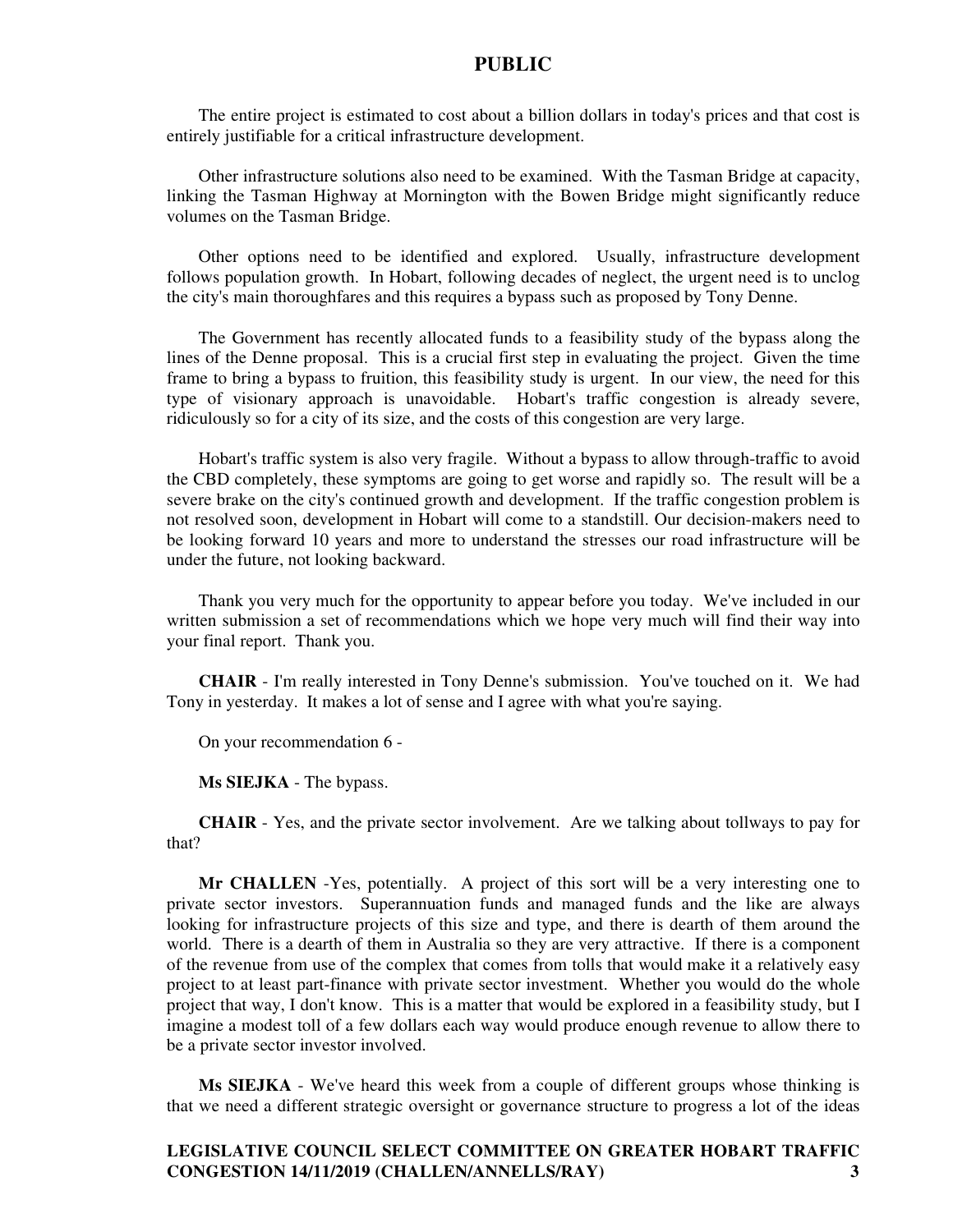The entire project is estimated to cost about a billion dollars in today's prices and that cost is entirely justifiable for a critical infrastructure development.

Other infrastructure solutions also need to be examined. With the Tasman Bridge at capacity, linking the Tasman Highway at Mornington with the Bowen Bridge might significantly reduce volumes on the Tasman Bridge.

Other options need to be identified and explored. Usually, infrastructure development follows population growth. In Hobart, following decades of neglect, the urgent need is to unclog the city's main thoroughfares and this requires a bypass such as proposed by Tony Denne.

The Government has recently allocated funds to a feasibility study of the bypass along the lines of the Denne proposal. This is a crucial first step in evaluating the project. Given the time frame to bring a bypass to fruition, this feasibility study is urgent. In our view, the need for this type of visionary approach is unavoidable. Hobart's traffic congestion is already severe, ridiculously so for a city of its size, and the costs of this congestion are very large.

Hobart's traffic system is also very fragile. Without a bypass to allow through-traffic to avoid the CBD completely, these symptoms are going to get worse and rapidly so. The result will be a severe brake on the city's continued growth and development. If the traffic congestion problem is not resolved soon, development in Hobart will come to a standstill. Our decision-makers need to be looking forward 10 years and more to understand the stresses our road infrastructure will be under the future, not looking backward.

Thank you very much for the opportunity to appear before you today. We've included in our written submission a set of recommendations which we hope very much will find their way into your final report. Thank you.

**CHAIR** - I'm really interested in Tony Denne's submission. You've touched on it. We had Tony in yesterday. It makes a lot of sense and I agree with what you're saying.

On your recommendation 6 -

**Ms SIEJKA** - The bypass.

**CHAIR** - Yes, and the private sector involvement. Are we talking about tollways to pay for that?

**Mr CHALLEN** -Yes, potentially. A project of this sort will be a very interesting one to private sector investors. Superannuation funds and managed funds and the like are always looking for infrastructure projects of this size and type, and there is dearth of them around the world. There is a dearth of them in Australia so they are very attractive. If there is a component of the revenue from use of the complex that comes from tolls that would make it a relatively easy project to at least part-finance with private sector investment. Whether you would do the whole project that way, I don't know. This is a matter that would be explored in a feasibility study, but I imagine a modest toll of a few dollars each way would produce enough revenue to allow there to be a private sector investor involved.

**Ms SIEJKA** - We've heard this week from a couple of different groups whose thinking is that we need a different strategic oversight or governance structure to progress a lot of the ideas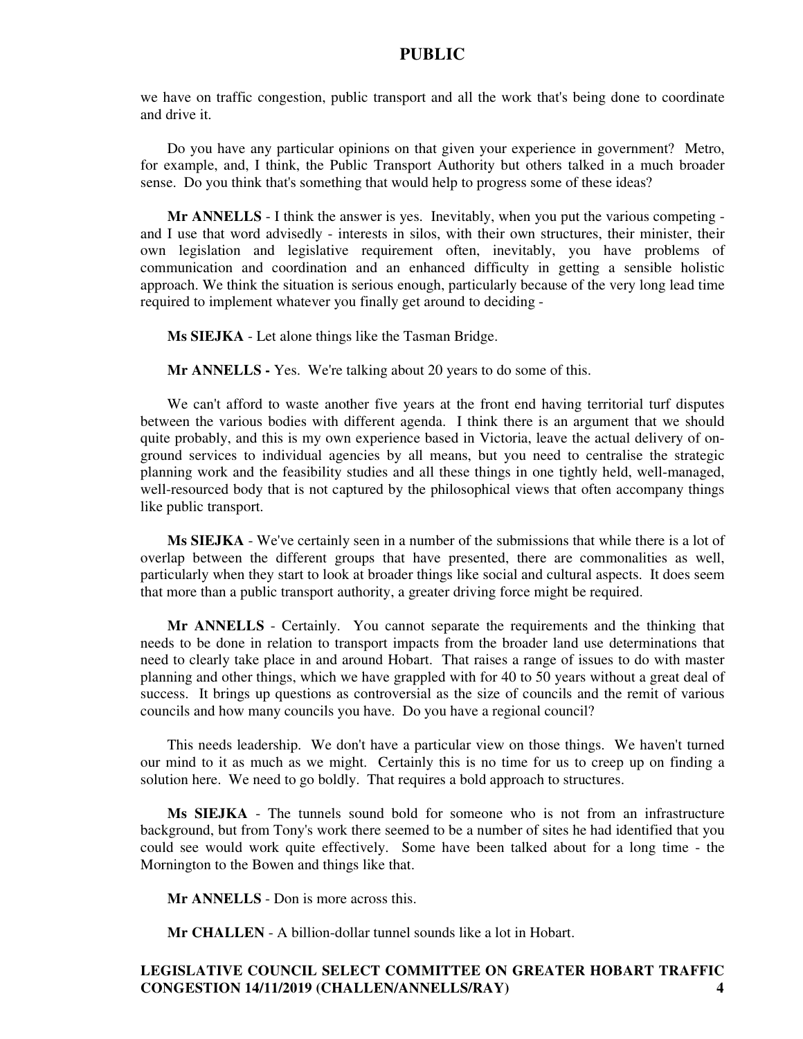we have on traffic congestion, public transport and all the work that's being done to coordinate and drive it.

Do you have any particular opinions on that given your experience in government? Metro, for example, and, I think, the Public Transport Authority but others talked in a much broader sense. Do you think that's something that would help to progress some of these ideas?

**Mr ANNELLS** - I think the answer is yes. Inevitably, when you put the various competing - and I use that word advisedly - interests in silos, with their own structures, their minister, their own legislation and legislative requirement often, inevitably, you have problems of communication and coordination and an enhanced difficulty in getting a sensible holistic approach. We think the situation is serious enough, particularly because of the very long lead time required to implement whatever you finally get around to deciding -

**Ms SIEJKA** - Let alone things like the Tasman Bridge.

**Mr ANNELLS -** Yes. We're talking about 20 years to do some of this.

We can't afford to waste another five years at the front end having territorial turf disputes between the various bodies with different agenda. I think there is an argument that we should quite probably, and this is my own experience based in Victoria, leave the actual delivery of on-ground services to individual agencies by all means, but you need to centralise the strategic planning work and the feasibility studies and all these things in one tightly held, well-managed, well-resourced body that is not captured by the philosophical views that often accompany things like public transport.

**Ms SIEJKA** - We've certainly seen in a number of the submissions that while there is a lot of overlap between the different groups that have presented, there are commonalities as well, particularly when they start to look at broader things like social and cultural aspects. It does seem that more than a public transport authority, a greater driving force might be required.

**Mr ANNELLS** - Certainly. You cannot separate the requirements and the thinking that needs to be done in relation to transport impacts from the broader land use determinations that need to clearly take place in and around Hobart. That raises a range of issues to do with master planning and other things, which we have grappled with for 40 to 50 years without a great deal of success. It brings up questions as controversial as the size of councils and the remit of various councils and how many councils you have. Do you have a regional council?

This needs leadership. We don't have a particular view on those things. We haven't turned our mind to it as much as we might. Certainly this is no time for us to creep up on finding a solution here. We need to go boldly. That requires a bold approach to structures.

**Ms SIEJKA** - The tunnels sound bold for someone who is not from an infrastructure background, but from Tony's work there seemed to be a number of sites he had identified that you could see would work quite effectively. Some have been talked about for a long time - the Mornington to the Bowen and things like that.

**Mr ANNELLS** - Don is more across this.

**Mr CHALLEN** - A billion-dollar tunnel sounds like a lot in Hobart.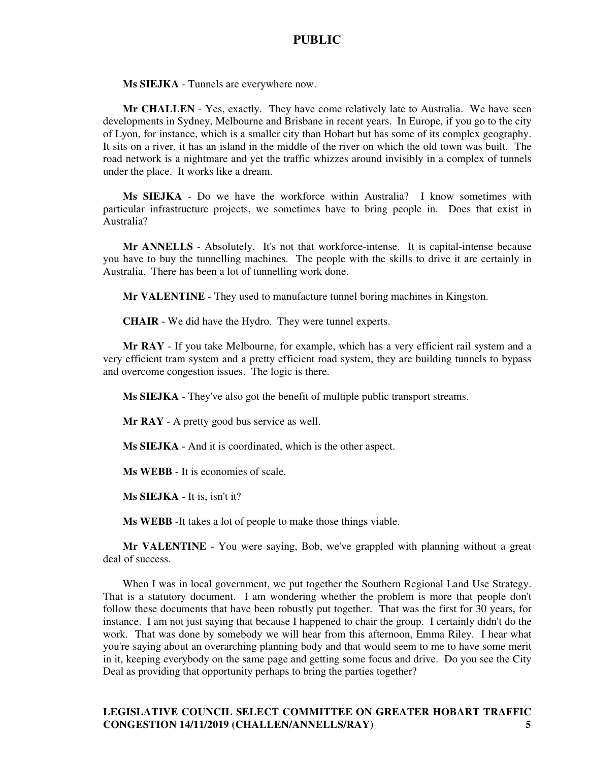**Ms SIEJKA** - Tunnels are everywhere now.

**Mr CHALLEN** - Yes, exactly. They have come relatively late to Australia. We have seen developments in Sydney, Melbourne and Brisbane in recent years. In Europe, if you go to the city of Lyon, for instance, which is a smaller city than Hobart but has some of its complex geography. It sits on a river, it has an island in the middle of the river on which the old town was built. The road network is a nightmare and yet the traffic whizzes around invisibly in a complex of tunnels under the place. It works like a dream.

**Ms SIEJKA** - Do we have the workforce within Australia? I know sometimes with particular infrastructure projects, we sometimes have to bring people in. Does that exist in Australia?

**Mr ANNELLS** - Absolutely. It's not that workforce-intense. It is capital-intense because you have to buy the tunnelling machines. The people with the skills to drive it are certainly in Australia. There has been a lot of tunnelling work done.

**Mr VALENTINE** - They used to manufacture tunnel boring machines in Kingston.

**CHAIR** - We did have the Hydro. They were tunnel experts.

**Mr RAY** - If you take Melbourne, for example, which has a very efficient rail system and a very efficient tram system and a pretty efficient road system, they are building tunnels to bypass and overcome congestion issues. The logic is there.

**Ms SIEJKA** - They've also got the benefit of multiple public transport streams.

**Mr RAY** - A pretty good bus service as well.

**Ms SIEJKA** - And it is coordinated, which is the other aspect.

**Ms WEBB** - It is economies of scale.

**Ms SIEJKA** - It is, isn't it?

**Ms WEBB** -It takes a lot of people to make those things viable.

**Mr VALENTINE** - You were saying, Bob, we've grappled with planning without a great deal of success.

When I was in local government, we put together the Southern Regional Land Use Strategy. That is a statutory document. I am wondering whether the problem is more that people don't follow these documents that have been robustly put together. That was the first for 30 years, for instance. I am not just saying that because I happened to chair the group. I certainly didn't do the work. That was done by somebody we will hear from this afternoon, Emma Riley. I hear what you're saying about an overarching planning body and that would seem to me to have some merit in it, keeping everybody on the same page and getting some focus and drive. Do you see the City Deal as providing that opportunity perhaps to bring the parties together?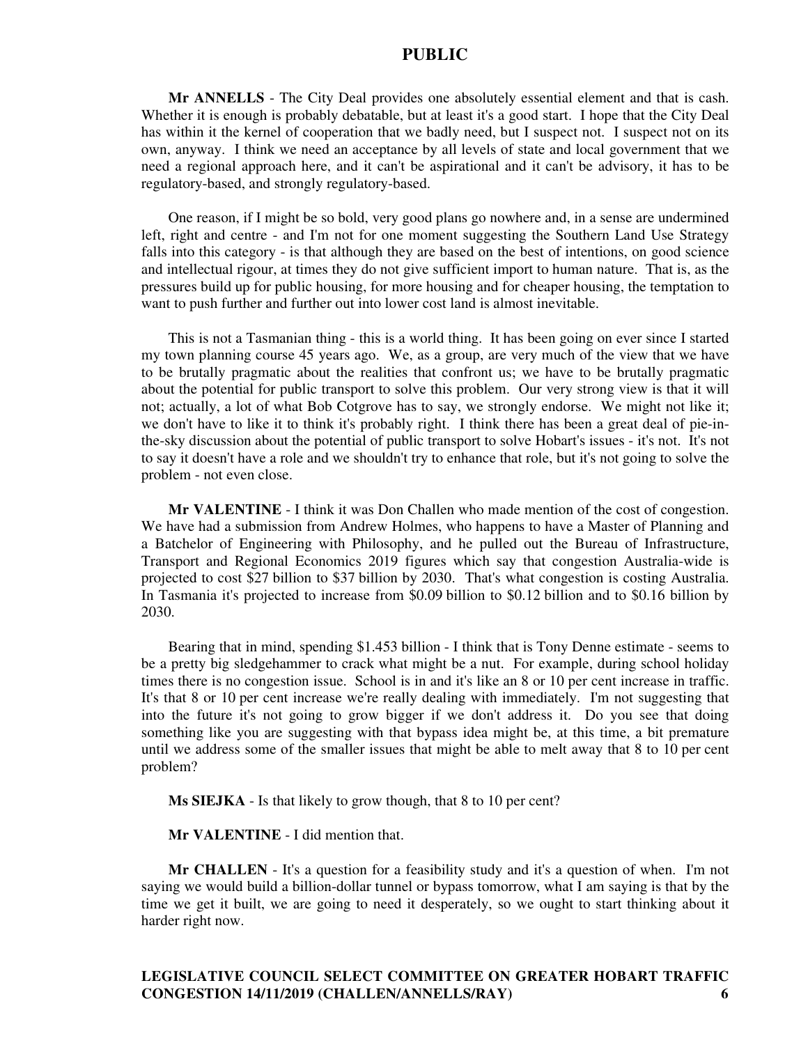**Mr ANNELLS** - The City Deal provides one absolutely essential element and that is cash. Whether it is enough is probably debatable, but at least it's a good start. I hope that the City Deal has within it the kernel of cooperation that we badly need, but I suspect not. I suspect not on its own, anyway. I think we need an acceptance by all levels of state and local government that we need a regional approach here, and it can't be aspirational and it can't be advisory, it has to be regulatory-based, and strongly regulatory-based.

One reason, if I might be so bold, very good plans go nowhere and, in a sense are undermined left, right and centre - and I'm not for one moment suggesting the Southern Land Use Strategy falls into this category - is that although they are based on the best of intentions, on good science and intellectual rigour, at times they do not give sufficient import to human nature. That is, as the pressures build up for public housing, for more housing and for cheaper housing, the temptation to want to push further and further out into lower cost land is almost inevitable.

This is not a Tasmanian thing - this is a world thing. It has been going on ever since I started my town planning course 45 years ago. We, as a group, are very much of the view that we have to be brutally pragmatic about the realities that confront us; we have to be brutally pragmatic about the potential for public transport to solve this problem. Our very strong view is that it will not; actually, a lot of what Bob Cotgrove has to say, we strongly endorse. We might not like it; we don't have to like it to think it's probably right. I think there has been a great deal of pie-in-the-sky discussion about the potential of public transport to solve Hobart's issues - it's not. It's not to say it doesn't have a role and we shouldn't try to enhance that role, but it's not going to solve the problem - not even close.

**Mr VALENTINE** - I think it was Don Challen who made mention of the cost of congestion. We have had a submission from Andrew Holmes, who happens to have a Master of Planning and a Batchelor of Engineering with Philosophy, and he pulled out the Bureau of Infrastructure, Transport and Regional Economics 2019 figures which say that congestion Australia-wide is projected to cost $27 billion to $37 billion by 2030. That's what congestion is costing Australia. In Tasmania it's projected to increase from $0.09 billion to $0.12 billion and to $0.16 billion by 2030.

Bearing that in mind, spending $1.453 billion - I think that is Tony Denne estimate - seems to be a pretty big sledgehammer to crack what might be a nut. For example, during school holiday times there is no congestion issue. School is in and it's like an 8 or 10 per cent increase in traffic. It's that 8 or 10 per cent increase we're really dealing with immediately. I'm not suggesting that into the future it's not going to grow bigger if we don't address it. Do you see that doing something like you are suggesting with that bypass idea might be, at this time, a bit premature until we address some of the smaller issues that might be able to melt away that 8 to 10 per cent problem?

**Ms SIEJKA** - Is that likely to grow though, that 8 to 10 per cent?

**Mr VALENTINE** - I did mention that.

**Mr CHALLEN** - It's a question for a feasibility study and it's a question of when. I'm not saying we would build a billion-dollar tunnel or bypass tomorrow, what I am saying is that by the time we get it built, we are going to need it desperately, so we ought to start thinking about it harder right now.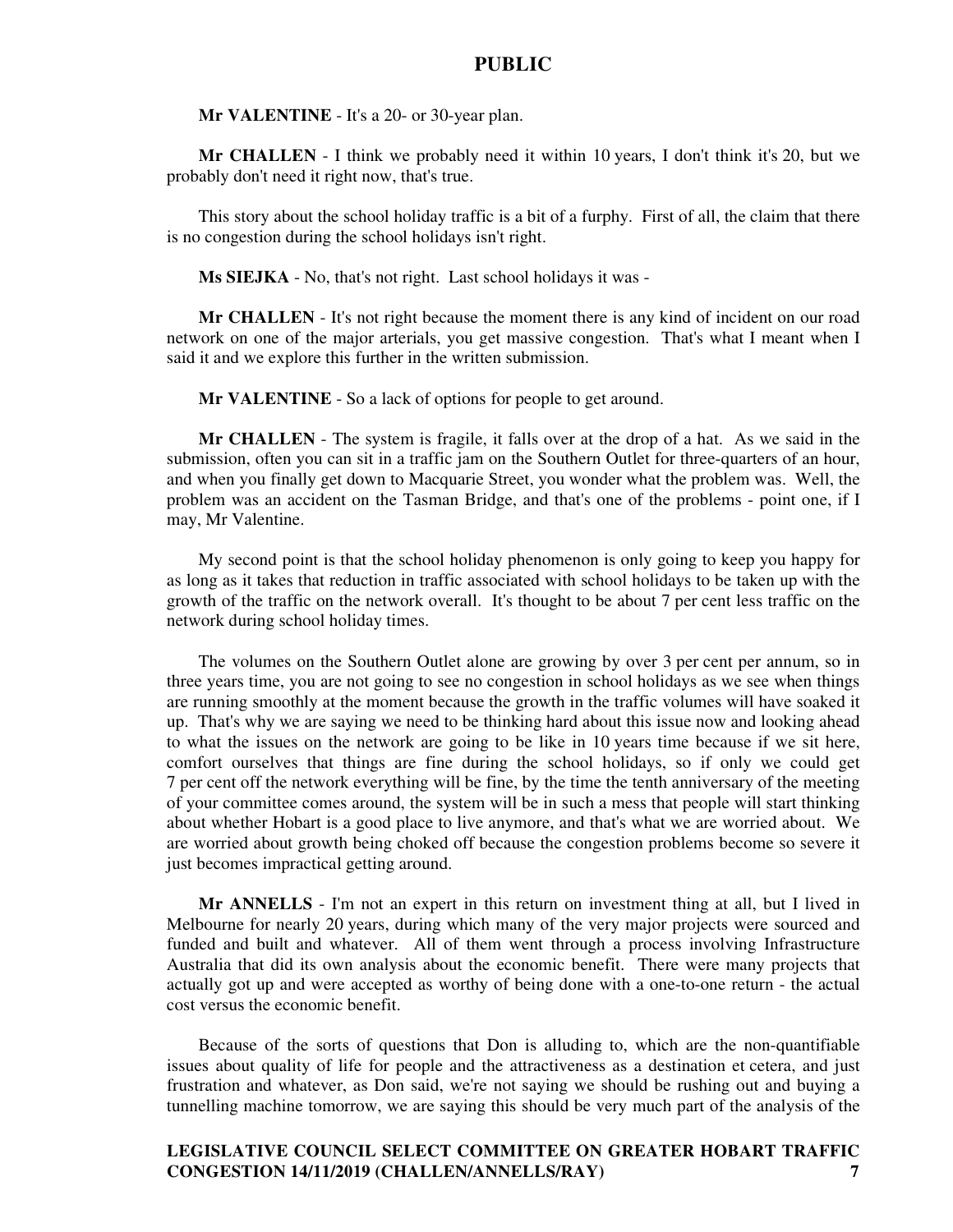**Mr VALENTINE** - It's a 20- or 30-year plan.

**Mr CHALLEN** - I think we probably need it within 10 years, I don't think it's 20, but we probably don't need it right now, that's true.

This story about the school holiday traffic is a bit of a furphy. First of all, the claim that there is no congestion during the school holidays isn't right.

**Ms SIEJKA** - No, that's not right. Last school holidays it was -

**Mr CHALLEN** - It's not right because the moment there is any kind of incident on our road network on one of the major arterials, you get massive congestion. That's what I meant when I said it and we explore this further in the written submission.

**Mr VALENTINE** - So a lack of options for people to get around.

**Mr CHALLEN** - The system is fragile, it falls over at the drop of a hat. As we said in the submission, often you can sit in a traffic jam on the Southern Outlet for three-quarters of an hour, and when you finally get down to Macquarie Street, you wonder what the problem was. Well, the problem was an accident on the Tasman Bridge, and that's one of the problems - point one, if I may, Mr Valentine.

My second point is that the school holiday phenomenon is only going to keep you happy for as long as it takes that reduction in traffic associated with school holidays to be taken up with the growth of the traffic on the network overall. It's thought to be about 7 per cent less traffic on the network during school holiday times.

The volumes on the Southern Outlet alone are growing by over 3 per cent per annum, so in three years time, you are not going to see no congestion in school holidays as we see when things are running smoothly at the moment because the growth in the traffic volumes will have soaked it up. That's why we are saying we need to be thinking hard about this issue now and looking ahead to what the issues on the network are going to be like in 10 years time because if we sit here, comfort ourselves that things are fine during the school holidays, so if only we could get 7 per cent off the network everything will be fine, by the time the tenth anniversary of the meeting of your committee comes around, the system will be in such a mess that people will start thinking about whether Hobart is a good place to live anymore, and that's what we are worried about. We are worried about growth being choked off because the congestion problems become so severe it just becomes impractical getting around.

**Mr ANNELLS** - I'm not an expert in this return on investment thing at all, but I lived in Melbourne for nearly 20 years, during which many of the very major projects were sourced and funded and built and whatever. All of them went through a process involving Infrastructure Australia that did its own analysis about the economic benefit. There were many projects that actually got up and were accepted as worthy of being done with a one-to-one return - the actual cost versus the economic benefit.

Because of the sorts of questions that Don is alluding to, which are the non-quantifiable issues about quality of life for people and the attractiveness as a destination et cetera, and just frustration and whatever, as Don said, we're not saying we should be rushing out and buying a tunnelling machine tomorrow, we are saying this should be very much part of the analysis of the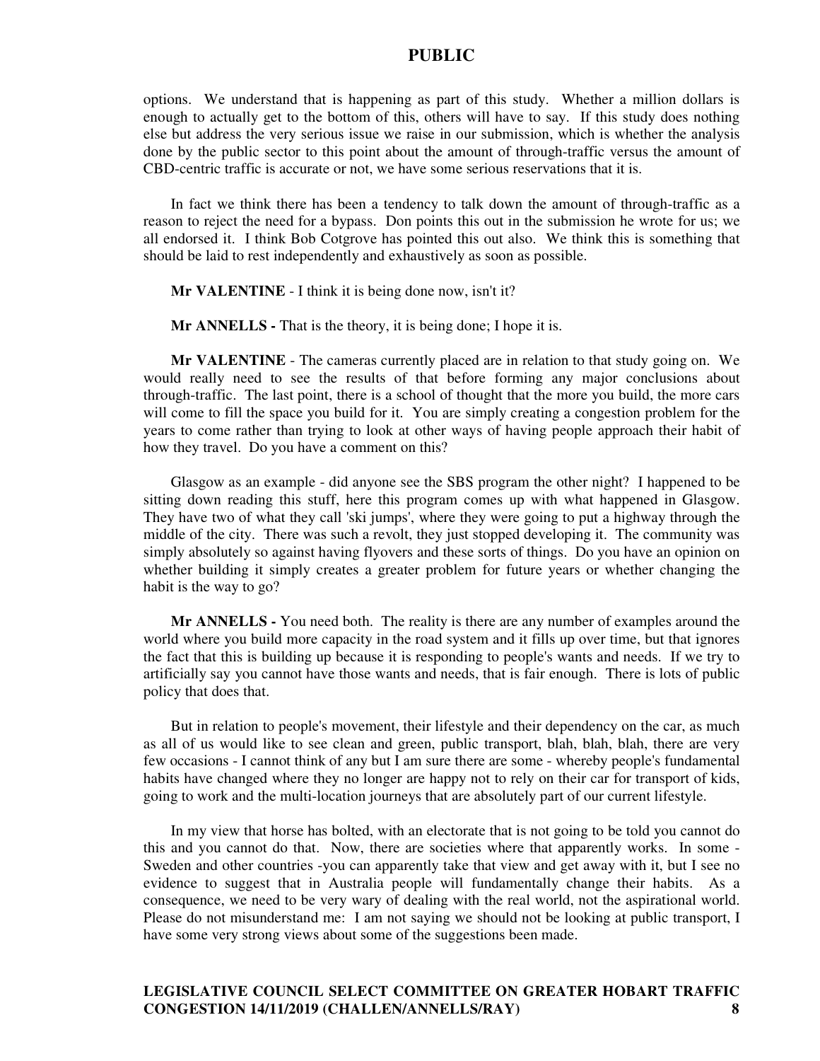options. We understand that is happening as part of this study. Whether a million dollars is enough to actually get to the bottom of this, others will have to say. If this study does nothing else but address the very serious issue we raise in our submission, which is whether the analysis done by the public sector to this point about the amount of through-traffic versus the amount of CBD-centric traffic is accurate or not, we have some serious reservations that it is.

In fact we think there has been a tendency to talk down the amount of through-traffic as a reason to reject the need for a bypass. Don points this out in the submission he wrote for us; we all endorsed it. I think Bob Cotgrove has pointed this out also. We think this is something that should be laid to rest independently and exhaustively as soon as possible.

**Mr VALENTINE** - I think it is being done now, isn't it?

**Mr ANNELLS -** That is the theory, it is being done; I hope it is.

**Mr VALENTINE** - The cameras currently placed are in relation to that study going on. We would really need to see the results of that before forming any major conclusions about through-traffic. The last point, there is a school of thought that the more you build, the more cars will come to fill the space you build for it. You are simply creating a congestion problem for the years to come rather than trying to look at other ways of having people approach their habit of how they travel. Do you have a comment on this?

Glasgow as an example - did anyone see the SBS program the other night? I happened to be sitting down reading this stuff, here this program comes up with what happened in Glasgow. They have two of what they call 'ski jumps', where they were going to put a highway through the middle of the city. There was such a revolt, they just stopped developing it. The community was simply absolutely so against having flyovers and these sorts of things. Do you have an opinion on whether building it simply creates a greater problem for future years or whether changing the habit is the way to go?

**Mr ANNELLS -** You need both. The reality is there are any number of examples around the world where you build more capacity in the road system and it fills up over time, but that ignores the fact that this is building up because it is responding to people's wants and needs. If we try to artificially say you cannot have those wants and needs, that is fair enough. There is lots of public policy that does that.

But in relation to people's movement, their lifestyle and their dependency on the car, as much as all of us would like to see clean and green, public transport, blah, blah, blah, there are very few occasions - I cannot think of any but I am sure there are some - whereby people's fundamental habits have changed where they no longer are happy not to rely on their car for transport of kids, going to work and the multi-location journeys that are absolutely part of our current lifestyle.

In my view that horse has bolted, with an electorate that is not going to be told you cannot do this and you cannot do that. Now, there are societies where that apparently works. In some - Sweden and other countries -you can apparently take that view and get away with it, but I see no evidence to suggest that in Australia people will fundamentally change their habits. As a consequence, we need to be very wary of dealing with the real world, not the aspirational world. Please do not misunderstand me: I am not saying we should not be looking at public transport, I have some very strong views about some of the suggestions been made.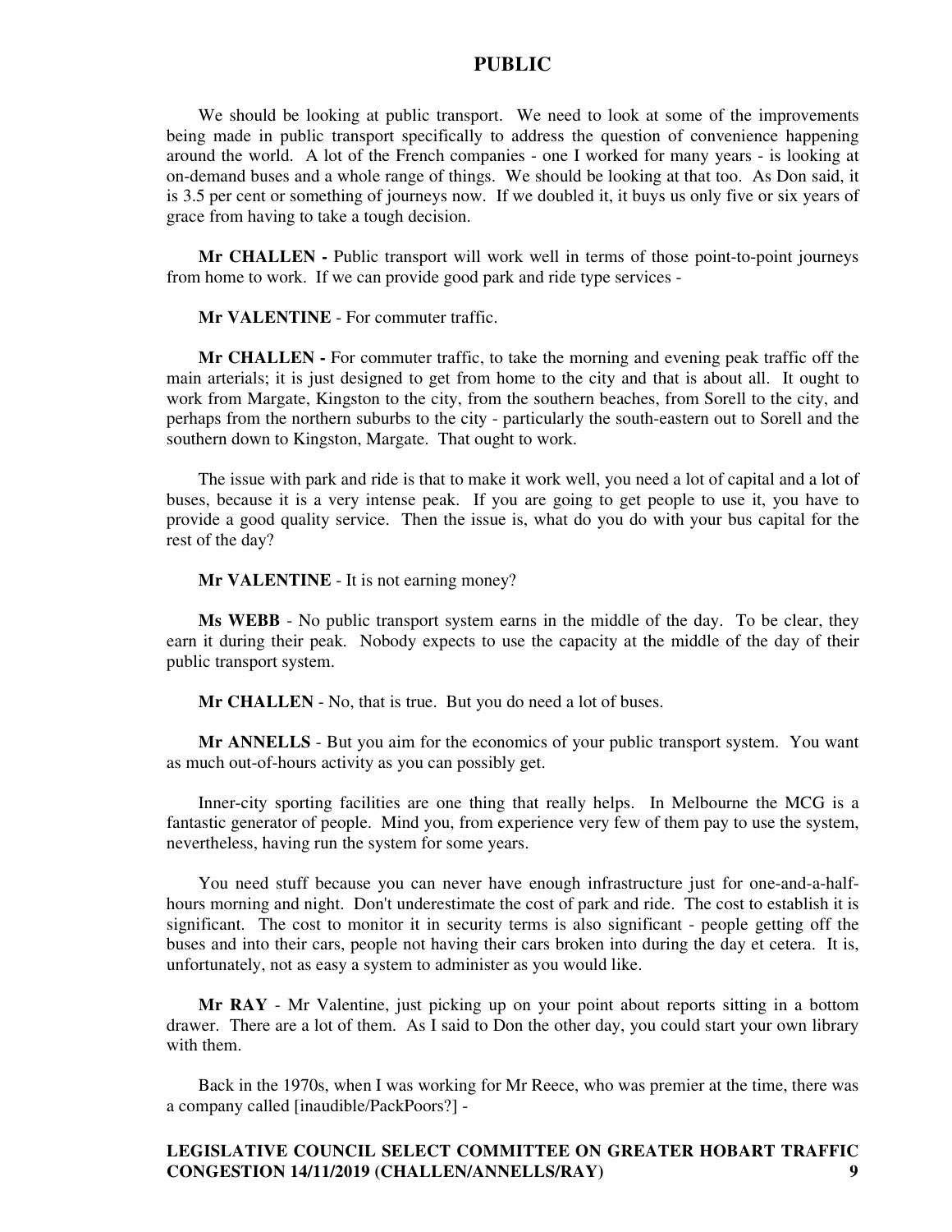We should be looking at public transport. We need to look at some of the improvements being made in public transport specifically to address the question of convenience happening around the world. A lot of the French companies - one I worked for many years - is looking at on-demand buses and a whole range of things. We should be looking at that too. As Don said, it is 3.5 per cent or something of journeys now. If we doubled it, it buys us only five or six years of grace from having to take a tough decision.

**Mr CHALLEN -** Public transport will work well in terms of those point-to-point journeys from home to work. If we can provide good park and ride type services -

**Mr VALENTINE** - For commuter traffic.

**Mr CHALLEN -** For commuter traffic, to take the morning and evening peak traffic off the main arterials; it is just designed to get from home to the city and that is about all. It ought to work from Margate, Kingston to the city, from the southern beaches, from Sorell to the city, and perhaps from the northern suburbs to the city - particularly the south-eastern out to Sorell and the southern down to Kingston, Margate. That ought to work.

The issue with park and ride is that to make it work well, you need a lot of capital and a lot of buses, because it is a very intense peak. If you are going to get people to use it, you have to provide a good quality service. Then the issue is, what do you do with your bus capital for the rest of the day?

**Mr VALENTINE** - It is not earning money?

**Ms WEBB** - No public transport system earns in the middle of the day. To be clear, they earn it during their peak. Nobody expects to use the capacity at the middle of the day of their public transport system.

**Mr CHALLEN** - No, that is true. But you do need a lot of buses.

**Mr ANNELLS** - But you aim for the economics of your public transport system. You want as much out-of-hours activity as you can possibly get.

Inner-city sporting facilities are one thing that really helps. In Melbourne the MCG is a fantastic generator of people. Mind you, from experience very few of them pay to use the system, nevertheless, having run the system for some years.

You need stuff because you can never have enough infrastructure just for one-and-a-half-hours morning and night. Don't underestimate the cost of park and ride. The cost to establish it is significant. The cost to monitor it in security terms is also significant - people getting off the buses and into their cars, people not having their cars broken into during the day et cetera. It is, unfortunately, not as easy a system to administer as you would like.

**Mr RAY** - Mr Valentine, just picking up on your point about reports sitting in a bottom drawer. There are a lot of them. As I said to Don the other day, you could start your own library with them.

Back in the 1970s, when I was working for Mr Reece, who was premier at the time, there was a company called [inaudible/PackPoors?] -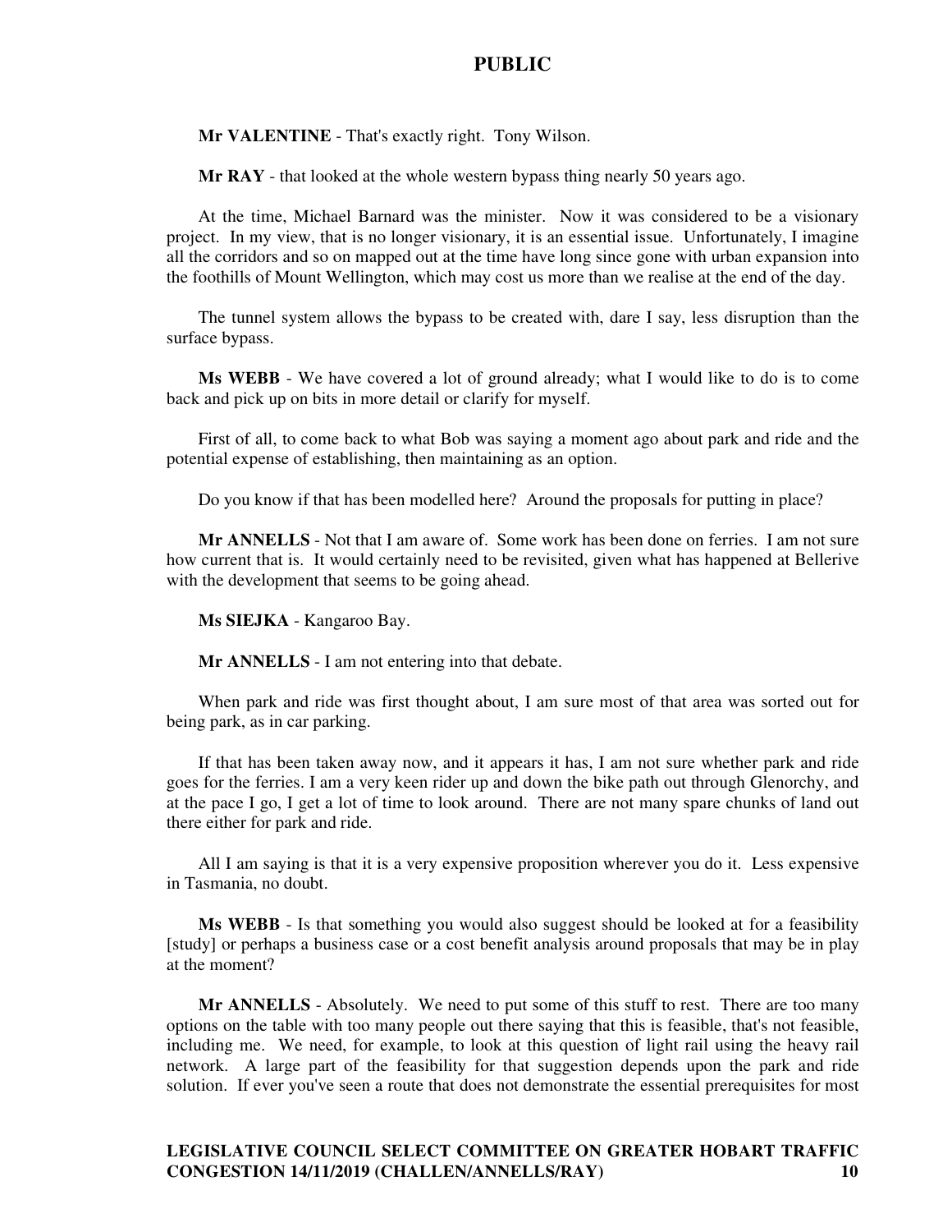**Mr VALENTINE** - That's exactly right. Tony Wilson.

**Mr RAY** - that looked at the whole western bypass thing nearly 50 years ago.

At the time, Michael Barnard was the minister. Now it was considered to be a visionary project. In my view, that is no longer visionary, it is an essential issue. Unfortunately, I imagine all the corridors and so on mapped out at the time have long since gone with urban expansion into the foothills of Mount Wellington, which may cost us more than we realise at the end of the day.

The tunnel system allows the bypass to be created with, dare I say, less disruption than the surface bypass.

**Ms WEBB** - We have covered a lot of ground already; what I would like to do is to come back and pick up on bits in more detail or clarify for myself.

First of all, to come back to what Bob was saying a moment ago about park and ride and the potential expense of establishing, then maintaining as an option.

Do you know if that has been modelled here? Around the proposals for putting in place?

**Mr ANNELLS** - Not that I am aware of. Some work has been done on ferries. I am not sure how current that is. It would certainly need to be revisited, given what has happened at Bellerive with the development that seems to be going ahead.

**Ms SIEJKA** - Kangaroo Bay.

**Mr ANNELLS** - I am not entering into that debate.

When park and ride was first thought about, I am sure most of that area was sorted out for being park, as in car parking.

If that has been taken away now, and it appears it has, I am not sure whether park and ride goes for the ferries. I am a very keen rider up and down the bike path out through Glenorchy, and at the pace I go, I get a lot of time to look around. There are not many spare chunks of land out there either for park and ride.

All I am saying is that it is a very expensive proposition wherever you do it. Less expensive in Tasmania, no doubt.

**Ms WEBB** - Is that something you would also suggest should be looked at for a feasibility [study] or perhaps a business case or a cost benefit analysis around proposals that may be in play at the moment?

**Mr ANNELLS** - Absolutely. We need to put some of this stuff to rest. There are too many options on the table with too many people out there saying that this is feasible, that's not feasible, including me. We need, for example, to look at this question of light rail using the heavy rail network. A large part of the feasibility for that suggestion depends upon the park and ride solution. If ever you've seen a route that does not demonstrate the essential prerequisites for most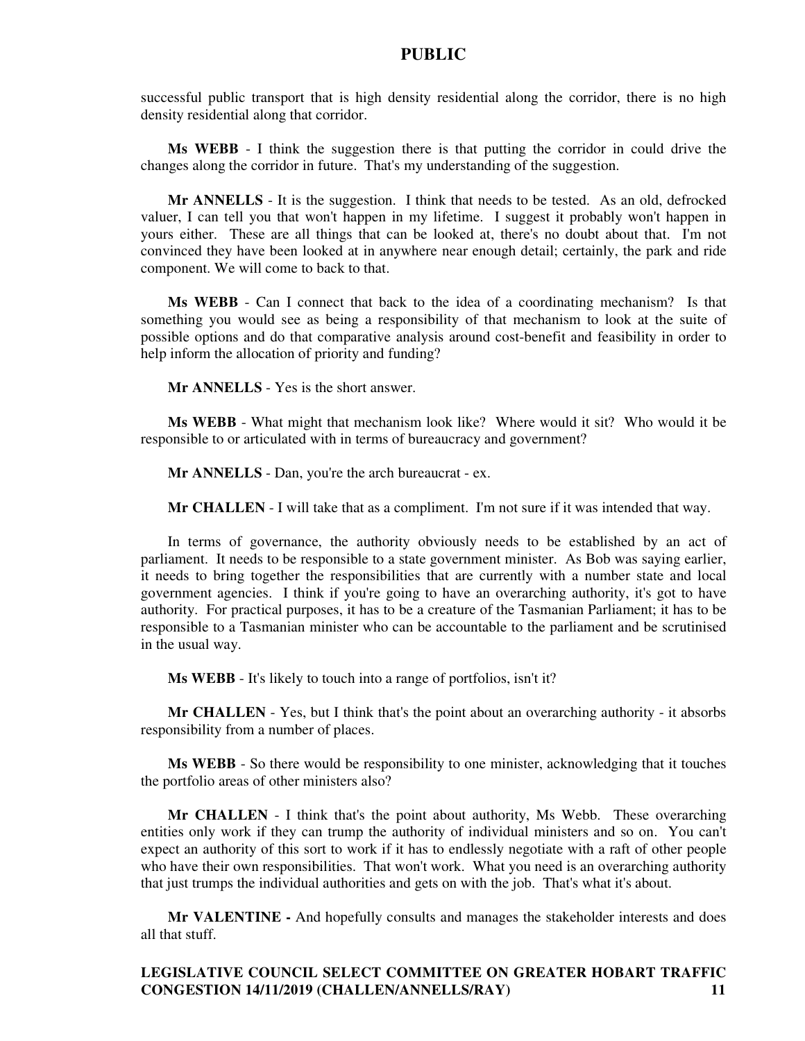successful public transport that is high density residential along the corridor, there is no high density residential along that corridor.

**Ms WEBB** - I think the suggestion there is that putting the corridor in could drive the changes along the corridor in future. That's my understanding of the suggestion.

**Mr ANNELLS** - It is the suggestion. I think that needs to be tested. As an old, defrocked valuer, I can tell you that won't happen in my lifetime. I suggest it probably won't happen in yours either. These are all things that can be looked at, there's no doubt about that. I'm not convinced they have been looked at in anywhere near enough detail; certainly, the park and ride component. We will come to back to that.

**Ms WEBB** - Can I connect that back to the idea of a coordinating mechanism? Is that something you would see as being a responsibility of that mechanism to look at the suite of possible options and do that comparative analysis around cost-benefit and feasibility in order to help inform the allocation of priority and funding?

**Mr ANNELLS** - Yes is the short answer.

**Ms WEBB** - What might that mechanism look like? Where would it sit? Who would it be responsible to or articulated with in terms of bureaucracy and government?

**Mr ANNELLS** - Dan, you're the arch bureaucrat - ex.

**Mr CHALLEN** - I will take that as a compliment. I'm not sure if it was intended that way.

In terms of governance, the authority obviously needs to be established by an act of parliament. It needs to be responsible to a state government minister. As Bob was saying earlier, it needs to bring together the responsibilities that are currently with a number state and local government agencies. I think if you're going to have an overarching authority, it's got to have authority. For practical purposes, it has to be a creature of the Tasmanian Parliament; it has to be responsible to a Tasmanian minister who can be accountable to the parliament and be scrutinised in the usual way.

**Ms WEBB** - It's likely to touch into a range of portfolios, isn't it?

**Mr CHALLEN** - Yes, but I think that's the point about an overarching authority - it absorbs responsibility from a number of places.

**Ms WEBB** - So there would be responsibility to one minister, acknowledging that it touches the portfolio areas of other ministers also?

**Mr CHALLEN** - I think that's the point about authority, Ms Webb. These overarching entities only work if they can trump the authority of individual ministers and so on. You can't expect an authority of this sort to work if it has to endlessly negotiate with a raft of other people who have their own responsibilities. That won't work. What you need is an overarching authority that just trumps the individual authorities and gets on with the job. That's what it's about.

**Mr VALENTINE -** And hopefully consults and manages the stakeholder interests and does all that stuff.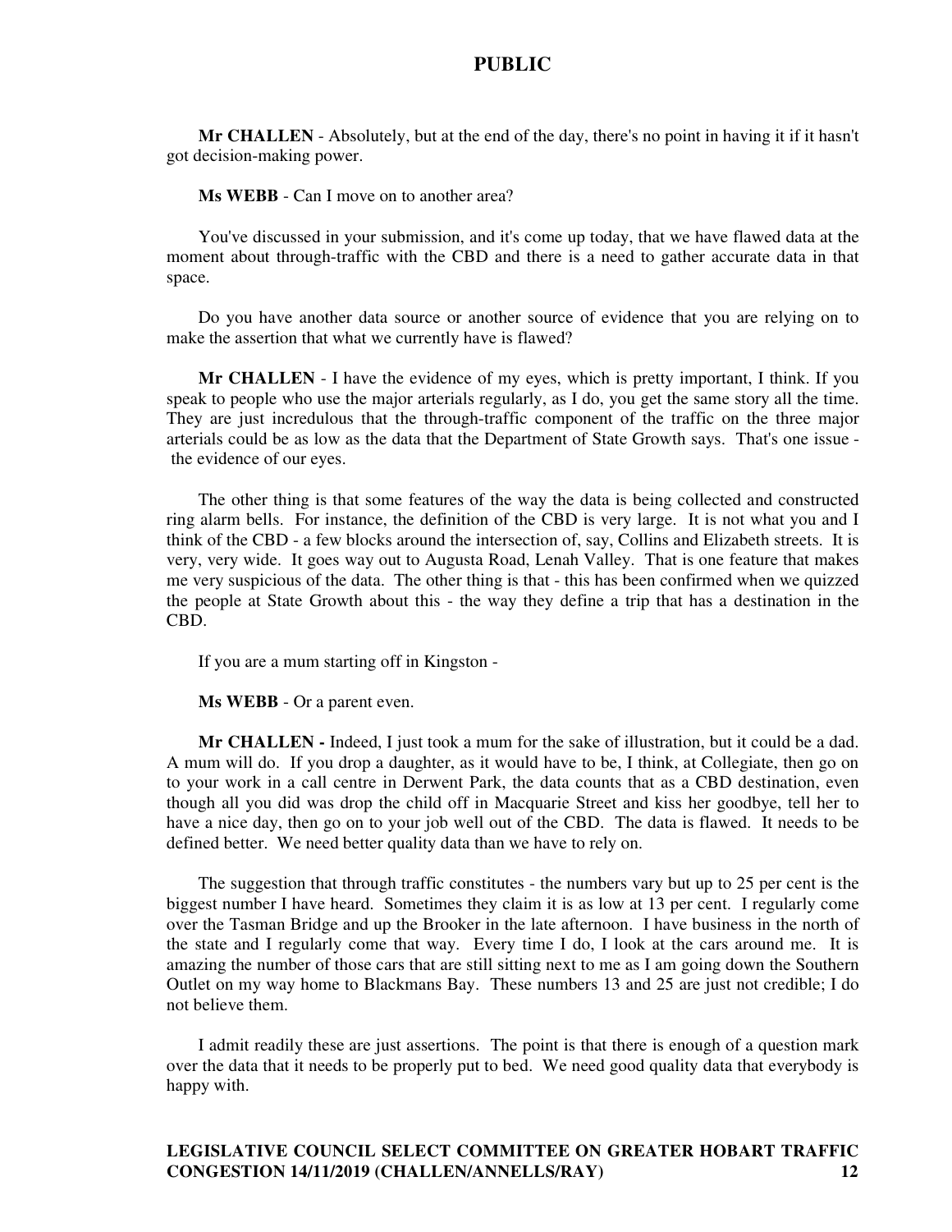**Mr CHALLEN** - Absolutely, but at the end of the day, there's no point in having it if it hasn't got decision-making power.

**Ms WEBB** - Can I move on to another area?

You've discussed in your submission, and it's come up today, that we have flawed data at the moment about through-traffic with the CBD and there is a need to gather accurate data in that space.

Do you have another data source or another source of evidence that you are relying on to make the assertion that what we currently have is flawed?

**Mr CHALLEN** - I have the evidence of my eyes, which is pretty important, I think. If you speak to people who use the major arterials regularly, as I do, you get the same story all the time. They are just incredulous that the through-traffic component of the traffic on the three major arterials could be as low as the data that the Department of State Growth says. That's one issue - the evidence of our eyes.

The other thing is that some features of the way the data is being collected and constructed ring alarm bells. For instance, the definition of the CBD is very large. It is not what you and I think of the CBD - a few blocks around the intersection of, say, Collins and Elizabeth streets. It is very, very wide. It goes way out to Augusta Road, Lenah Valley. That is one feature that makes me very suspicious of the data. The other thing is that - this has been confirmed when we quizzed the people at State Growth about this - the way they define a trip that has a destination in the CBD.

If you are a mum starting off in Kingston -

**Ms WEBB** - Or a parent even.

**Mr CHALLEN -** Indeed, I just took a mum for the sake of illustration, but it could be a dad. A mum will do. If you drop a daughter, as it would have to be, I think, at Collegiate, then go on to your work in a call centre in Derwent Park, the data counts that as a CBD destination, even though all you did was drop the child off in Macquarie Street and kiss her goodbye, tell her to have a nice day, then go on to your job well out of the CBD. The data is flawed. It needs to be defined better. We need better quality data than we have to rely on.

The suggestion that through traffic constitutes - the numbers vary but up to 25 per cent is the biggest number I have heard. Sometimes they claim it is as low at 13 per cent. I regularly come over the Tasman Bridge and up the Brooker in the late afternoon. I have business in the north of the state and I regularly come that way. Every time I do, I look at the cars around me. It is amazing the number of those cars that are still sitting next to me as I am going down the Southern Outlet on my way home to Blackmans Bay. These numbers 13 and 25 are just not credible; I do not believe them.

I admit readily these are just assertions. The point is that there is enough of a question mark over the data that it needs to be properly put to bed. We need good quality data that everybody is happy with.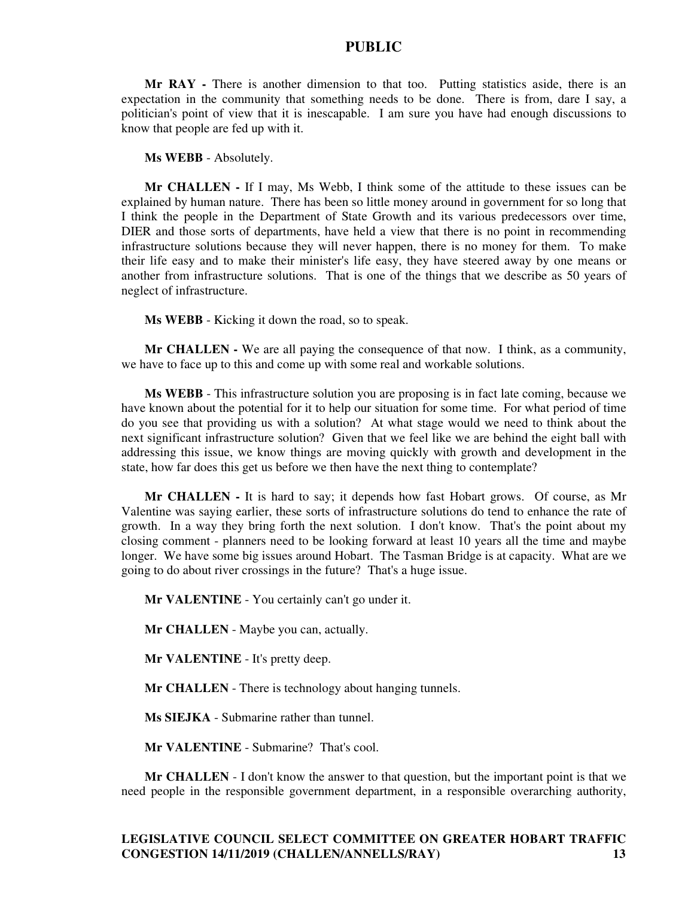**Mr RAY -** There is another dimension to that too. Putting statistics aside, there is an expectation in the community that something needs to be done. There is from, dare I say, a politician's point of view that it is inescapable. I am sure you have had enough discussions to know that people are fed up with it.

**Ms WEBB** - Absolutely.

**Mr CHALLEN -** If I may, Ms Webb, I think some of the attitude to these issues can be explained by human nature. There has been so little money around in government for so long that I think the people in the Department of State Growth and its various predecessors over time, DIER and those sorts of departments, have held a view that there is no point in recommending infrastructure solutions because they will never happen, there is no money for them. To make their life easy and to make their minister's life easy, they have steered away by one means or another from infrastructure solutions. That is one of the things that we describe as 50 years of neglect of infrastructure.

**Ms WEBB** - Kicking it down the road, so to speak.

**Mr CHALLEN -** We are all paying the consequence of that now. I think, as a community, we have to face up to this and come up with some real and workable solutions.

**Ms WEBB** - This infrastructure solution you are proposing is in fact late coming, because we have known about the potential for it to help our situation for some time. For what period of time do you see that providing us with a solution? At what stage would we need to think about the next significant infrastructure solution? Given that we feel like we are behind the eight ball with addressing this issue, we know things are moving quickly with growth and development in the state, how far does this get us before we then have the next thing to contemplate?

**Mr CHALLEN -** It is hard to say; it depends how fast Hobart grows. Of course, as Mr Valentine was saying earlier, these sorts of infrastructure solutions do tend to enhance the rate of growth. In a way they bring forth the next solution. I don't know. That's the point about my closing comment - planners need to be looking forward at least 10 years all the time and maybe longer. We have some big issues around Hobart. The Tasman Bridge is at capacity. What are we going to do about river crossings in the future? That's a huge issue.

**Mr VALENTINE** - You certainly can't go under it.

**Mr CHALLEN** - Maybe you can, actually.

**Mr VALENTINE** - It's pretty deep.

**Mr CHALLEN** - There is technology about hanging tunnels.

**Ms SIEJKA** - Submarine rather than tunnel.

**Mr VALENTINE** - Submarine? That's cool.

**Mr CHALLEN** - I don't know the answer to that question, but the important point is that we need people in the responsible government department, in a responsible overarching authority,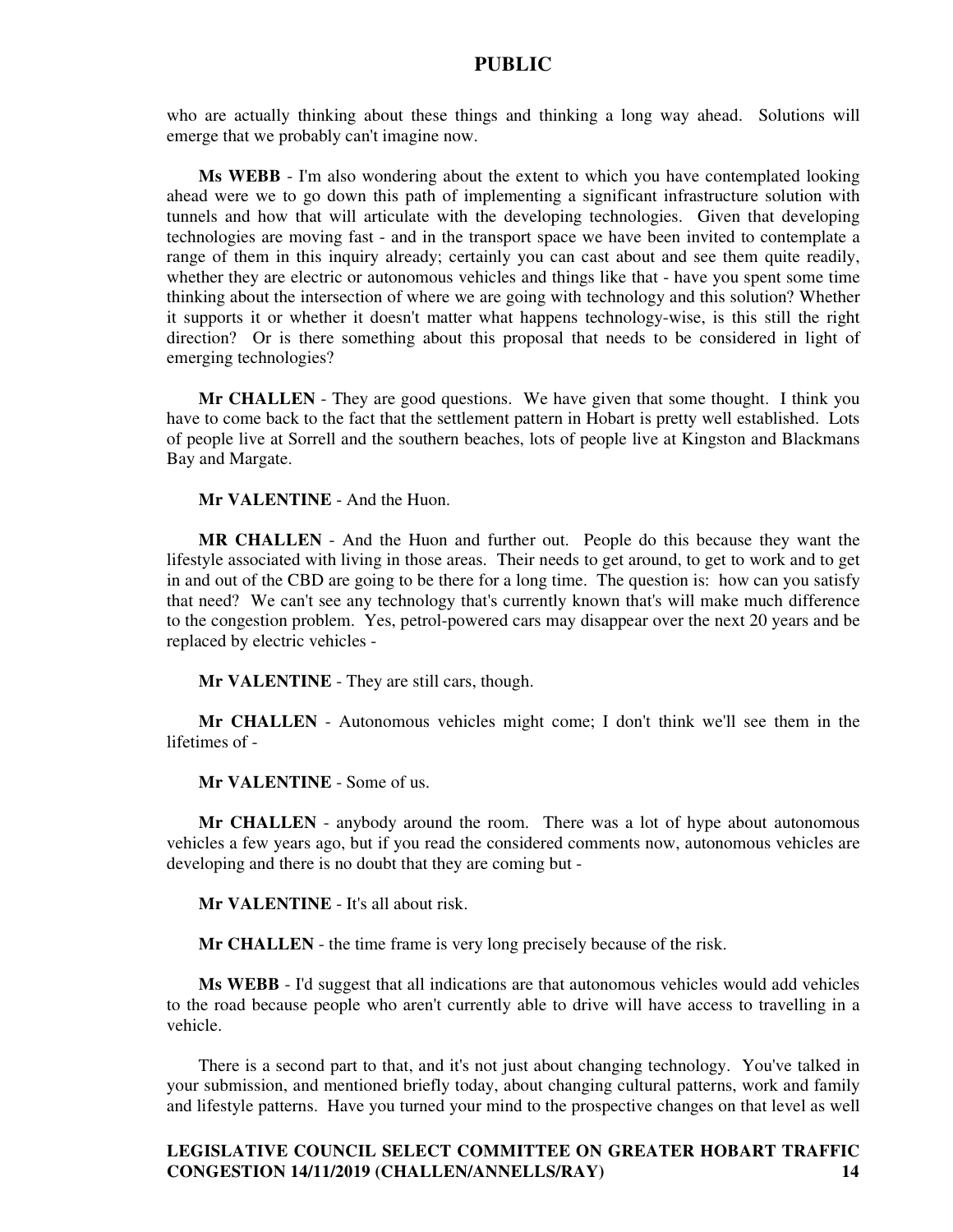who are actually thinking about these things and thinking a long way ahead. Solutions will emerge that we probably can't imagine now.

**Ms WEBB** - I'm also wondering about the extent to which you have contemplated looking ahead were we to go down this path of implementing a significant infrastructure solution with tunnels and how that will articulate with the developing technologies. Given that developing technologies are moving fast - and in the transport space we have been invited to contemplate a range of them in this inquiry already; certainly you can cast about and see them quite readily, whether they are electric or autonomous vehicles and things like that - have you spent some time thinking about the intersection of where we are going with technology and this solution? Whether it supports it or whether it doesn't matter what happens technology-wise, is this still the right direction? Or is there something about this proposal that needs to be considered in light of emerging technologies?

**Mr CHALLEN** - They are good questions. We have given that some thought. I think you have to come back to the fact that the settlement pattern in Hobart is pretty well established. Lots of people live at Sorrell and the southern beaches, lots of people live at Kingston and Blackmans Bay and Margate.

**Mr VALENTINE** - And the Huon.

**MR CHALLEN** - And the Huon and further out. People do this because they want the lifestyle associated with living in those areas. Their needs to get around, to get to work and to get in and out of the CBD are going to be there for a long time. The question is: how can you satisfy that need? We can't see any technology that's currently known that's will make much difference to the congestion problem. Yes, petrol-powered cars may disappear over the next 20 years and be replaced by electric vehicles -

**Mr VALENTINE** - They are still cars, though.

**Mr CHALLEN** - Autonomous vehicles might come; I don't think we'll see them in the lifetimes of -

**Mr VALENTINE** - Some of us.

**Mr CHALLEN** - anybody around the room. There was a lot of hype about autonomous vehicles a few years ago, but if you read the considered comments now, autonomous vehicles are developing and there is no doubt that they are coming but -

**Mr VALENTINE** - It's all about risk.

**Mr CHALLEN** - the time frame is very long precisely because of the risk.

**Ms WEBB** - I'd suggest that all indications are that autonomous vehicles would add vehicles to the road because people who aren't currently able to drive will have access to travelling in a vehicle.

There is a second part to that, and it's not just about changing technology. You've talked in your submission, and mentioned briefly today, about changing cultural patterns, work and family and lifestyle patterns. Have you turned your mind to the prospective changes on that level as well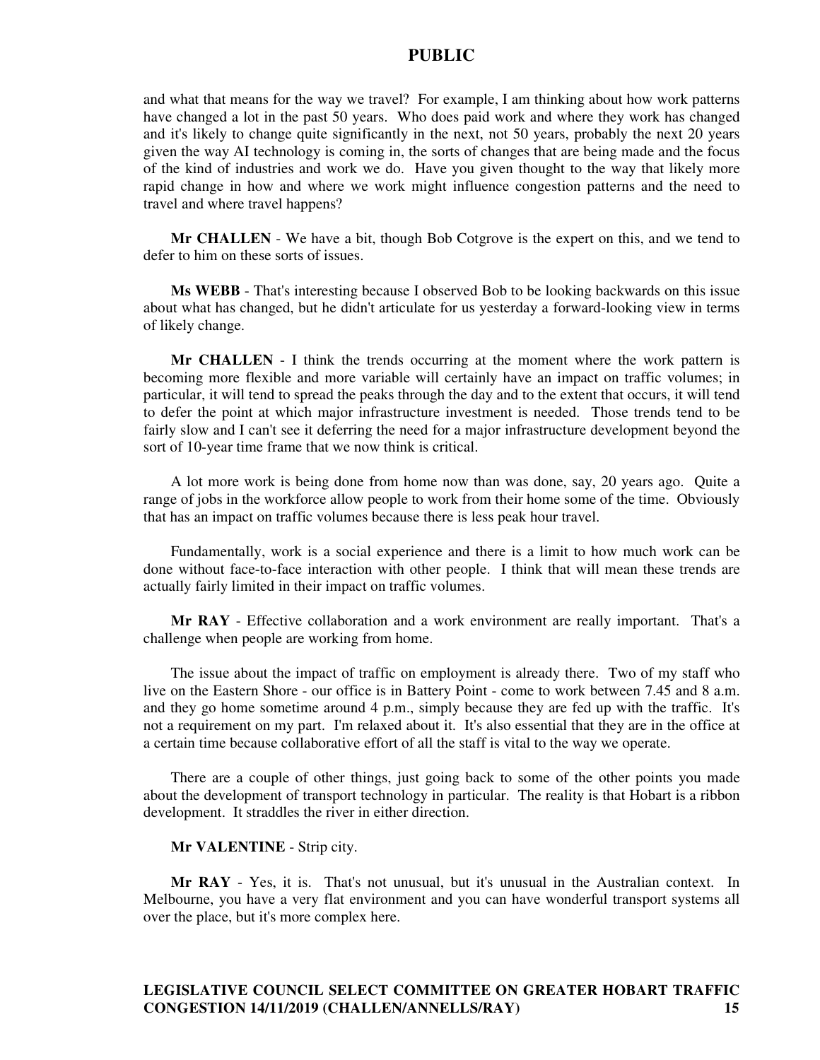and what that means for the way we travel? For example, I am thinking about how work patterns have changed a lot in the past 50 years. Who does paid work and where they work has changed and it's likely to change quite significantly in the next, not 50 years, probably the next 20 years given the way AI technology is coming in, the sorts of changes that are being made and the focus of the kind of industries and work we do. Have you given thought to the way that likely more rapid change in how and where we work might influence congestion patterns and the need to travel and where travel happens?

**Mr CHALLEN** - We have a bit, though Bob Cotgrove is the expert on this, and we tend to defer to him on these sorts of issues.

**Ms WEBB** - That's interesting because I observed Bob to be looking backwards on this issue about what has changed, but he didn't articulate for us yesterday a forward-looking view in terms of likely change.

**Mr CHALLEN** - I think the trends occurring at the moment where the work pattern is becoming more flexible and more variable will certainly have an impact on traffic volumes; in particular, it will tend to spread the peaks through the day and to the extent that occurs, it will tend to defer the point at which major infrastructure investment is needed. Those trends tend to be fairly slow and I can't see it deferring the need for a major infrastructure development beyond the sort of 10-year time frame that we now think is critical.

A lot more work is being done from home now than was done, say, 20 years ago. Quite a range of jobs in the workforce allow people to work from their home some of the time. Obviously that has an impact on traffic volumes because there is less peak hour travel.

Fundamentally, work is a social experience and there is a limit to how much work can be done without face-to-face interaction with other people. I think that will mean these trends are actually fairly limited in their impact on traffic volumes.

**Mr RAY** - Effective collaboration and a work environment are really important. That's a challenge when people are working from home.

The issue about the impact of traffic on employment is already there. Two of my staff who live on the Eastern Shore - our office is in Battery Point - come to work between 7.45 and 8 a.m. and they go home sometime around 4 p.m., simply because they are fed up with the traffic. It's not a requirement on my part. I'm relaxed about it. It's also essential that they are in the office at a certain time because collaborative effort of all the staff is vital to the way we operate.

There are a couple of other things, just going back to some of the other points you made about the development of transport technology in particular. The reality is that Hobart is a ribbon development. It straddles the river in either direction.

**Mr VALENTINE** - Strip city.

**Mr RAY** - Yes, it is. That's not unusual, but it's unusual in the Australian context. In Melbourne, you have a very flat environment and you can have wonderful transport systems all over the place, but it's more complex here.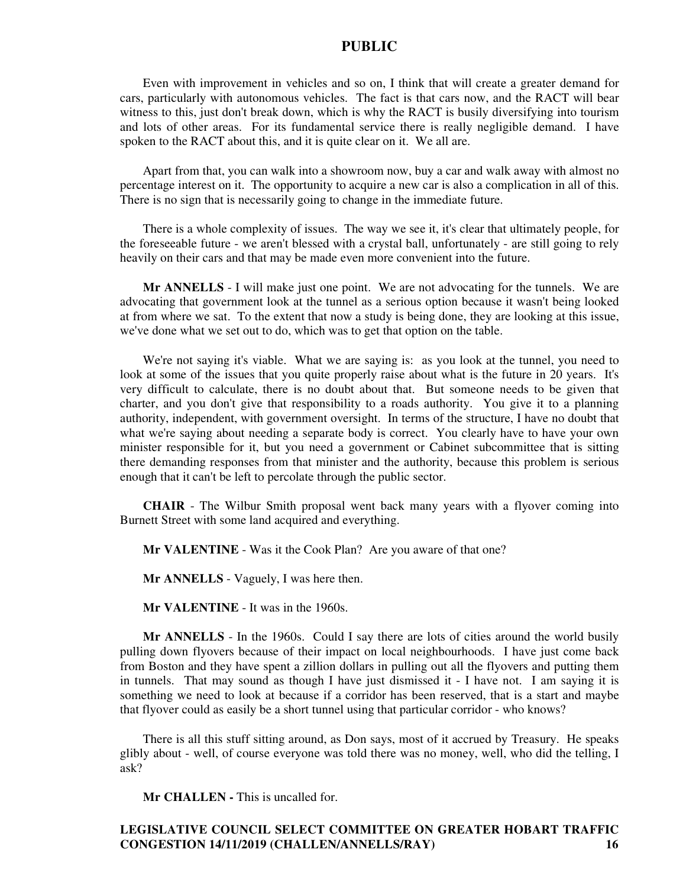Even with improvement in vehicles and so on, I think that will create a greater demand for cars, particularly with autonomous vehicles. The fact is that cars now, and the RACT will bear witness to this, just don't break down, which is why the RACT is busily diversifying into tourism and lots of other areas. For its fundamental service there is really negligible demand. I have spoken to the RACT about this, and it is quite clear on it. We all are.

Apart from that, you can walk into a showroom now, buy a car and walk away with almost no percentage interest on it. The opportunity to acquire a new car is also a complication in all of this. There is no sign that is necessarily going to change in the immediate future.

There is a whole complexity of issues. The way we see it, it's clear that ultimately people, for the foreseeable future - we aren't blessed with a crystal ball, unfortunately - are still going to rely heavily on their cars and that may be made even more convenient into the future.

**Mr ANNELLS** - I will make just one point. We are not advocating for the tunnels. We are advocating that government look at the tunnel as a serious option because it wasn't being looked at from where we sat. To the extent that now a study is being done, they are looking at this issue, we've done what we set out to do, which was to get that option on the table.

We're not saying it's viable. What we are saying is: as you look at the tunnel, you need to look at some of the issues that you quite properly raise about what is the future in 20 years. It's very difficult to calculate, there is no doubt about that. But someone needs to be given that charter, and you don't give that responsibility to a roads authority. You give it to a planning authority, independent, with government oversight. In terms of the structure, I have no doubt that what we're saying about needing a separate body is correct. You clearly have to have your own minister responsible for it, but you need a government or Cabinet subcommittee that is sitting there demanding responses from that minister and the authority, because this problem is serious enough that it can't be left to percolate through the public sector.

**CHAIR** - The Wilbur Smith proposal went back many years with a flyover coming into Burnett Street with some land acquired and everything.

**Mr VALENTINE** - Was it the Cook Plan? Are you aware of that one?

**Mr ANNELLS** - Vaguely, I was here then.

**Mr VALENTINE** - It was in the 1960s.

**Mr ANNELLS** - In the 1960s. Could I say there are lots of cities around the world busily pulling down flyovers because of their impact on local neighbourhoods. I have just come back from Boston and they have spent a zillion dollars in pulling out all the flyovers and putting them in tunnels. That may sound as though I have just dismissed it - I have not. I am saying it is something we need to look at because if a corridor has been reserved, that is a start and maybe that flyover could as easily be a short tunnel using that particular corridor - who knows?

There is all this stuff sitting around, as Don says, most of it accrued by Treasury. He speaks glibly about - well, of course everyone was told there was no money, well, who did the telling, I ask?

**Mr CHALLEN -** This is uncalled for.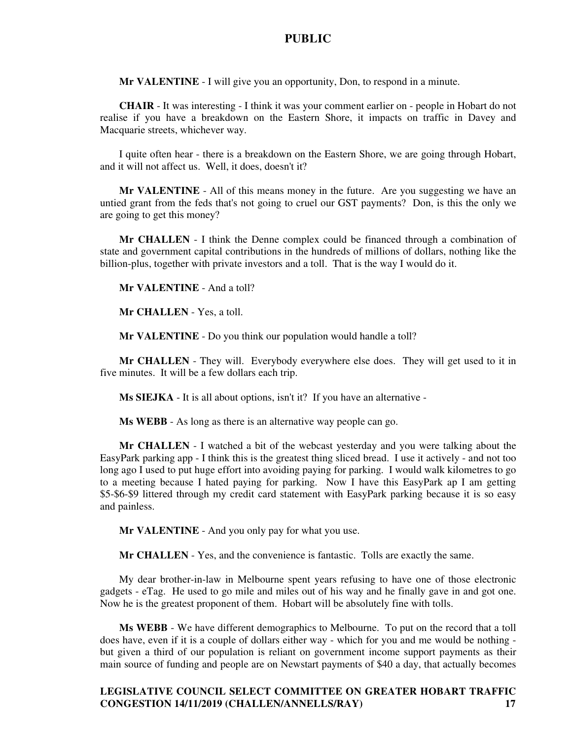**Mr VALENTINE** - I will give you an opportunity, Don, to respond in a minute.

**CHAIR** - It was interesting - I think it was your comment earlier on - people in Hobart do not realise if you have a breakdown on the Eastern Shore, it impacts on traffic in Davey and Macquarie streets, whichever way.

I quite often hear - there is a breakdown on the Eastern Shore, we are going through Hobart, and it will not affect us. Well, it does, doesn't it?

**Mr VALENTINE** - All of this means money in the future. Are you suggesting we have an untied grant from the feds that's not going to cruel our GST payments? Don, is this the only we are going to get this money?

**Mr CHALLEN** - I think the Denne complex could be financed through a combination of state and government capital contributions in the hundreds of millions of dollars, nothing like the billion-plus, together with private investors and a toll. That is the way I would do it.

**Mr VALENTINE** - And a toll?

**Mr CHALLEN** - Yes, a toll.

**Mr VALENTINE** - Do you think our population would handle a toll?

**Mr CHALLEN** - They will. Everybody everywhere else does. They will get used to it in five minutes. It will be a few dollars each trip.

**Ms SIEJKA** - It is all about options, isn't it? If you have an alternative -

**Ms WEBB** - As long as there is an alternative way people can go.

**Mr CHALLEN** - I watched a bit of the webcast yesterday and you were talking about the EasyPark parking app - I think this is the greatest thing sliced bread. I use it actively - and not too long ago I used to put huge effort into avoiding paying for parking. I would walk kilometres to go to a meeting because I hated paying for parking. Now I have this EasyPark ap I am getting $5-$6-$9 littered through my credit card statement with EasyPark parking because it is so easy and painless.

**Mr VALENTINE** - And you only pay for what you use.

**Mr CHALLEN** - Yes, and the convenience is fantastic. Tolls are exactly the same.

My dear brother-in-law in Melbourne spent years refusing to have one of those electronic gadgets - eTag. He used to go mile and miles out of his way and he finally gave in and got one. Now he is the greatest proponent of them. Hobart will be absolutely fine with tolls.

**Ms WEBB** - We have different demographics to Melbourne. To put on the record that a toll does have, even if it is a couple of dollars either way - which for you and me would be nothing - but given a third of our population is reliant on government income support payments as their main source of funding and people are on Newstart payments of $40 a day, that actually becomes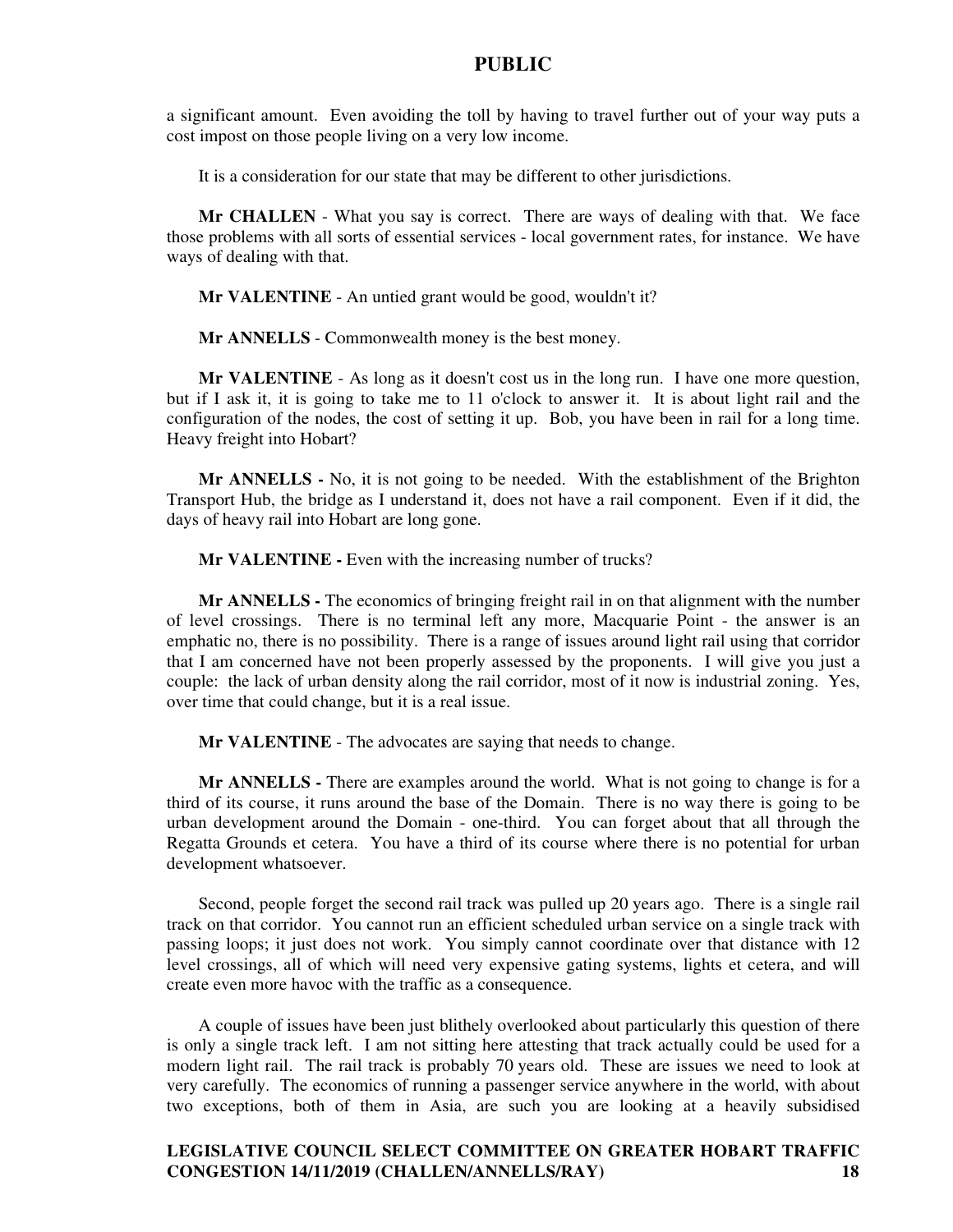a significant amount. Even avoiding the toll by having to travel further out of your way puts a cost impost on those people living on a very low income.

It is a consideration for our state that may be different to other jurisdictions.

**Mr CHALLEN** - What you say is correct. There are ways of dealing with that. We face those problems with all sorts of essential services - local government rates, for instance. We have ways of dealing with that.

**Mr VALENTINE** - An untied grant would be good, wouldn't it?

**Mr ANNELLS** - Commonwealth money is the best money.

**Mr VALENTINE** - As long as it doesn't cost us in the long run. I have one more question, but if I ask it, it is going to take me to 11 o'clock to answer it. It is about light rail and the configuration of the nodes, the cost of setting it up. Bob, you have been in rail for a long time. Heavy freight into Hobart?

**Mr ANNELLS -** No, it is not going to be needed. With the establishment of the Brighton Transport Hub, the bridge as I understand it, does not have a rail component. Even if it did, the days of heavy rail into Hobart are long gone.

**Mr VALENTINE -** Even with the increasing number of trucks?

**Mr ANNELLS -** The economics of bringing freight rail in on that alignment with the number of level crossings. There is no terminal left any more, Macquarie Point - the answer is an emphatic no, there is no possibility. There is a range of issues around light rail using that corridor that I am concerned have not been properly assessed by the proponents. I will give you just a couple: the lack of urban density along the rail corridor, most of it now is industrial zoning. Yes, over time that could change, but it is a real issue.

**Mr VALENTINE** - The advocates are saying that needs to change.

**Mr ANNELLS -** There are examples around the world. What is not going to change is for a third of its course, it runs around the base of the Domain. There is no way there is going to be urban development around the Domain - one-third. You can forget about that all through the Regatta Grounds et cetera. You have a third of its course where there is no potential for urban development whatsoever.

Second, people forget the second rail track was pulled up 20 years ago. There is a single rail track on that corridor. You cannot run an efficient scheduled urban service on a single track with passing loops; it just does not work. You simply cannot coordinate over that distance with 12 level crossings, all of which will need very expensive gating systems, lights et cetera, and will create even more havoc with the traffic as a consequence.

A couple of issues have been just blithely overlooked about particularly this question of there is only a single track left. I am not sitting here attesting that track actually could be used for a modern light rail. The rail track is probably 70 years old. These are issues we need to look at very carefully. The economics of running a passenger service anywhere in the world, with about two exceptions, both of them in Asia, are such you are looking at a heavily subsidised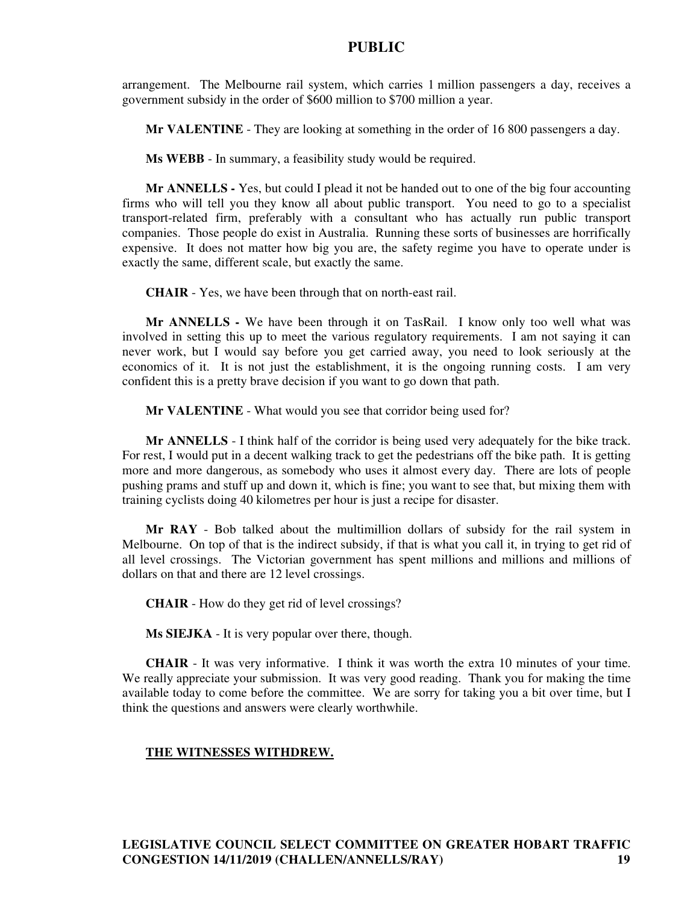arrangement. The Melbourne rail system, which carries 1 million passengers a day, receives a government subsidy in the order of $600 million to $700 million a year.

**Mr VALENTINE** - They are looking at something in the order of 16 800 passengers a day.

**Ms WEBB** - In summary, a feasibility study would be required.

**Mr ANNELLS -** Yes, but could I plead it not be handed out to one of the big four accounting firms who will tell you they know all about public transport. You need to go to a specialist transport-related firm, preferably with a consultant who has actually run public transport companies. Those people do exist in Australia. Running these sorts of businesses are horrifically expensive. It does not matter how big you are, the safety regime you have to operate under is exactly the same, different scale, but exactly the same.

**CHAIR** - Yes, we have been through that on north-east rail.

**Mr ANNELLS -** We have been through it on TasRail. I know only too well what was involved in setting this up to meet the various regulatory requirements. I am not saying it can never work, but I would say before you get carried away, you need to look seriously at the economics of it. It is not just the establishment, it is the ongoing running costs. I am very confident this is a pretty brave decision if you want to go down that path.

**Mr VALENTINE** - What would you see that corridor being used for?

**Mr ANNELLS** - I think half of the corridor is being used very adequately for the bike track. For rest, I would put in a decent walking track to get the pedestrians off the bike path. It is getting more and more dangerous, as somebody who uses it almost every day. There are lots of people pushing prams and stuff up and down it, which is fine; you want to see that, but mixing them with training cyclists doing 40 kilometres per hour is just a recipe for disaster.

**Mr RAY** - Bob talked about the multimillion dollars of subsidy for the rail system in Melbourne. On top of that is the indirect subsidy, if that is what you call it, in trying to get rid of all level crossings. The Victorian government has spent millions and millions and millions of dollars on that and there are 12 level crossings.

**CHAIR** - How do they get rid of level crossings?

**Ms SIEJKA** - It is very popular over there, though.

**CHAIR** - It was very informative. I think it was worth the extra 10 minutes of your time. We really appreciate your submission. It was very good reading. Thank you for making the time available today to come before the committee. We are sorry for taking you a bit over time, but I think the questions and answers were clearly worthwhile.

**THE WITNESSES WITHDREW.**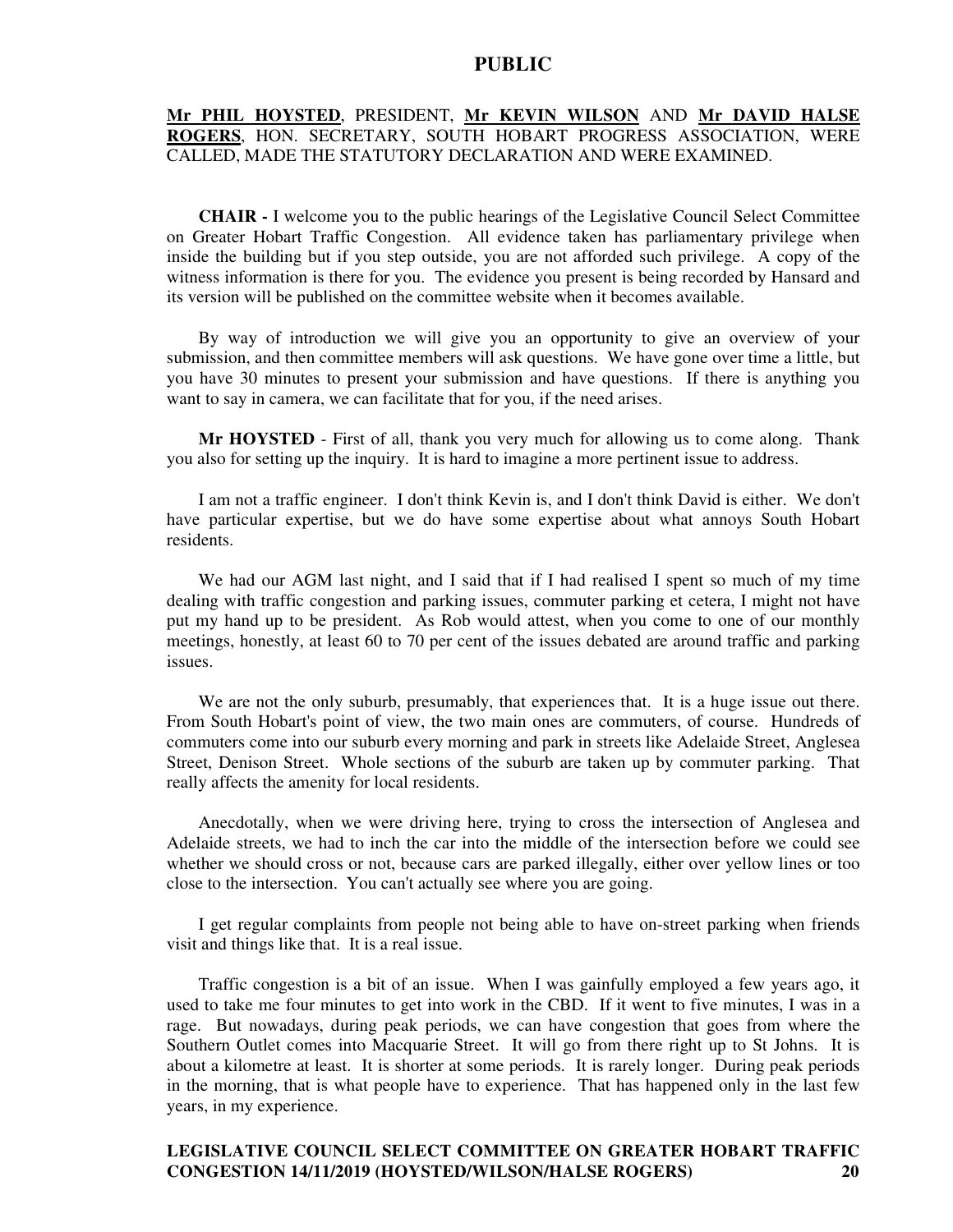**Mr PHIL HOYSTED**, PRESIDENT, **Mr KEVIN WILSON** AND **Mr DAVID HALSE ROGERS**, HON. SECRETARY, SOUTH HOBART PROGRESS ASSOCIATION, WERE CALLED, MADE THE STATUTORY DECLARATION AND WERE EXAMINED.

**CHAIR -** I welcome you to the public hearings of the Legislative Council Select Committee on Greater Hobart Traffic Congestion. All evidence taken has parliamentary privilege when inside the building but if you step outside, you are not afforded such privilege. A copy of the witness information is there for you. The evidence you present is being recorded by Hansard and its version will be published on the committee website when it becomes available.

By way of introduction we will give you an opportunity to give an overview of your submission, and then committee members will ask questions. We have gone over time a little, but you have 30 minutes to present your submission and have questions. If there is anything you want to say in camera, we can facilitate that for you, if the need arises.

**Mr HOYSTED** - First of all, thank you very much for allowing us to come along. Thank you also for setting up the inquiry. It is hard to imagine a more pertinent issue to address.

I am not a traffic engineer. I don't think Kevin is, and I don't think David is either. We don't have particular expertise, but we do have some expertise about what annoys South Hobart residents.

We had our AGM last night, and I said that if I had realised I spent so much of my time dealing with traffic congestion and parking issues, commuter parking et cetera, I might not have put my hand up to be president. As Rob would attest, when you come to one of our monthly meetings, honestly, at least 60 to 70 per cent of the issues debated are around traffic and parking issues.

We are not the only suburb, presumably, that experiences that. It is a huge issue out there. From South Hobart's point of view, the two main ones are commuters, of course. Hundreds of commuters come into our suburb every morning and park in streets like Adelaide Street, Anglesea Street, Denison Street. Whole sections of the suburb are taken up by commuter parking. That really affects the amenity for local residents.

Anecdotally, when we were driving here, trying to cross the intersection of Anglesea and Adelaide streets, we had to inch the car into the middle of the intersection before we could see whether we should cross or not, because cars are parked illegally, either over yellow lines or too close to the intersection. You can't actually see where you are going.

I get regular complaints from people not being able to have on-street parking when friends visit and things like that. It is a real issue.

Traffic congestion is a bit of an issue. When I was gainfully employed a few years ago, it used to take me four minutes to get into work in the CBD. If it went to five minutes, I was in a rage. But nowadays, during peak periods, we can have congestion that goes from where the Southern Outlet comes into Macquarie Street. It will go from there right up to St Johns. It is about a kilometre at least. It is shorter at some periods. It is rarely longer. During peak periods in the morning, that is what people have to experience. That has happened only in the last few years, in my experience.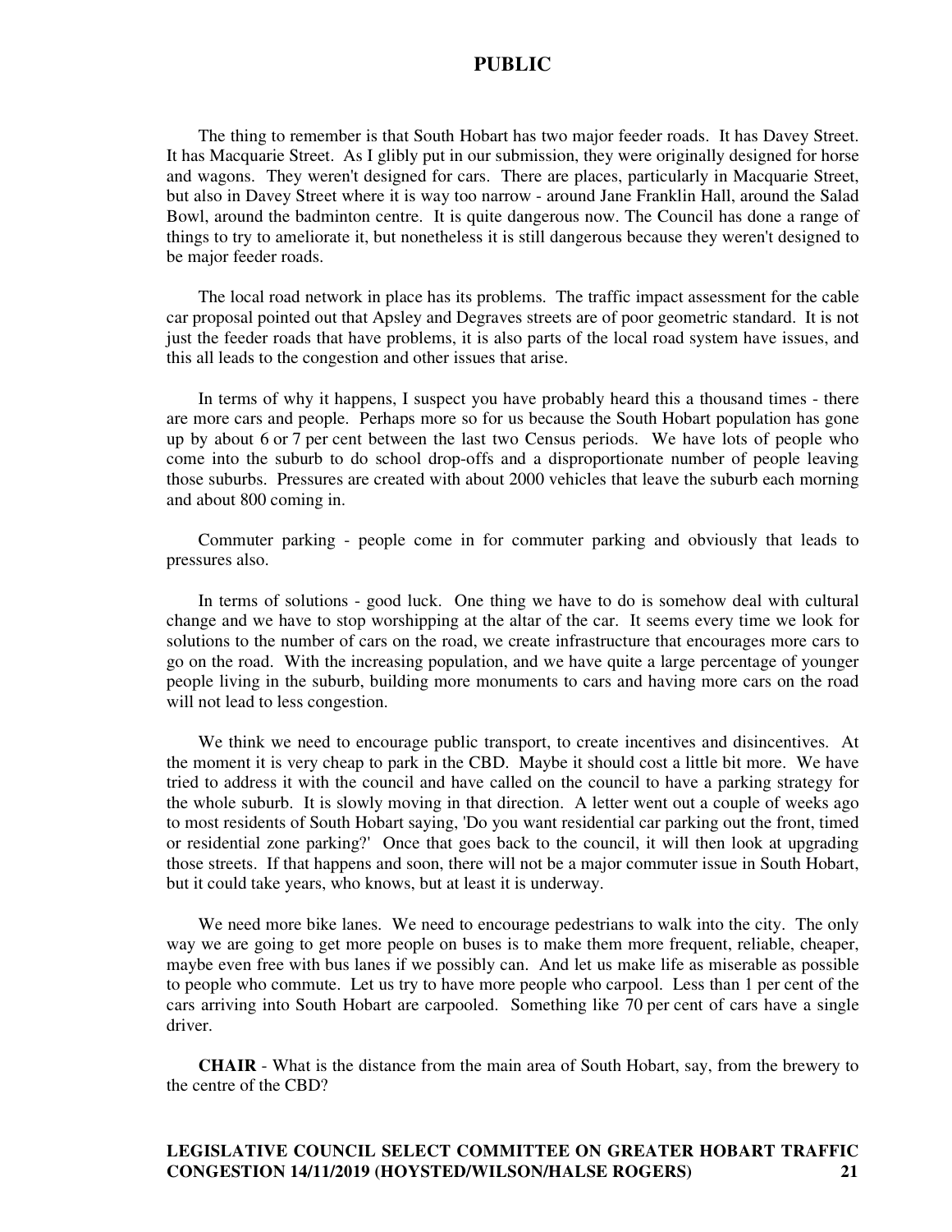The thing to remember is that South Hobart has two major feeder roads. It has Davey Street. It has Macquarie Street. As I glibly put in our submission, they were originally designed for horse and wagons. They weren't designed for cars. There are places, particularly in Macquarie Street, but also in Davey Street where it is way too narrow - around Jane Franklin Hall, around the Salad Bowl, around the badminton centre. It is quite dangerous now. The Council has done a range of things to try to ameliorate it, but nonetheless it is still dangerous because they weren't designed to be major feeder roads.

The local road network in place has its problems. The traffic impact assessment for the cable car proposal pointed out that Apsley and Degraves streets are of poor geometric standard. It is not just the feeder roads that have problems, it is also parts of the local road system have issues, and this all leads to the congestion and other issues that arise.

In terms of why it happens, I suspect you have probably heard this a thousand times - there are more cars and people. Perhaps more so for us because the South Hobart population has gone up by about 6 or 7 per cent between the last two Census periods. We have lots of people who come into the suburb to do school drop-offs and a disproportionate number of people leaving those suburbs. Pressures are created with about 2000 vehicles that leave the suburb each morning and about 800 coming in.

Commuter parking - people come in for commuter parking and obviously that leads to pressures also.

In terms of solutions - good luck. One thing we have to do is somehow deal with cultural change and we have to stop worshipping at the altar of the car. It seems every time we look for solutions to the number of cars on the road, we create infrastructure that encourages more cars to go on the road. With the increasing population, and we have quite a large percentage of younger people living in the suburb, building more monuments to cars and having more cars on the road will not lead to less congestion.

We think we need to encourage public transport, to create incentives and disincentives. At the moment it is very cheap to park in the CBD. Maybe it should cost a little bit more. We have tried to address it with the council and have called on the council to have a parking strategy for the whole suburb. It is slowly moving in that direction. A letter went out a couple of weeks ago to most residents of South Hobart saying, 'Do you want residential car parking out the front, timed or residential zone parking?' Once that goes back to the council, it will then look at upgrading those streets. If that happens and soon, there will not be a major commuter issue in South Hobart, but it could take years, who knows, but at least it is underway.

We need more bike lanes. We need to encourage pedestrians to walk into the city. The only way we are going to get more people on buses is to make them more frequent, reliable, cheaper, maybe even free with bus lanes if we possibly can. And let us make life as miserable as possible to people who commute. Let us try to have more people who carpool. Less than 1 per cent of the cars arriving into South Hobart are carpooled. Something like 70 per cent of cars have a single driver.

**CHAIR** - What is the distance from the main area of South Hobart, say, from the brewery to the centre of the CBD?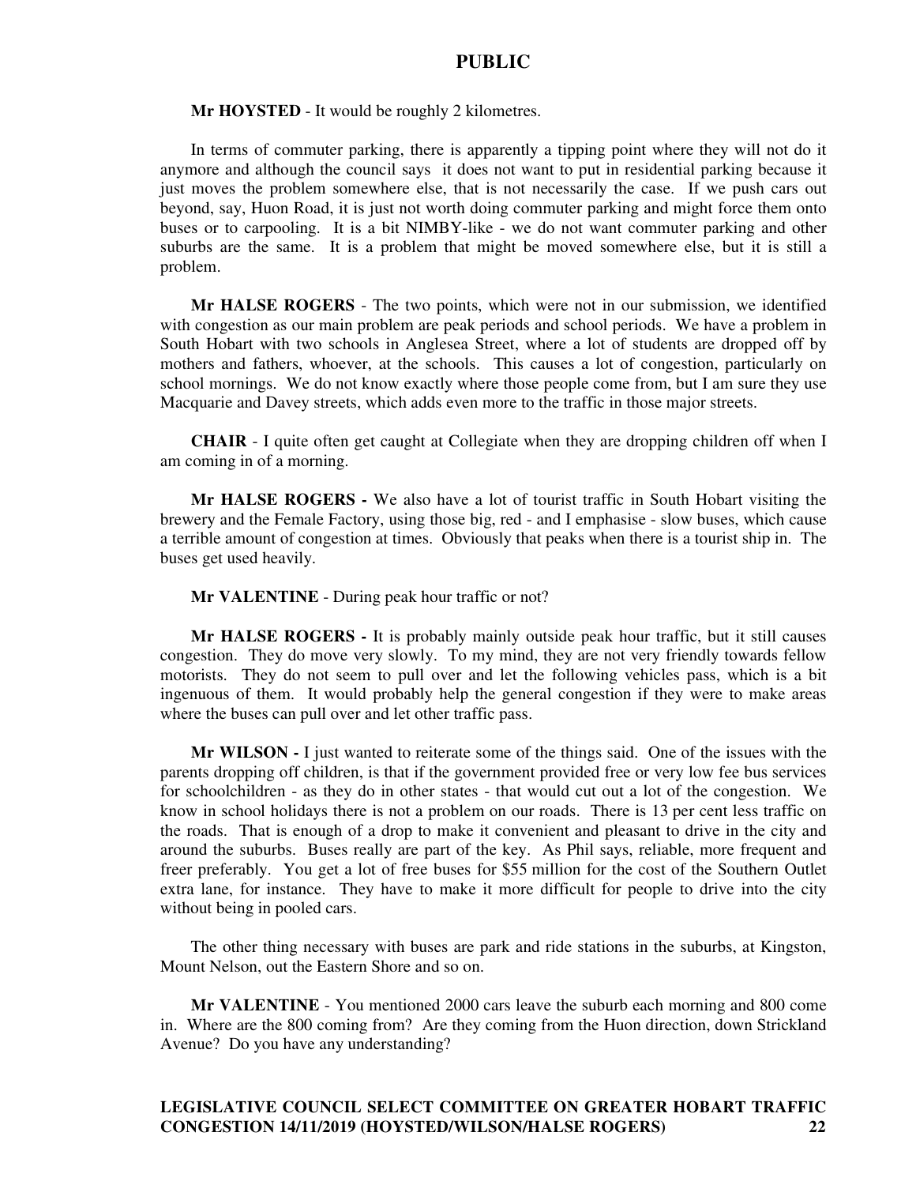**Mr HOYSTED** - It would be roughly 2 kilometres.

In terms of commuter parking, there is apparently a tipping point where they will not do it anymore and although the council says it does not want to put in residential parking because it just moves the problem somewhere else, that is not necessarily the case. If we push cars out beyond, say, Huon Road, it is just not worth doing commuter parking and might force them onto buses or to carpooling. It is a bit NIMBY-like - we do not want commuter parking and other suburbs are the same. It is a problem that might be moved somewhere else, but it is still a problem.

**Mr HALSE ROGERS** - The two points, which were not in our submission, we identified with congestion as our main problem are peak periods and school periods. We have a problem in South Hobart with two schools in Anglesea Street, where a lot of students are dropped off by mothers and fathers, whoever, at the schools. This causes a lot of congestion, particularly on school mornings. We do not know exactly where those people come from, but I am sure they use Macquarie and Davey streets, which adds even more to the traffic in those major streets.

**CHAIR** - I quite often get caught at Collegiate when they are dropping children off when I am coming in of a morning.

**Mr HALSE ROGERS -** We also have a lot of tourist traffic in South Hobart visiting the brewery and the Female Factory, using those big, red - and I emphasise - slow buses, which cause a terrible amount of congestion at times. Obviously that peaks when there is a tourist ship in. The buses get used heavily.

**Mr VALENTINE** - During peak hour traffic or not?

**Mr HALSE ROGERS -** It is probably mainly outside peak hour traffic, but it still causes congestion. They do move very slowly. To my mind, they are not very friendly towards fellow motorists. They do not seem to pull over and let the following vehicles pass, which is a bit ingenuous of them. It would probably help the general congestion if they were to make areas where the buses can pull over and let other traffic pass.

**Mr WILSON -** I just wanted to reiterate some of the things said. One of the issues with the parents dropping off children, is that if the government provided free or very low fee bus services for schoolchildren - as they do in other states - that would cut out a lot of the congestion. We know in school holidays there is not a problem on our roads. There is 13 per cent less traffic on the roads. That is enough of a drop to make it convenient and pleasant to drive in the city and around the suburbs. Buses really are part of the key. As Phil says, reliable, more frequent and freer preferably. You get a lot of free buses for $55 million for the cost of the Southern Outlet extra lane, for instance. They have to make it more difficult for people to drive into the city without being in pooled cars.

The other thing necessary with buses are park and ride stations in the suburbs, at Kingston, Mount Nelson, out the Eastern Shore and so on.

**Mr VALENTINE** - You mentioned 2000 cars leave the suburb each morning and 800 come in. Where are the 800 coming from? Are they coming from the Huon direction, down Strickland Avenue? Do you have any understanding?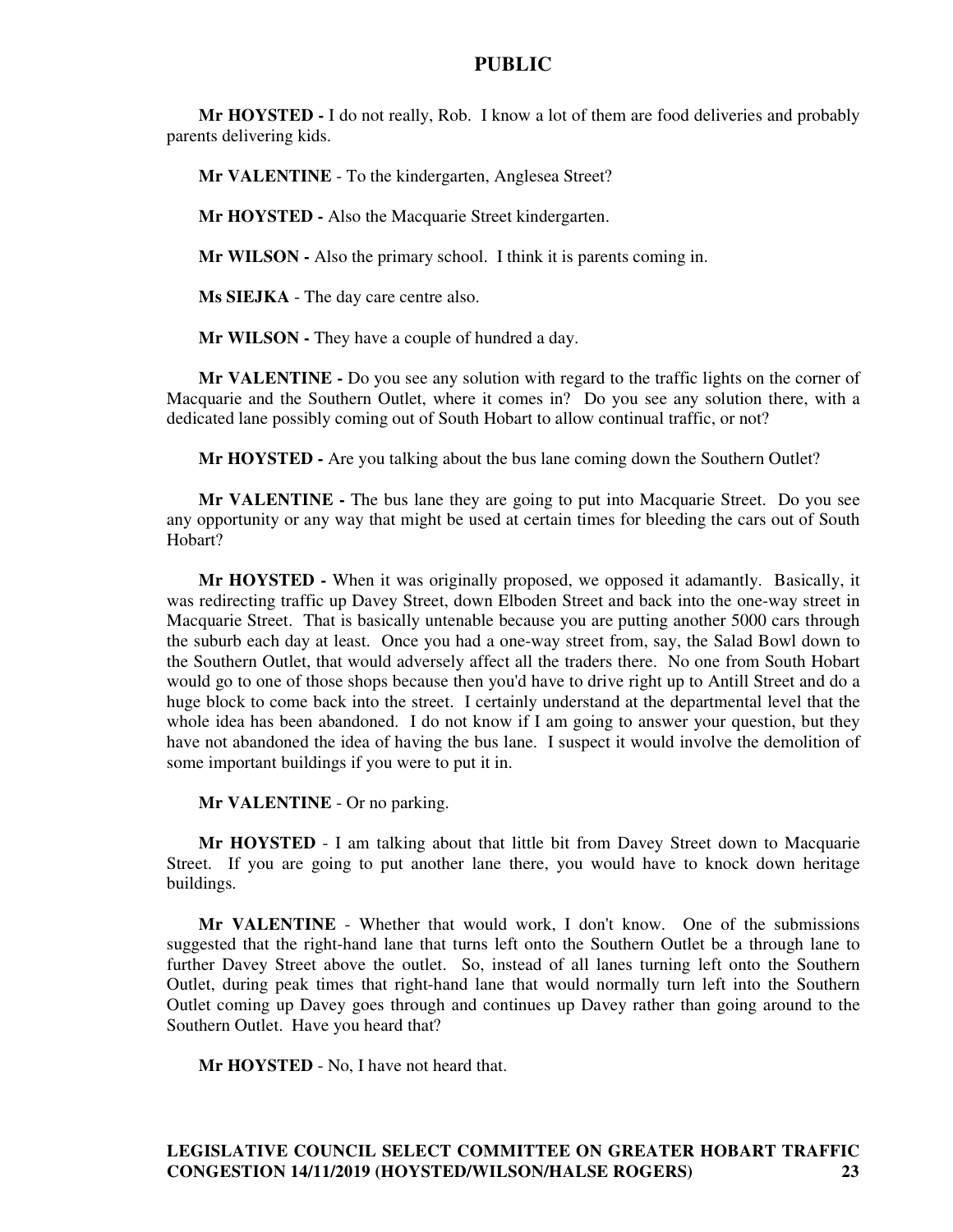**Mr HOYSTED -** I do not really, Rob. I know a lot of them are food deliveries and probably parents delivering kids.

**Mr VALENTINE** - To the kindergarten, Anglesea Street?

**Mr HOYSTED -** Also the Macquarie Street kindergarten.

**Mr WILSON -** Also the primary school. I think it is parents coming in.

**Ms SIEJKA** - The day care centre also.

**Mr WILSON -** They have a couple of hundred a day.

**Mr VALENTINE -** Do you see any solution with regard to the traffic lights on the corner of Macquarie and the Southern Outlet, where it comes in? Do you see any solution there, with a dedicated lane possibly coming out of South Hobart to allow continual traffic, or not?

**Mr HOYSTED -** Are you talking about the bus lane coming down the Southern Outlet?

**Mr VALENTINE -** The bus lane they are going to put into Macquarie Street. Do you see any opportunity or any way that might be used at certain times for bleeding the cars out of South Hobart?

**Mr HOYSTED -** When it was originally proposed, we opposed it adamantly. Basically, it was redirecting traffic up Davey Street, down Elboden Street and back into the one-way street in Macquarie Street. That is basically untenable because you are putting another 5000 cars through the suburb each day at least. Once you had a one-way street from, say, the Salad Bowl down to the Southern Outlet, that would adversely affect all the traders there. No one from South Hobart would go to one of those shops because then you'd have to drive right up to Antill Street and do a huge block to come back into the street. I certainly understand at the departmental level that the whole idea has been abandoned. I do not know if I am going to answer your question, but they have not abandoned the idea of having the bus lane. I suspect it would involve the demolition of some important buildings if you were to put it in.

**Mr VALENTINE** - Or no parking.

**Mr HOYSTED** - I am talking about that little bit from Davey Street down to Macquarie Street. If you are going to put another lane there, you would have to knock down heritage buildings.

**Mr VALENTINE** - Whether that would work, I don't know. One of the submissions suggested that the right-hand lane that turns left onto the Southern Outlet be a through lane to further Davey Street above the outlet. So, instead of all lanes turning left onto the Southern Outlet, during peak times that right-hand lane that would normally turn left into the Southern Outlet coming up Davey goes through and continues up Davey rather than going around to the Southern Outlet. Have you heard that?

**Mr HOYSTED** - No, I have not heard that.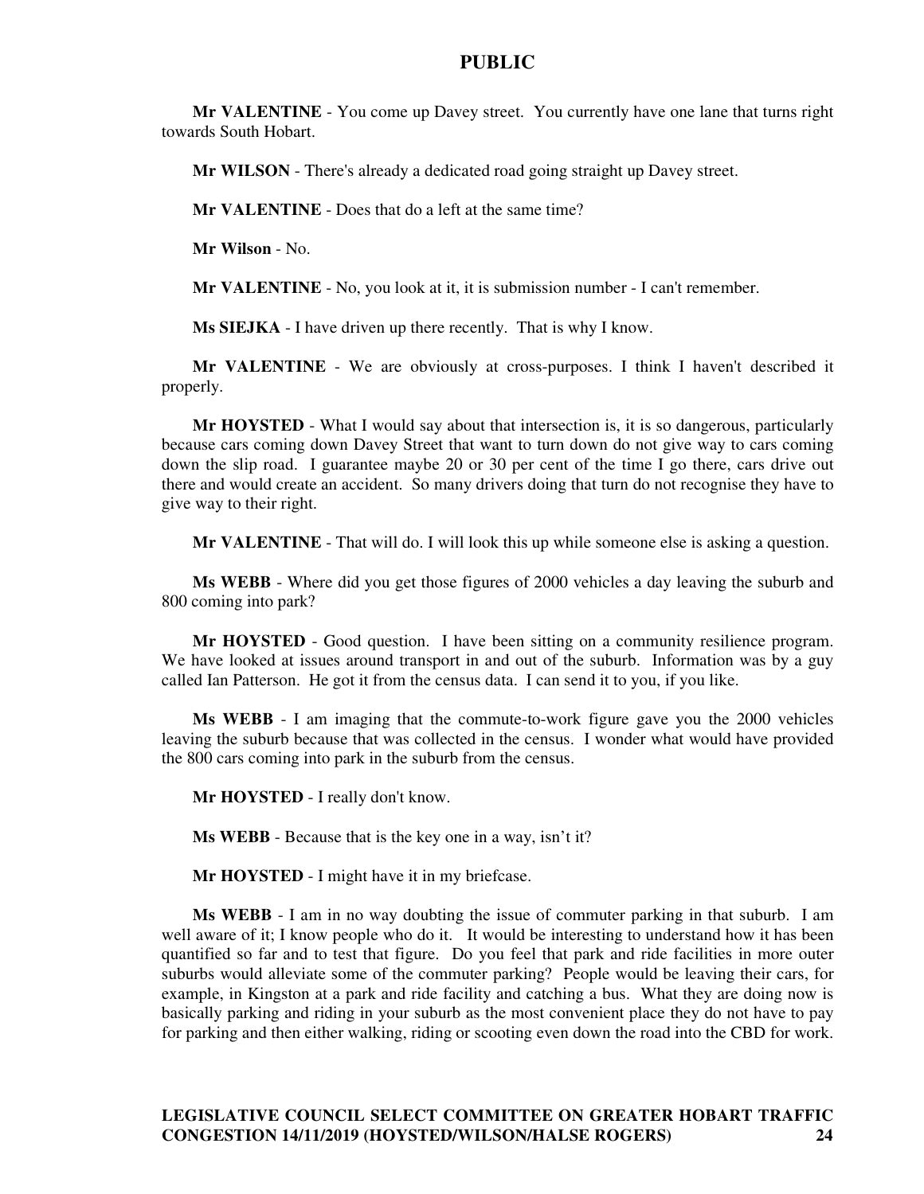**Mr VALENTINE** - You come up Davey street. You currently have one lane that turns right towards South Hobart.

**Mr WILSON** - There's already a dedicated road going straight up Davey street.

**Mr VALENTINE** - Does that do a left at the same time?

**Mr Wilson** - No.

**Mr VALENTINE** - No, you look at it, it is submission number - I can't remember.

**Ms SIEJKA** - I have driven up there recently. That is why I know.

**Mr VALENTINE** - We are obviously at cross-purposes. I think I haven't described it properly.

**Mr HOYSTED** - What I would say about that intersection is, it is so dangerous, particularly because cars coming down Davey Street that want to turn down do not give way to cars coming down the slip road. I guarantee maybe 20 or 30 per cent of the time I go there, cars drive out there and would create an accident. So many drivers doing that turn do not recognise they have to give way to their right.

**Mr VALENTINE** - That will do. I will look this up while someone else is asking a question.

**Ms WEBB** - Where did you get those figures of 2000 vehicles a day leaving the suburb and 800 coming into park?

**Mr HOYSTED** - Good question. I have been sitting on a community resilience program. We have looked at issues around transport in and out of the suburb. Information was by a guy called Ian Patterson. He got it from the census data. I can send it to you, if you like.

**Ms WEBB** - I am imaging that the commute-to-work figure gave you the 2000 vehicles leaving the suburb because that was collected in the census. I wonder what would have provided the 800 cars coming into park in the suburb from the census.

**Mr HOYSTED** - I really don't know.

**Ms WEBB** - Because that is the key one in a way, isn't it?

**Mr HOYSTED** - I might have it in my briefcase.

**Ms WEBB** - I am in no way doubting the issue of commuter parking in that suburb. I am well aware of it; I know people who do it. It would be interesting to understand how it has been quantified so far and to test that figure. Do you feel that park and ride facilities in more outer suburbs would alleviate some of the commuter parking? People would be leaving their cars, for example, in Kingston at a park and ride facility and catching a bus. What they are doing now is basically parking and riding in your suburb as the most convenient place they do not have to pay for parking and then either walking, riding or scooting even down the road into the CBD for work.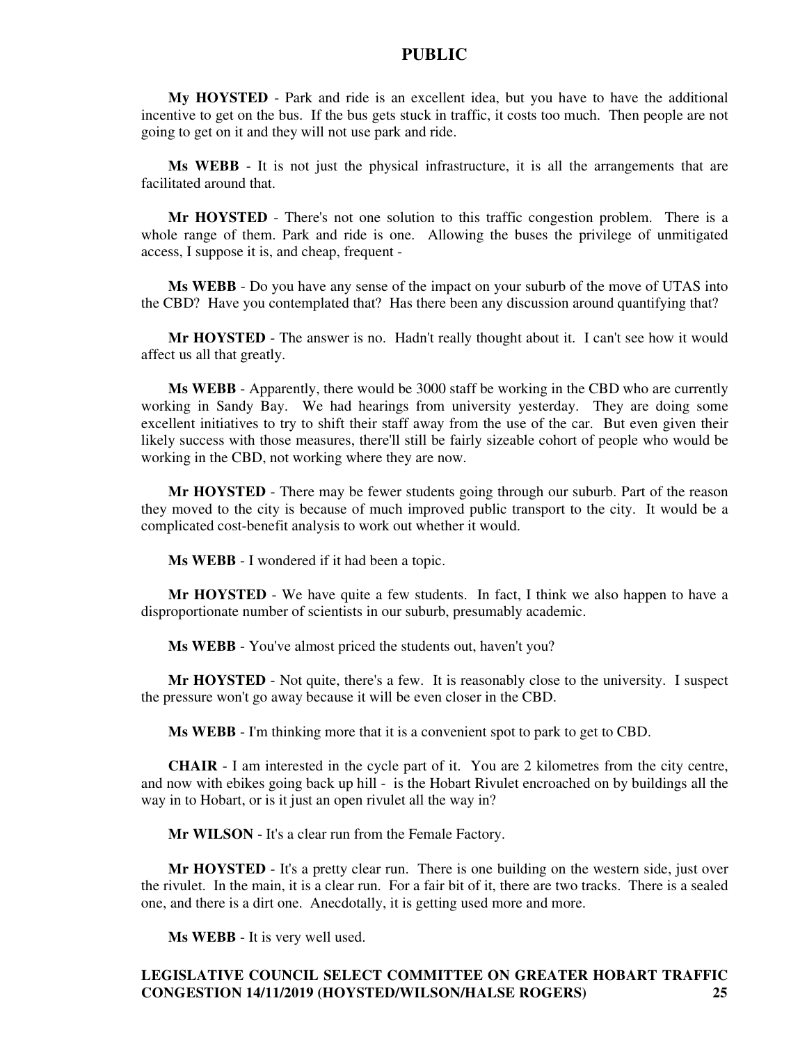**My HOYSTED** - Park and ride is an excellent idea, but you have to have the additional incentive to get on the bus. If the bus gets stuck in traffic, it costs too much. Then people are not going to get on it and they will not use park and ride.

**Ms WEBB** - It is not just the physical infrastructure, it is all the arrangements that are facilitated around that.

**Mr HOYSTED** - There's not one solution to this traffic congestion problem. There is a whole range of them. Park and ride is one. Allowing the buses the privilege of unmitigated access, I suppose it is, and cheap, frequent -

**Ms WEBB** - Do you have any sense of the impact on your suburb of the move of UTAS into the CBD? Have you contemplated that? Has there been any discussion around quantifying that?

**Mr HOYSTED** - The answer is no. Hadn't really thought about it. I can't see how it would affect us all that greatly.

**Ms WEBB** - Apparently, there would be 3000 staff be working in the CBD who are currently working in Sandy Bay. We had hearings from university yesterday. They are doing some excellent initiatives to try to shift their staff away from the use of the car. But even given their likely success with those measures, there'll still be fairly sizeable cohort of people who would be working in the CBD, not working where they are now.

**Mr HOYSTED** - There may be fewer students going through our suburb. Part of the reason they moved to the city is because of much improved public transport to the city. It would be a complicated cost-benefit analysis to work out whether it would.

**Ms WEBB** - I wondered if it had been a topic.

**Mr HOYSTED** - We have quite a few students. In fact, I think we also happen to have a disproportionate number of scientists in our suburb, presumably academic.

**Ms WEBB** - You've almost priced the students out, haven't you?

**Mr HOYSTED** - Not quite, there's a few. It is reasonably close to the university. I suspect the pressure won't go away because it will be even closer in the CBD.

**Ms WEBB** - I'm thinking more that it is a convenient spot to park to get to CBD.

**CHAIR** - I am interested in the cycle part of it. You are 2 kilometres from the city centre, and now with ebikes going back up hill - is the Hobart Rivulet encroached on by buildings all the way in to Hobart, or is it just an open rivulet all the way in?

**Mr WILSON** - It's a clear run from the Female Factory.

**Mr HOYSTED** - It's a pretty clear run. There is one building on the western side, just over the rivulet. In the main, it is a clear run. For a fair bit of it, there are two tracks. There is a sealed one, and there is a dirt one. Anecdotally, it is getting used more and more.

**Ms WEBB** - It is very well used.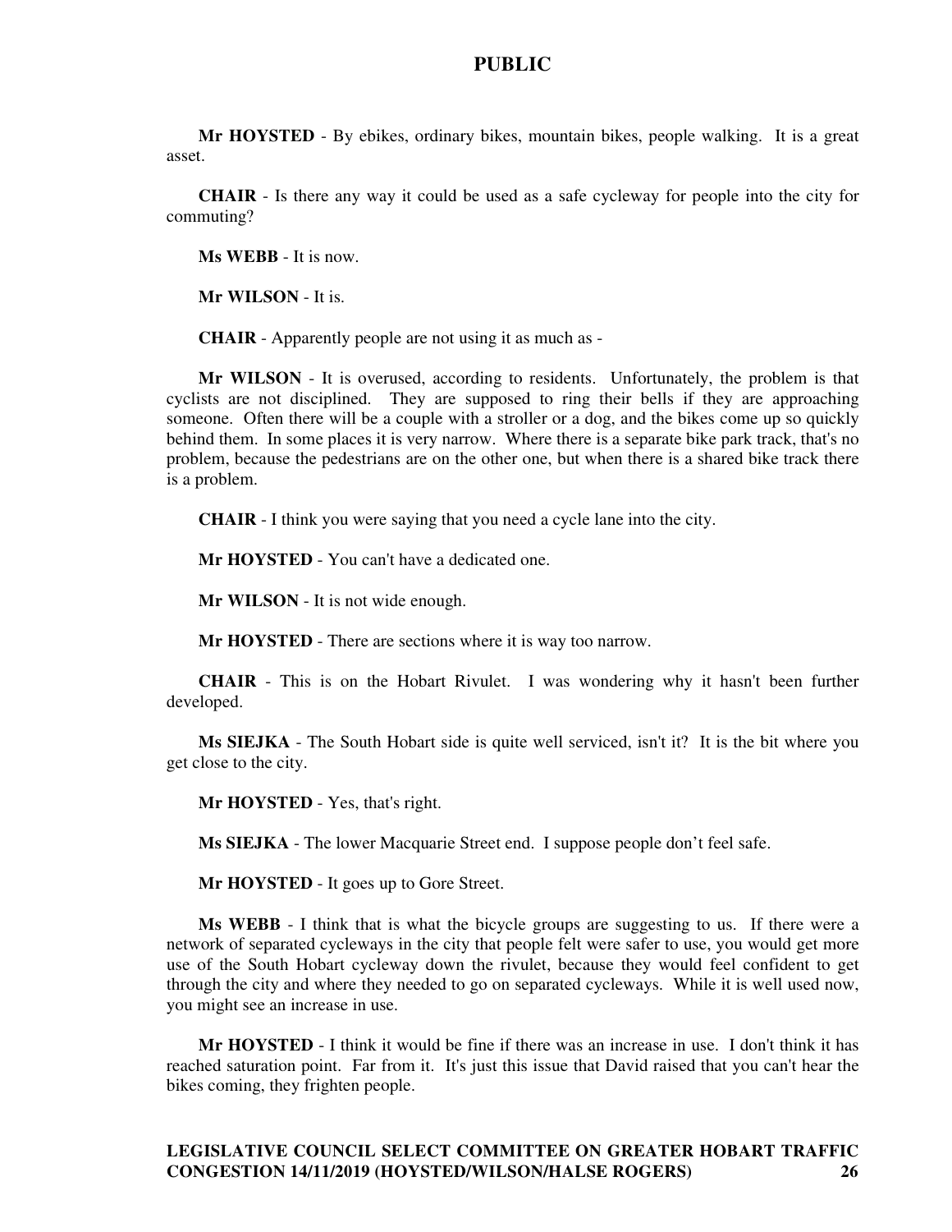**Mr HOYSTED** - By ebikes, ordinary bikes, mountain bikes, people walking. It is a great asset.

**CHAIR** - Is there any way it could be used as a safe cycleway for people into the city for commuting?

**Ms WEBB** - It is now.

**Mr WILSON** - It is.

**CHAIR** - Apparently people are not using it as much as -

**Mr WILSON** - It is overused, according to residents. Unfortunately, the problem is that cyclists are not disciplined. They are supposed to ring their bells if they are approaching someone. Often there will be a couple with a stroller or a dog, and the bikes come up so quickly behind them. In some places it is very narrow. Where there is a separate bike park track, that's no problem, because the pedestrians are on the other one, but when there is a shared bike track there is a problem.

**CHAIR** - I think you were saying that you need a cycle lane into the city.

**Mr HOYSTED** - You can't have a dedicated one.

**Mr WILSON** - It is not wide enough.

**Mr HOYSTED** - There are sections where it is way too narrow.

**CHAIR** - This is on the Hobart Rivulet. I was wondering why it hasn't been further developed.

**Ms SIEJKA** - The South Hobart side is quite well serviced, isn't it? It is the bit where you get close to the city.

**Mr HOYSTED** - Yes, that's right.

**Ms SIEJKA** - The lower Macquarie Street end. I suppose people don't feel safe.

**Mr HOYSTED** - It goes up to Gore Street.

**Ms WEBB** - I think that is what the bicycle groups are suggesting to us. If there were a network of separated cycleways in the city that people felt were safer to use, you would get more use of the South Hobart cycleway down the rivulet, because they would feel confident to get through the city and where they needed to go on separated cycleways. While it is well used now, you might see an increase in use.

**Mr HOYSTED** - I think it would be fine if there was an increase in use. I don't think it has reached saturation point. Far from it. It's just this issue that David raised that you can't hear the bikes coming, they frighten people.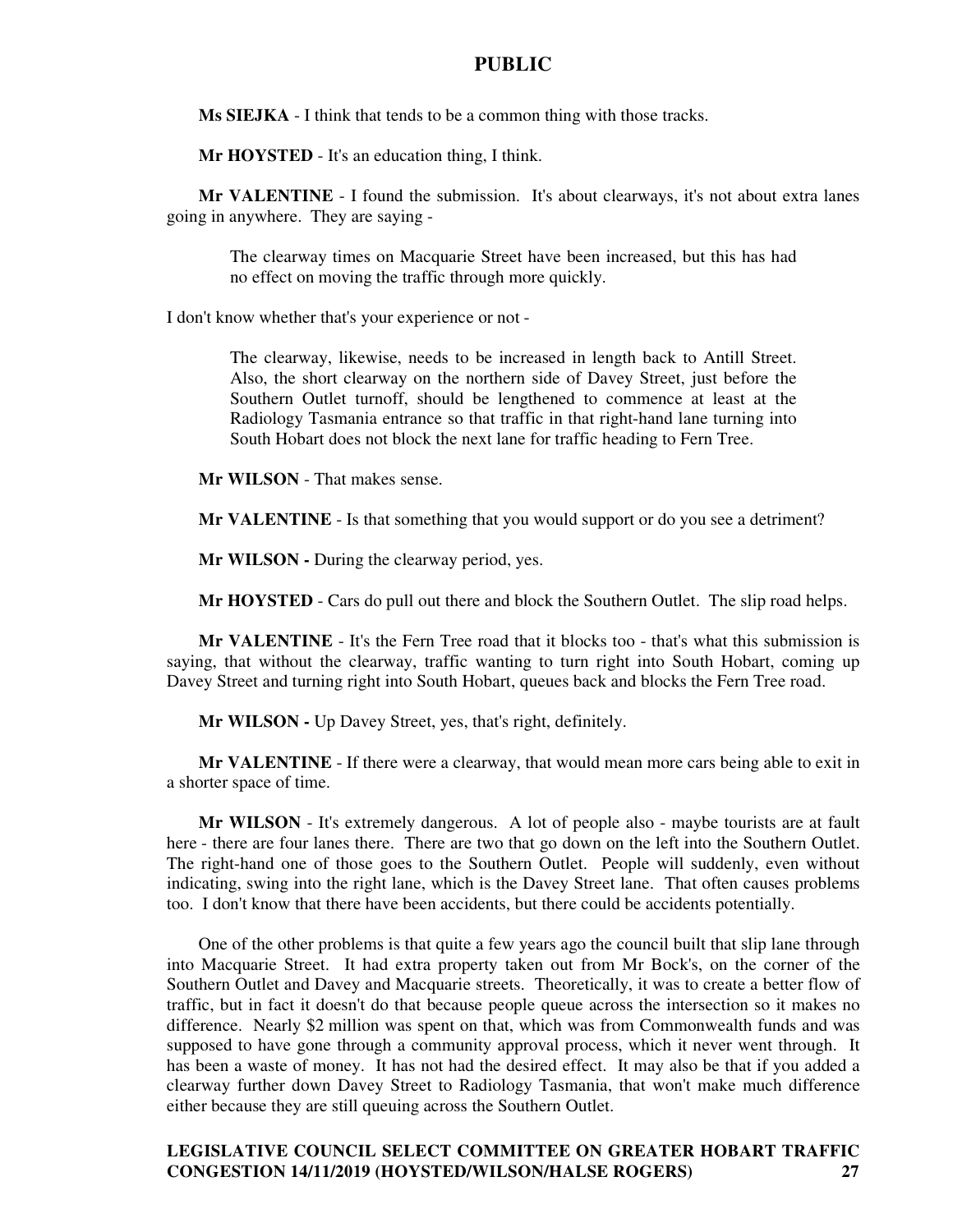**Ms SIEJKA** - I think that tends to be a common thing with those tracks.

**Mr HOYSTED** - It's an education thing, I think.

**Mr VALENTINE** - I found the submission. It's about clearways, it's not about extra lanes going in anywhere. They are saying -

> The clearway times on Macquarie Street have been increased, but this has had no effect on moving the traffic through more quickly.

I don't know whether that's your experience or not -

> The clearway, likewise, needs to be increased in length back to Antill Street. Also, the short clearway on the northern side of Davey Street, just before the Southern Outlet turnoff, should be lengthened to commence at least at the Radiology Tasmania entrance so that traffic in that right-hand lane turning into South Hobart does not block the next lane for traffic heading to Fern Tree.

**Mr WILSON** - That makes sense.

**Mr VALENTINE** - Is that something that you would support or do you see a detriment?

**Mr WILSON -** During the clearway period, yes.

**Mr HOYSTED** - Cars do pull out there and block the Southern Outlet. The slip road helps.

**Mr VALENTINE** - It's the Fern Tree road that it blocks too - that's what this submission is saying, that without the clearway, traffic wanting to turn right into South Hobart, coming up Davey Street and turning right into South Hobart, queues back and blocks the Fern Tree road.

**Mr WILSON -** Up Davey Street, yes, that's right, definitely.

**Mr VALENTINE** - If there were a clearway, that would mean more cars being able to exit in a shorter space of time.

**Mr WILSON** - It's extremely dangerous. A lot of people also - maybe tourists are at fault here - there are four lanes there. There are two that go down on the left into the Southern Outlet. The right-hand one of those goes to the Southern Outlet. People will suddenly, even without indicating, swing into the right lane, which is the Davey Street lane. That often causes problems too. I don't know that there have been accidents, but there could be accidents potentially.

One of the other problems is that quite a few years ago the council built that slip lane through into Macquarie Street. It had extra property taken out from Mr Bock's, on the corner of the Southern Outlet and Davey and Macquarie streets. Theoretically, it was to create a better flow of traffic, but in fact it doesn't do that because people queue across the intersection so it makes no difference. Nearly $2 million was spent on that, which was from Commonwealth funds and was supposed to have gone through a community approval process, which it never went through. It has been a waste of money. It has not had the desired effect. It may also be that if you added a clearway further down Davey Street to Radiology Tasmania, that won't make much difference either because they are still queuing across the Southern Outlet.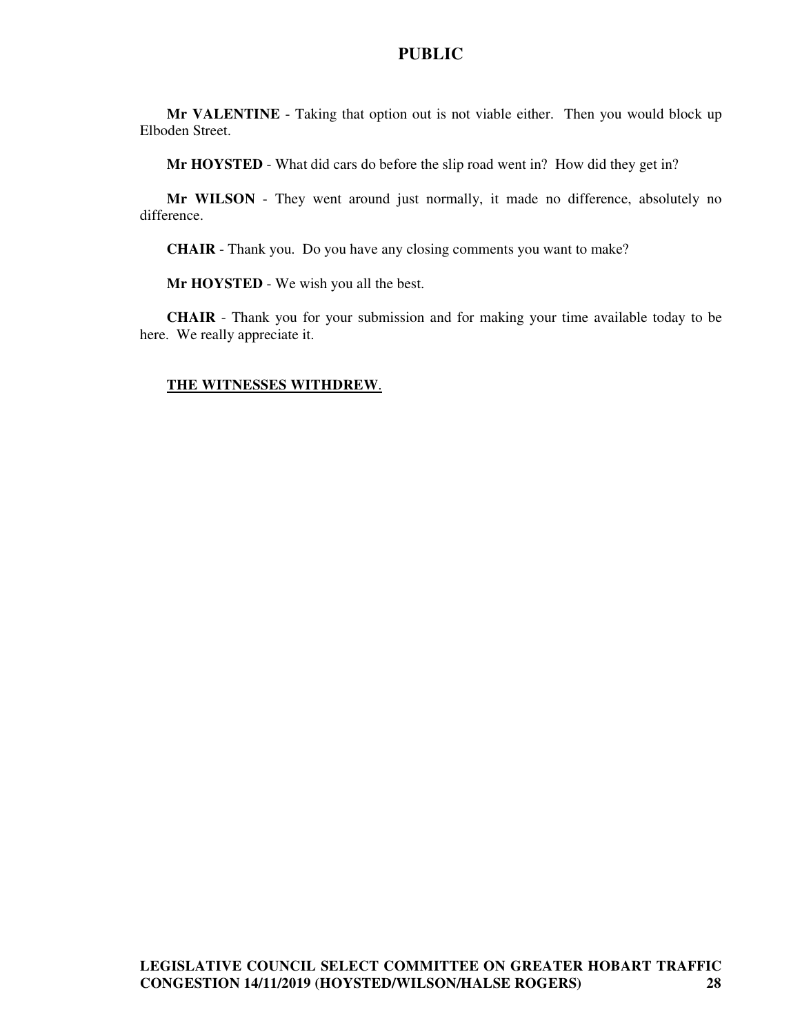**Mr VALENTINE** - Taking that option out is not viable either. Then you would block up Elboden Street.

**Mr HOYSTED** - What did cars do before the slip road went in? How did they get in?

**Mr WILSON** - They went around just normally, it made no difference, absolutely no difference.

**CHAIR** - Thank you. Do you have any closing comments you want to make?

**Mr HOYSTED** - We wish you all the best.

**CHAIR** - Thank you for your submission and for making your time available today to be here. We really appreciate it.

**THE WITNESSES WITHDREW**.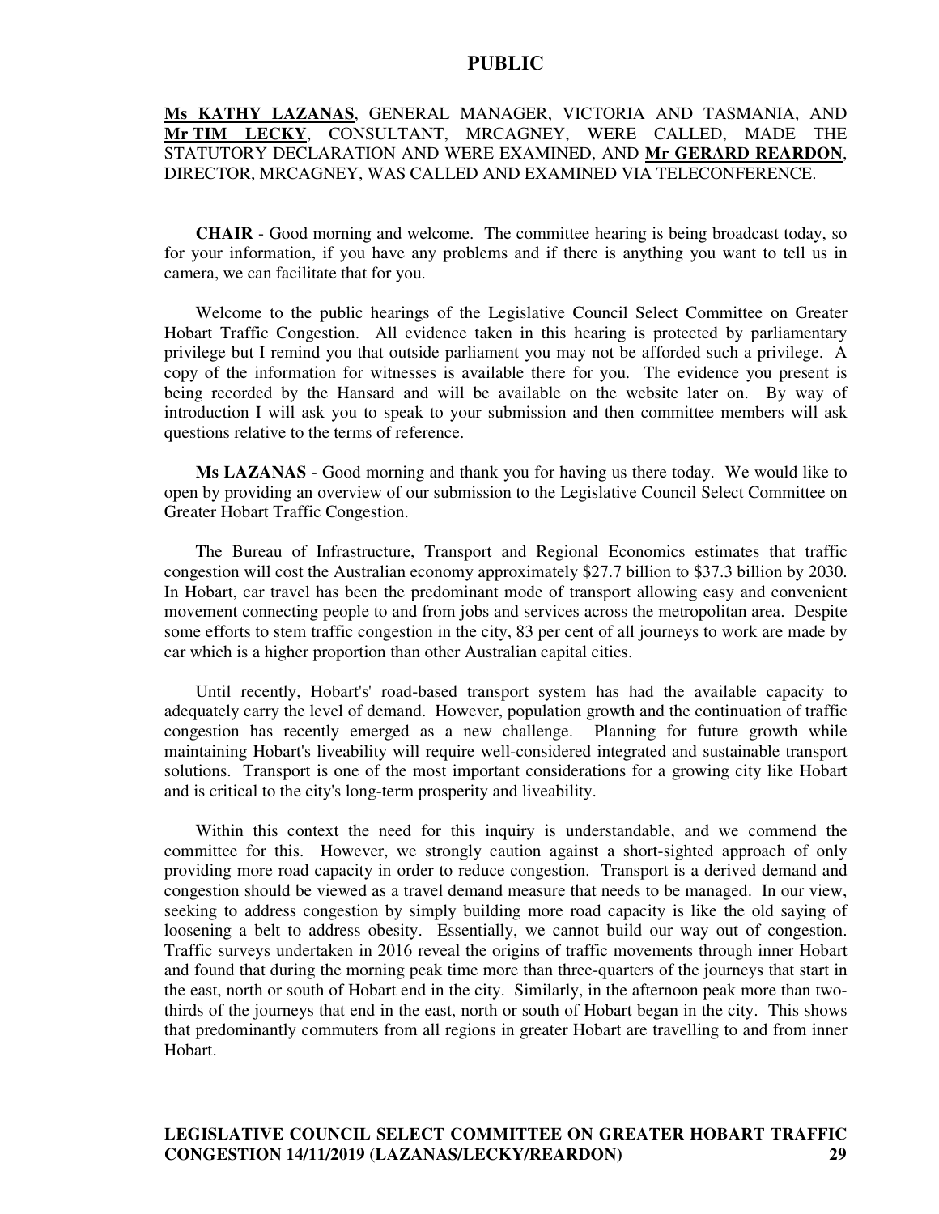**Ms KATHY LAZANAS**, GENERAL MANAGER, VICTORIA AND TASMANIA, AND **Mr TIM LECKY**, CONSULTANT, MRCAGNEY, WERE CALLED, MADE THE STATUTORY DECLARATION AND WERE EXAMINED, AND **Mr GERARD REARDON**, DIRECTOR, MRCAGNEY, WAS CALLED AND EXAMINED VIA TELECONFERENCE.

**CHAIR** - Good morning and welcome. The committee hearing is being broadcast today, so for your information, if you have any problems and if there is anything you want to tell us in camera, we can facilitate that for you.

Welcome to the public hearings of the Legislative Council Select Committee on Greater Hobart Traffic Congestion. All evidence taken in this hearing is protected by parliamentary privilege but I remind you that outside parliament you may not be afforded such a privilege. A copy of the information for witnesses is available there for you. The evidence you present is being recorded by the Hansard and will be available on the website later on. By way of introduction I will ask you to speak to your submission and then committee members will ask questions relative to the terms of reference.

**Ms LAZANAS** - Good morning and thank you for having us there today. We would like to open by providing an overview of our submission to the Legislative Council Select Committee on Greater Hobart Traffic Congestion.

The Bureau of Infrastructure, Transport and Regional Economics estimates that traffic congestion will cost the Australian economy approximately $27.7 billion to $37.3 billion by 2030. In Hobart, car travel has been the predominant mode of transport allowing easy and convenient movement connecting people to and from jobs and services across the metropolitan area. Despite some efforts to stem traffic congestion in the city, 83 per cent of all journeys to work are made by car which is a higher proportion than other Australian capital cities.

Until recently, Hobart's' road-based transport system has had the available capacity to adequately carry the level of demand. However, population growth and the continuation of traffic congestion has recently emerged as a new challenge. Planning for future growth while maintaining Hobart's liveability will require well-considered integrated and sustainable transport solutions. Transport is one of the most important considerations for a growing city like Hobart and is critical to the city's long-term prosperity and liveability.

Within this context the need for this inquiry is understandable, and we commend the committee for this. However, we strongly caution against a short-sighted approach of only providing more road capacity in order to reduce congestion. Transport is a derived demand and congestion should be viewed as a travel demand measure that needs to be managed. In our view, seeking to address congestion by simply building more road capacity is like the old saying of loosening a belt to address obesity. Essentially, we cannot build our way out of congestion. Traffic surveys undertaken in 2016 reveal the origins of traffic movements through inner Hobart and found that during the morning peak time more than three-quarters of the journeys that start in the east, north or south of Hobart end in the city. Similarly, in the afternoon peak more than two-thirds of the journeys that end in the east, north or south of Hobart began in the city. This shows that predominantly commuters from all regions in greater Hobart are travelling to and from inner Hobart.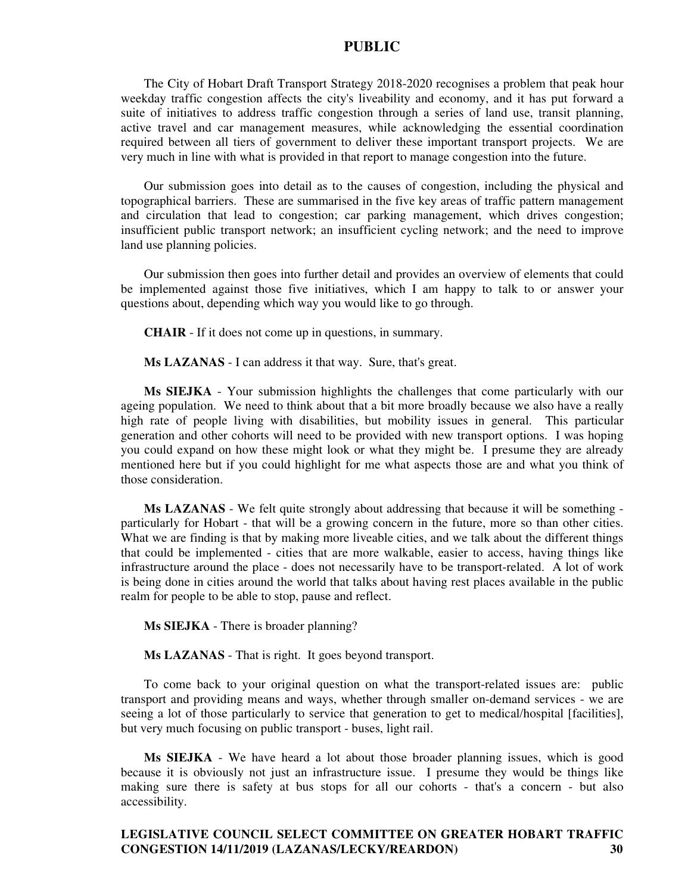The City of Hobart Draft Transport Strategy 2018-2020 recognises a problem that peak hour weekday traffic congestion affects the city's liveability and economy, and it has put forward a suite of initiatives to address traffic congestion through a series of land use, transit planning, active travel and car management measures, while acknowledging the essential coordination required between all tiers of government to deliver these important transport projects. We are very much in line with what is provided in that report to manage congestion into the future.

Our submission goes into detail as to the causes of congestion, including the physical and topographical barriers. These are summarised in the five key areas of traffic pattern management and circulation that lead to congestion; car parking management, which drives congestion; insufficient public transport network; an insufficient cycling network; and the need to improve land use planning policies.

Our submission then goes into further detail and provides an overview of elements that could be implemented against those five initiatives, which I am happy to talk to or answer your questions about, depending which way you would like to go through.

**CHAIR** - If it does not come up in questions, in summary.

**Ms LAZANAS** - I can address it that way. Sure, that's great.

**Ms SIEJKA** - Your submission highlights the challenges that come particularly with our ageing population. We need to think about that a bit more broadly because we also have a really high rate of people living with disabilities, but mobility issues in general. This particular generation and other cohorts will need to be provided with new transport options. I was hoping you could expand on how these might look or what they might be. I presume they are already mentioned here but if you could highlight for me what aspects those are and what you think of those consideration.

**Ms LAZANAS** - We felt quite strongly about addressing that because it will be something - particularly for Hobart - that will be a growing concern in the future, more so than other cities. What we are finding is that by making more liveable cities, and we talk about the different things that could be implemented - cities that are more walkable, easier to access, having things like infrastructure around the place - does not necessarily have to be transport-related. A lot of work is being done in cities around the world that talks about having rest places available in the public realm for people to be able to stop, pause and reflect.

**Ms SIEJKA** - There is broader planning?

**Ms LAZANAS** - That is right. It goes beyond transport.

To come back to your original question on what the transport-related issues are: public transport and providing means and ways, whether through smaller on-demand services - we are seeing a lot of those particularly to service that generation to get to medical/hospital [facilities], but very much focusing on public transport - buses, light rail.

**Ms SIEJKA** - We have heard a lot about those broader planning issues, which is good because it is obviously not just an infrastructure issue. I presume they would be things like making sure there is safety at bus stops for all our cohorts - that's a concern - but also accessibility.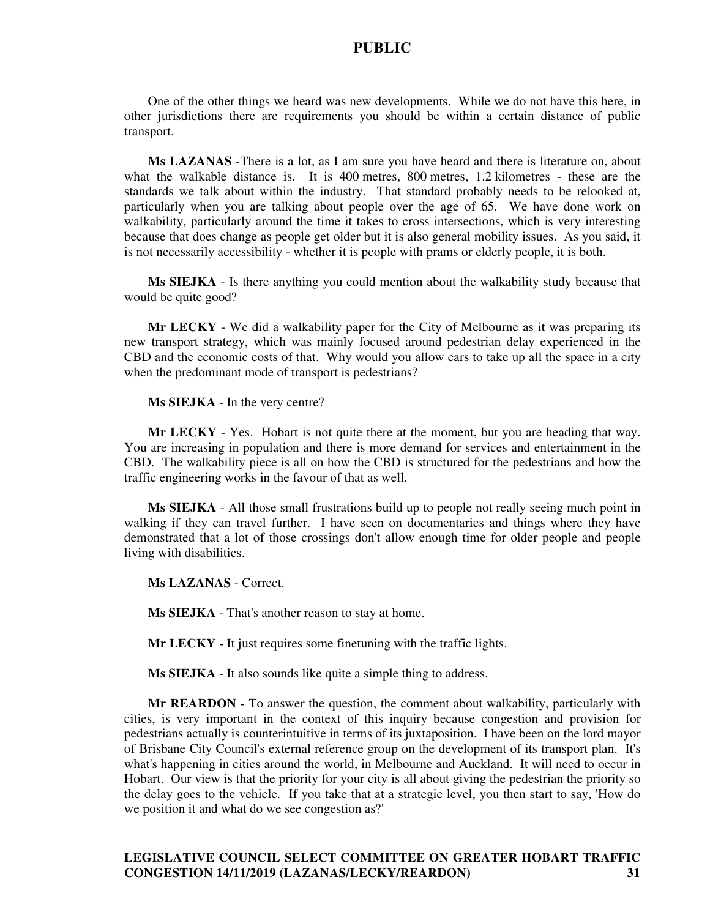One of the other things we heard was new developments. While we do not have this here, in other jurisdictions there are requirements you should be within a certain distance of public transport.

**Ms LAZANAS** -There is a lot, as I am sure you have heard and there is literature on, about what the walkable distance is. It is 400 metres, 800 metres, 1.2 kilometres - these are the standards we talk about within the industry. That standard probably needs to be relooked at, particularly when you are talking about people over the age of 65. We have done work on walkability, particularly around the time it takes to cross intersections, which is very interesting because that does change as people get older but it is also general mobility issues. As you said, it is not necessarily accessibility - whether it is people with prams or elderly people, it is both.

**Ms SIEJKA** - Is there anything you could mention about the walkability study because that would be quite good?

**Mr LECKY** - We did a walkability paper for the City of Melbourne as it was preparing its new transport strategy, which was mainly focused around pedestrian delay experienced in the CBD and the economic costs of that. Why would you allow cars to take up all the space in a city when the predominant mode of transport is pedestrians?

**Ms SIEJKA** - In the very centre?

**Mr LECKY** - Yes. Hobart is not quite there at the moment, but you are heading that way. You are increasing in population and there is more demand for services and entertainment in the CBD. The walkability piece is all on how the CBD is structured for the pedestrians and how the traffic engineering works in the favour of that as well.

**Ms SIEJKA** - All those small frustrations build up to people not really seeing much point in walking if they can travel further. I have seen on documentaries and things where they have demonstrated that a lot of those crossings don't allow enough time for older people and people living with disabilities.

**Ms LAZANAS** - Correct.

**Ms SIEJKA** - That's another reason to stay at home.

**Mr LECKY -** It just requires some finetuning with the traffic lights.

**Ms SIEJKA** - It also sounds like quite a simple thing to address.

**Mr REARDON -** To answer the question, the comment about walkability, particularly with cities, is very important in the context of this inquiry because congestion and provision for pedestrians actually is counterintuitive in terms of its juxtaposition. I have been on the lord mayor of Brisbane City Council's external reference group on the development of its transport plan. It's what's happening in cities around the world, in Melbourne and Auckland. It will need to occur in Hobart. Our view is that the priority for your city is all about giving the pedestrian the priority so the delay goes to the vehicle. If you take that at a strategic level, you then start to say, 'How do we position it and what do we see congestion as?'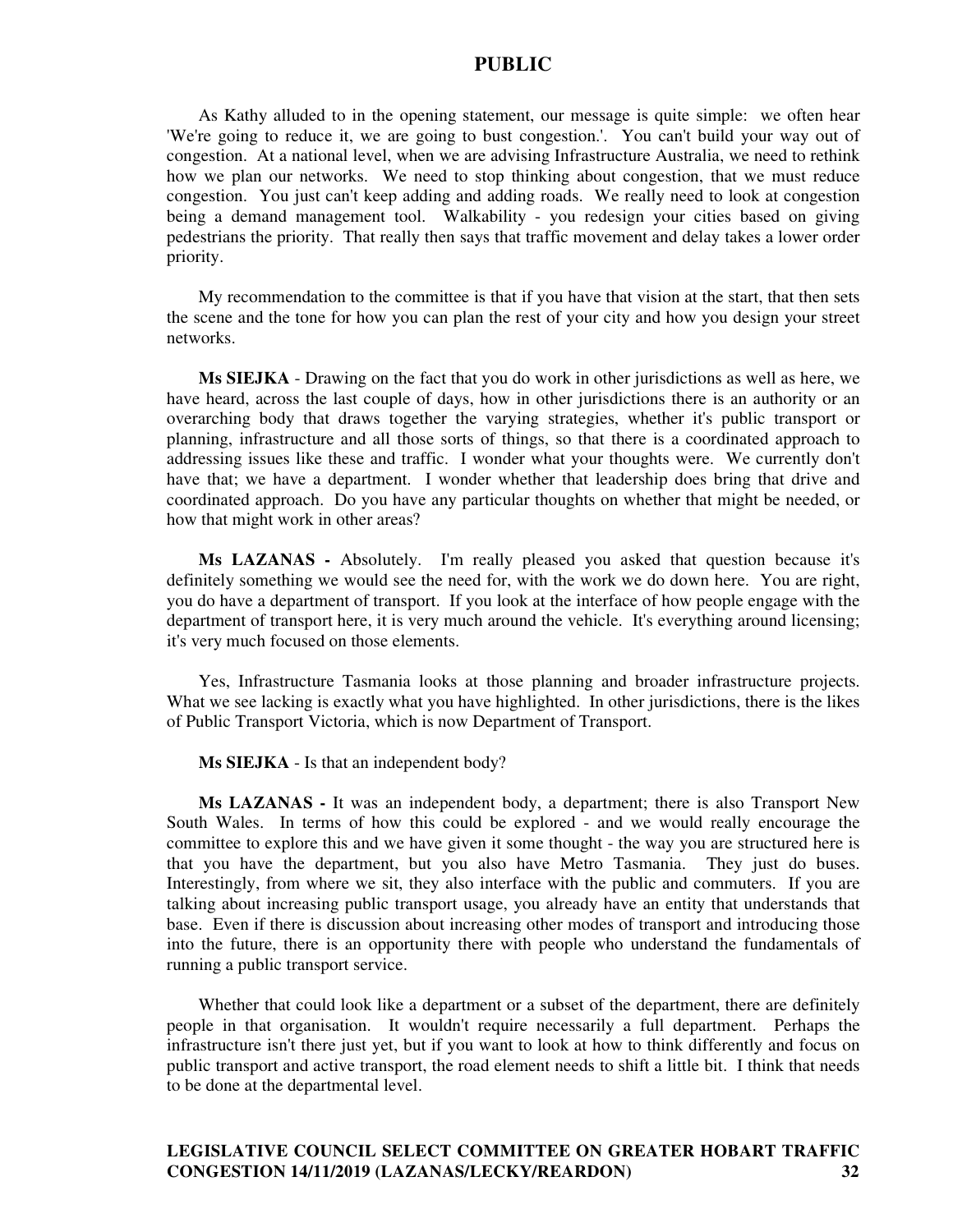As Kathy alluded to in the opening statement, our message is quite simple: we often hear 'We're going to reduce it, we are going to bust congestion.'. You can't build your way out of congestion. At a national level, when we are advising Infrastructure Australia, we need to rethink how we plan our networks. We need to stop thinking about congestion, that we must reduce congestion. You just can't keep adding and adding roads. We really need to look at congestion being a demand management tool. Walkability - you redesign your cities based on giving pedestrians the priority. That really then says that traffic movement and delay takes a lower order priority.

My recommendation to the committee is that if you have that vision at the start, that then sets the scene and the tone for how you can plan the rest of your city and how you design your street networks.

**Ms SIEJKA** - Drawing on the fact that you do work in other jurisdictions as well as here, we have heard, across the last couple of days, how in other jurisdictions there is an authority or an overarching body that draws together the varying strategies, whether it's public transport or planning, infrastructure and all those sorts of things, so that there is a coordinated approach to addressing issues like these and traffic. I wonder what your thoughts were. We currently don't have that; we have a department. I wonder whether that leadership does bring that drive and coordinated approach. Do you have any particular thoughts on whether that might be needed, or how that might work in other areas?

**Ms LAZANAS -** Absolutely. I'm really pleased you asked that question because it's definitely something we would see the need for, with the work we do down here. You are right, you do have a department of transport. If you look at the interface of how people engage with the department of transport here, it is very much around the vehicle. It's everything around licensing; it's very much focused on those elements.

Yes, Infrastructure Tasmania looks at those planning and broader infrastructure projects. What we see lacking is exactly what you have highlighted. In other jurisdictions, there is the likes of Public Transport Victoria, which is now Department of Transport.

**Ms SIEJKA** - Is that an independent body?

**Ms LAZANAS -** It was an independent body, a department; there is also Transport New South Wales. In terms of how this could be explored - and we would really encourage the committee to explore this and we have given it some thought - the way you are structured here is that you have the department, but you also have Metro Tasmania. They just do buses. Interestingly, from where we sit, they also interface with the public and commuters. If you are talking about increasing public transport usage, you already have an entity that understands that base. Even if there is discussion about increasing other modes of transport and introducing those into the future, there is an opportunity there with people who understand the fundamentals of running a public transport service.

Whether that could look like a department or a subset of the department, there are definitely people in that organisation. It wouldn't require necessarily a full department. Perhaps the infrastructure isn't there just yet, but if you want to look at how to think differently and focus on public transport and active transport, the road element needs to shift a little bit. I think that needs to be done at the departmental level.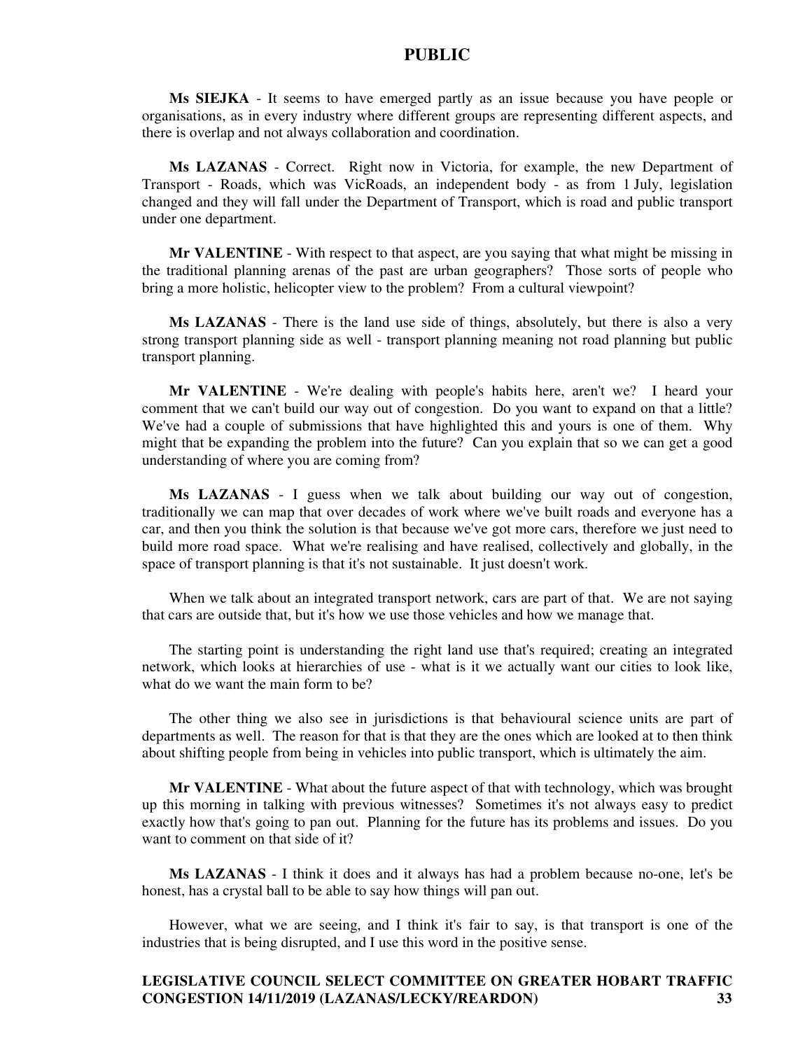**Ms SIEJKA** - It seems to have emerged partly as an issue because you have people or organisations, as in every industry where different groups are representing different aspects, and there is overlap and not always collaboration and coordination.

**Ms LAZANAS** - Correct. Right now in Victoria, for example, the new Department of Transport - Roads, which was VicRoads, an independent body - as from 1 July, legislation changed and they will fall under the Department of Transport, which is road and public transport under one department.

**Mr VALENTINE** - With respect to that aspect, are you saying that what might be missing in the traditional planning arenas of the past are urban geographers? Those sorts of people who bring a more holistic, helicopter view to the problem? From a cultural viewpoint?

**Ms LAZANAS** - There is the land use side of things, absolutely, but there is also a very strong transport planning side as well - transport planning meaning not road planning but public transport planning.

**Mr VALENTINE** - We're dealing with people's habits here, aren't we? I heard your comment that we can't build our way out of congestion. Do you want to expand on that a little? We've had a couple of submissions that have highlighted this and yours is one of them. Why might that be expanding the problem into the future? Can you explain that so we can get a good understanding of where you are coming from?

**Ms LAZANAS** - I guess when we talk about building our way out of congestion, traditionally we can map that over decades of work where we've built roads and everyone has a car, and then you think the solution is that because we've got more cars, therefore we just need to build more road space. What we're realising and have realised, collectively and globally, in the space of transport planning is that it's not sustainable. It just doesn't work.

When we talk about an integrated transport network, cars are part of that. We are not saying that cars are outside that, but it's how we use those vehicles and how we manage that.

The starting point is understanding the right land use that's required; creating an integrated network, which looks at hierarchies of use - what is it we actually want our cities to look like, what do we want the main form to be?

The other thing we also see in jurisdictions is that behavioural science units are part of departments as well. The reason for that is that they are the ones which are looked at to then think about shifting people from being in vehicles into public transport, which is ultimately the aim.

**Mr VALENTINE** - What about the future aspect of that with technology, which was brought up this morning in talking with previous witnesses? Sometimes it's not always easy to predict exactly how that's going to pan out. Planning for the future has its problems and issues. Do you want to comment on that side of it?

**Ms LAZANAS** - I think it does and it always has had a problem because no-one, let's be honest, has a crystal ball to be able to say how things will pan out.

However, what we are seeing, and I think it's fair to say, is that transport is one of the industries that is being disrupted, and I use this word in the positive sense.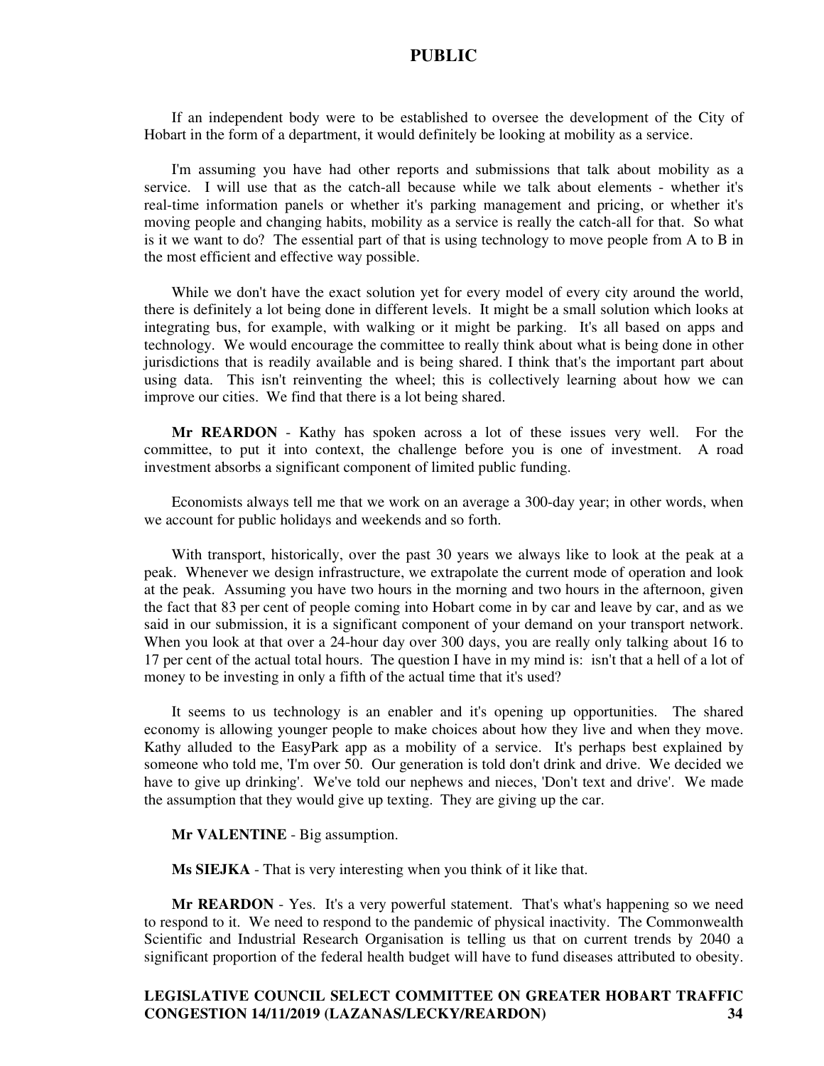If an independent body were to be established to oversee the development of the City of Hobart in the form of a department, it would definitely be looking at mobility as a service.

I'm assuming you have had other reports and submissions that talk about mobility as a service. I will use that as the catch-all because while we talk about elements - whether it's real-time information panels or whether it's parking management and pricing, or whether it's moving people and changing habits, mobility as a service is really the catch-all for that. So what is it we want to do? The essential part of that is using technology to move people from A to B in the most efficient and effective way possible.

While we don't have the exact solution yet for every model of every city around the world, there is definitely a lot being done in different levels. It might be a small solution which looks at integrating bus, for example, with walking or it might be parking. It's all based on apps and technology. We would encourage the committee to really think about what is being done in other jurisdictions that is readily available and is being shared. I think that's the important part about using data. This isn't reinventing the wheel; this is collectively learning about how we can improve our cities. We find that there is a lot being shared.

**Mr REARDON** - Kathy has spoken across a lot of these issues very well. For the committee, to put it into context, the challenge before you is one of investment. A road investment absorbs a significant component of limited public funding.

Economists always tell me that we work on an average a 300-day year; in other words, when we account for public holidays and weekends and so forth.

With transport, historically, over the past 30 years we always like to look at the peak at a peak. Whenever we design infrastructure, we extrapolate the current mode of operation and look at the peak. Assuming you have two hours in the morning and two hours in the afternoon, given the fact that 83 per cent of people coming into Hobart come in by car and leave by car, and as we said in our submission, it is a significant component of your demand on your transport network. When you look at that over a 24-hour day over 300 days, you are really only talking about 16 to 17 per cent of the actual total hours. The question I have in my mind is: isn't that a hell of a lot of money to be investing in only a fifth of the actual time that it's used?

It seems to us technology is an enabler and it's opening up opportunities. The shared economy is allowing younger people to make choices about how they live and when they move. Kathy alluded to the EasyPark app as a mobility of a service. It's perhaps best explained by someone who told me, 'I'm over 50. Our generation is told don't drink and drive. We decided we have to give up drinking'. We've told our nephews and nieces, 'Don't text and drive'. We made the assumption that they would give up texting. They are giving up the car.

**Mr VALENTINE** - Big assumption.

**Ms SIEJKA** - That is very interesting when you think of it like that.

**Mr REARDON** - Yes. It's a very powerful statement. That's what's happening so we need to respond to it. We need to respond to the pandemic of physical inactivity. The Commonwealth Scientific and Industrial Research Organisation is telling us that on current trends by 2040 a significant proportion of the federal health budget will have to fund diseases attributed to obesity.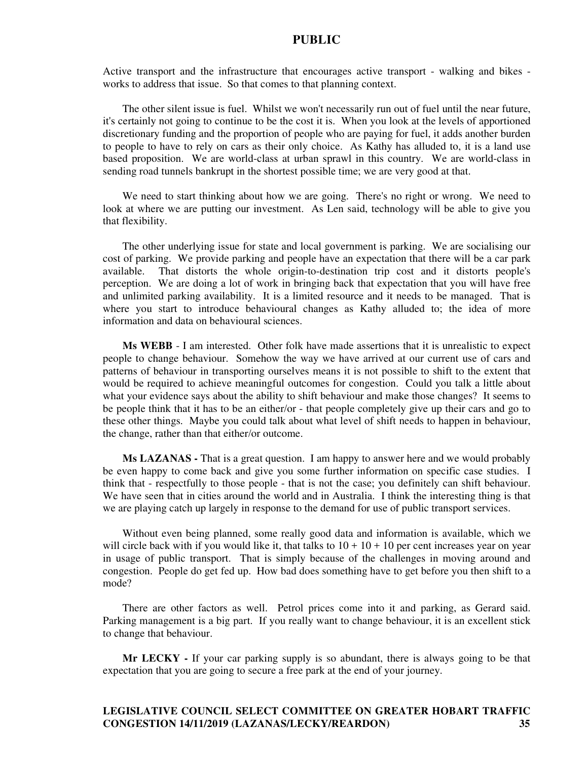Active transport and the infrastructure that encourages active transport - walking and bikes - works to address that issue. So that comes to that planning context.

The other silent issue is fuel. Whilst we won't necessarily run out of fuel until the near future, it's certainly not going to continue to be the cost it is. When you look at the levels of apportioned discretionary funding and the proportion of people who are paying for fuel, it adds another burden to people to have to rely on cars as their only choice. As Kathy has alluded to, it is a land use based proposition. We are world-class at urban sprawl in this country. We are world-class in sending road tunnels bankrupt in the shortest possible time; we are very good at that.

We need to start thinking about how we are going. There's no right or wrong. We need to look at where we are putting our investment. As Len said, technology will be able to give you that flexibility.

The other underlying issue for state and local government is parking. We are socialising our cost of parking. We provide parking and people have an expectation that there will be a car park available. That distorts the whole origin-to-destination trip cost and it distorts people's perception. We are doing a lot of work in bringing back that expectation that you will have free and unlimited parking availability. It is a limited resource and it needs to be managed. That is where you start to introduce behavioural changes as Kathy alluded to; the idea of more information and data on behavioural sciences.

**Ms WEBB** - I am interested. Other folk have made assertions that it is unrealistic to expect people to change behaviour. Somehow the way we have arrived at our current use of cars and patterns of behaviour in transporting ourselves means it is not possible to shift to the extent that would be required to achieve meaningful outcomes for congestion. Could you talk a little about what your evidence says about the ability to shift behaviour and make those changes? It seems to be people think that it has to be an either/or - that people completely give up their cars and go to these other things. Maybe you could talk about what level of shift needs to happen in behaviour, the change, rather than that either/or outcome.

**Ms LAZANAS -** That is a great question. I am happy to answer here and we would probably be even happy to come back and give you some further information on specific case studies. I think that - respectfully to those people - that is not the case; you definitely can shift behaviour. We have seen that in cities around the world and in Australia. I think the interesting thing is that we are playing catch up largely in response to the demand for use of public transport services.

Without even being planned, some really good data and information is available, which we will circle back with if you would like it, that talks to 10 + 10 + 10 per cent increases year on year in usage of public transport. That is simply because of the challenges in moving around and congestion. People do get fed up. How bad does something have to get before you then shift to a mode?

There are other factors as well. Petrol prices come into it and parking, as Gerard said. Parking management is a big part. If you really want to change behaviour, it is an excellent stick to change that behaviour.

**Mr LECKY -** If your car parking supply is so abundant, there is always going to be that expectation that you are going to secure a free park at the end of your journey.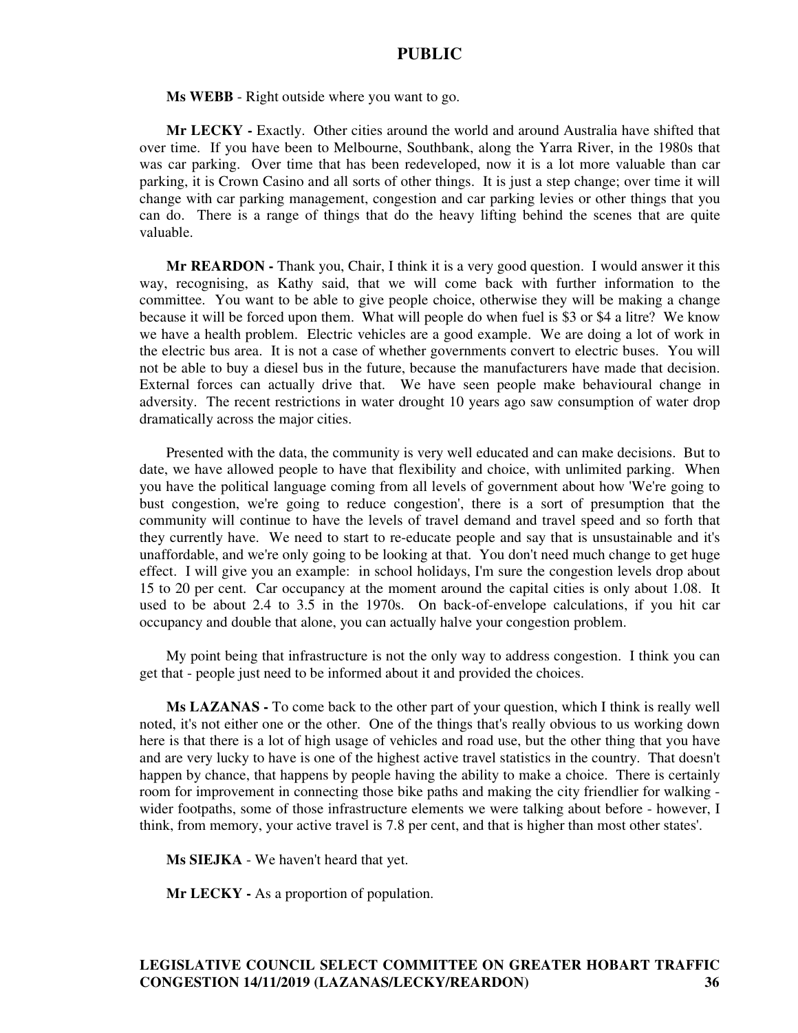**Ms WEBB** - Right outside where you want to go.

**Mr LECKY -** Exactly. Other cities around the world and around Australia have shifted that over time. If you have been to Melbourne, Southbank, along the Yarra River, in the 1980s that was car parking. Over time that has been redeveloped, now it is a lot more valuable than car parking, it is Crown Casino and all sorts of other things. It is just a step change; over time it will change with car parking management, congestion and car parking levies or other things that you can do. There is a range of things that do the heavy lifting behind the scenes that are quite valuable.

**Mr REARDON -** Thank you, Chair, I think it is a very good question. I would answer it this way, recognising, as Kathy said, that we will come back with further information to the committee. You want to be able to give people choice, otherwise they will be making a change because it will be forced upon them. What will people do when fuel is $3 or $4 a litre? We know we have a health problem. Electric vehicles are a good example. We are doing a lot of work in the electric bus area. It is not a case of whether governments convert to electric buses. You will not be able to buy a diesel bus in the future, because the manufacturers have made that decision. External forces can actually drive that. We have seen people make behavioural change in adversity. The recent restrictions in water drought 10 years ago saw consumption of water drop dramatically across the major cities.

Presented with the data, the community is very well educated and can make decisions. But to date, we have allowed people to have that flexibility and choice, with unlimited parking. When you have the political language coming from all levels of government about how 'We're going to bust congestion, we're going to reduce congestion', there is a sort of presumption that the community will continue to have the levels of travel demand and travel speed and so forth that they currently have. We need to start to re-educate people and say that is unsustainable and it's unaffordable, and we're only going to be looking at that. You don't need much change to get huge effect. I will give you an example: in school holidays, I'm sure the congestion levels drop about 15 to 20 per cent. Car occupancy at the moment around the capital cities is only about 1.08. It used to be about 2.4 to 3.5 in the 1970s. On back-of-envelope calculations, if you hit car occupancy and double that alone, you can actually halve your congestion problem.

My point being that infrastructure is not the only way to address congestion. I think you can get that - people just need to be informed about it and provided the choices.

**Ms LAZANAS -** To come back to the other part of your question, which I think is really well noted, it's not either one or the other. One of the things that's really obvious to us working down here is that there is a lot of high usage of vehicles and road use, but the other thing that you have and are very lucky to have is one of the highest active travel statistics in the country. That doesn't happen by chance, that happens by people having the ability to make a choice. There is certainly room for improvement in connecting those bike paths and making the city friendlier for walking - wider footpaths, some of those infrastructure elements we were talking about before - however, I think, from memory, your active travel is 7.8 per cent, and that is higher than most other states'.

**Ms SIEJKA** - We haven't heard that yet.

**Mr LECKY -** As a proportion of population.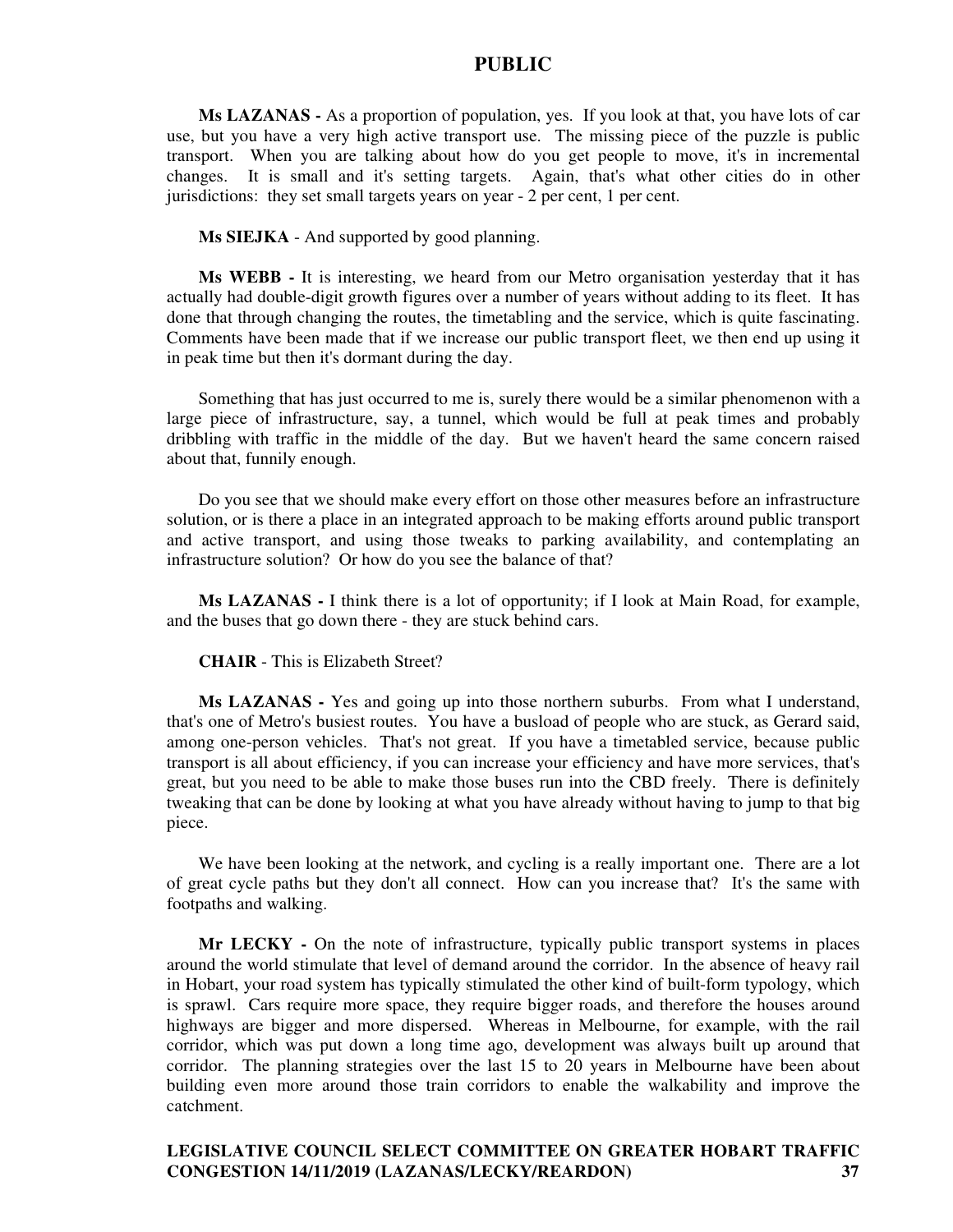**Ms LAZANAS -** As a proportion of population, yes. If you look at that, you have lots of car use, but you have a very high active transport use. The missing piece of the puzzle is public transport. When you are talking about how do you get people to move, it's in incremental changes. It is small and it's setting targets. Again, that's what other cities do in other jurisdictions: they set small targets years on year - 2 per cent, 1 per cent.

**Ms SIEJKA** - And supported by good planning.

**Ms WEBB -** It is interesting, we heard from our Metro organisation yesterday that it has actually had double-digit growth figures over a number of years without adding to its fleet. It has done that through changing the routes, the timetabling and the service, which is quite fascinating. Comments have been made that if we increase our public transport fleet, we then end up using it in peak time but then it's dormant during the day.

Something that has just occurred to me is, surely there would be a similar phenomenon with a large piece of infrastructure, say, a tunnel, which would be full at peak times and probably dribbling with traffic in the middle of the day. But we haven't heard the same concern raised about that, funnily enough.

Do you see that we should make every effort on those other measures before an infrastructure solution, or is there a place in an integrated approach to be making efforts around public transport and active transport, and using those tweaks to parking availability, and contemplating an infrastructure solution? Or how do you see the balance of that?

**Ms LAZANAS -** I think there is a lot of opportunity; if I look at Main Road, for example, and the buses that go down there - they are stuck behind cars.

**CHAIR** - This is Elizabeth Street?

**Ms LAZANAS -** Yes and going up into those northern suburbs. From what I understand, that's one of Metro's busiest routes. You have a busload of people who are stuck, as Gerard said, among one-person vehicles. That's not great. If you have a timetabled service, because public transport is all about efficiency, if you can increase your efficiency and have more services, that's great, but you need to be able to make those buses run into the CBD freely. There is definitely tweaking that can be done by looking at what you have already without having to jump to that big piece.

We have been looking at the network, and cycling is a really important one. There are a lot of great cycle paths but they don't all connect. How can you increase that? It's the same with footpaths and walking.

**Mr LECKY -** On the note of infrastructure, typically public transport systems in places around the world stimulate that level of demand around the corridor. In the absence of heavy rail in Hobart, your road system has typically stimulated the other kind of built-form typology, which is sprawl. Cars require more space, they require bigger roads, and therefore the houses around highways are bigger and more dispersed. Whereas in Melbourne, for example, with the rail corridor, which was put down a long time ago, development was always built up around that corridor. The planning strategies over the last 15 to 20 years in Melbourne have been about building even more around those train corridors to enable the walkability and improve the catchment.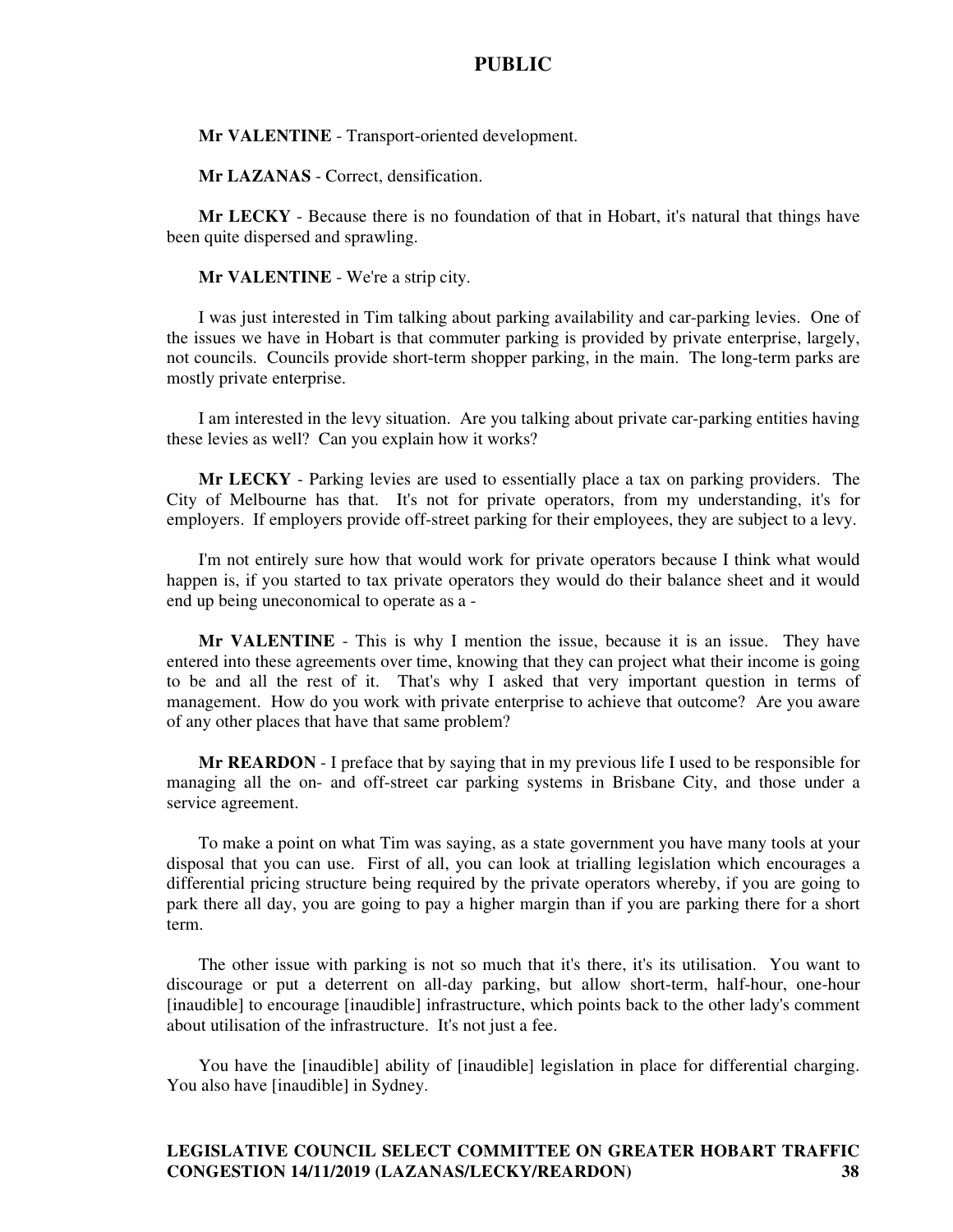**Mr VALENTINE** - Transport-oriented development.

**Mr LAZANAS** - Correct, densification.

**Mr LECKY** - Because there is no foundation of that in Hobart, it's natural that things have been quite dispersed and sprawling.

**Mr VALENTINE** - We're a strip city.

I was just interested in Tim talking about parking availability and car-parking levies. One of the issues we have in Hobart is that commuter parking is provided by private enterprise, largely, not councils. Councils provide short-term shopper parking, in the main. The long-term parks are mostly private enterprise.

I am interested in the levy situation. Are you talking about private car-parking entities having these levies as well? Can you explain how it works?

**Mr LECKY** - Parking levies are used to essentially place a tax on parking providers. The City of Melbourne has that. It's not for private operators, from my understanding, it's for employers. If employers provide off-street parking for their employees, they are subject to a levy.

I'm not entirely sure how that would work for private operators because I think what would happen is, if you started to tax private operators they would do their balance sheet and it would end up being uneconomical to operate as a -

**Mr VALENTINE** - This is why I mention the issue, because it is an issue. They have entered into these agreements over time, knowing that they can project what their income is going to be and all the rest of it. That's why I asked that very important question in terms of management. How do you work with private enterprise to achieve that outcome? Are you aware of any other places that have that same problem?

**Mr REARDON** - I preface that by saying that in my previous life I used to be responsible for managing all the on- and off-street car parking systems in Brisbane City, and those under a service agreement.

To make a point on what Tim was saying, as a state government you have many tools at your disposal that you can use. First of all, you can look at trialling legislation which encourages a differential pricing structure being required by the private operators whereby, if you are going to park there all day, you are going to pay a higher margin than if you are parking there for a short term.

The other issue with parking is not so much that it's there, it's its utilisation. You want to discourage or put a deterrent on all-day parking, but allow short-term, half-hour, one-hour [inaudible] to encourage [inaudible] infrastructure, which points back to the other lady's comment about utilisation of the infrastructure. It's not just a fee.

You have the [inaudible] ability of [inaudible] legislation in place for differential charging. You also have [inaudible] in Sydney.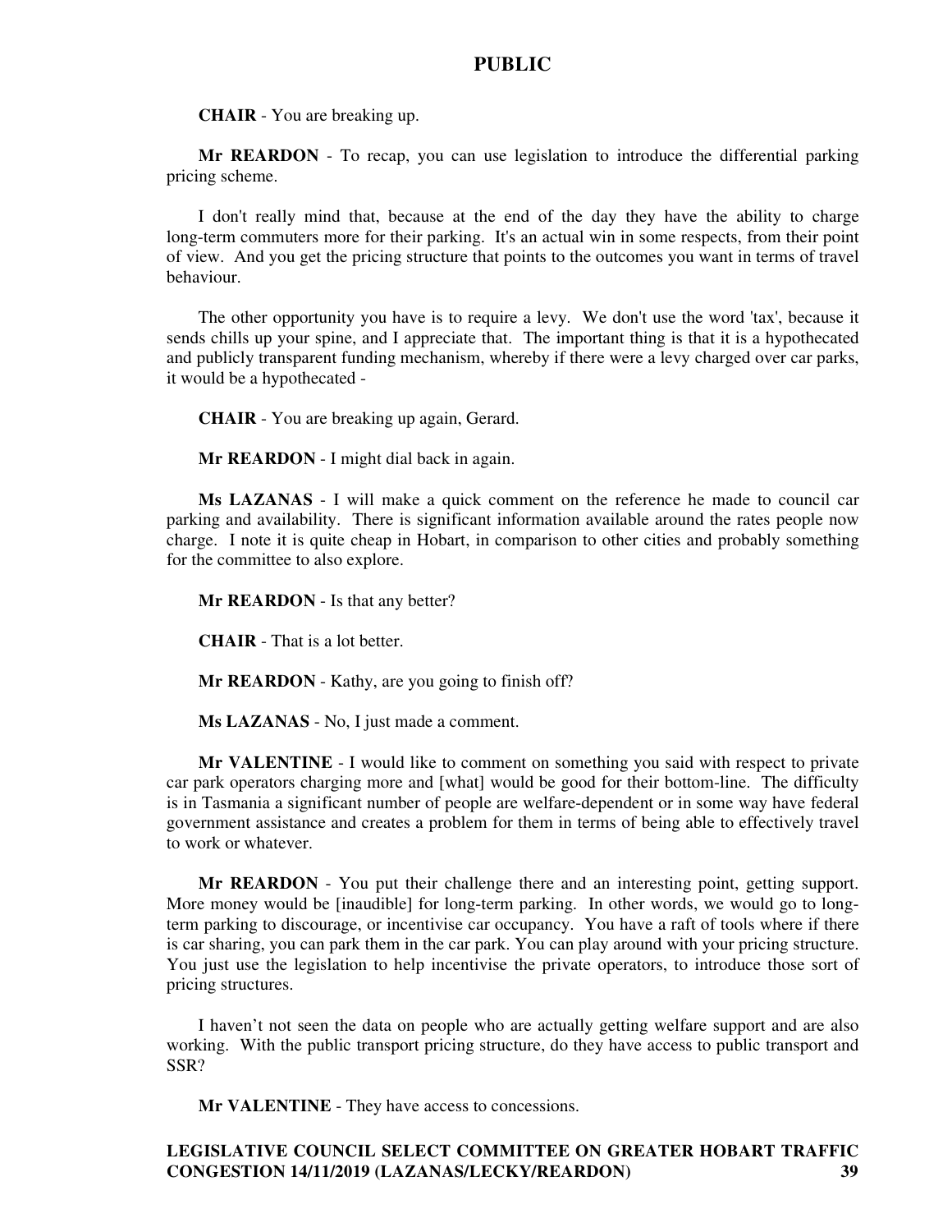**CHAIR** - You are breaking up.

**Mr REARDON** - To recap, you can use legislation to introduce the differential parking pricing scheme.

I don't really mind that, because at the end of the day they have the ability to charge long-term commuters more for their parking. It's an actual win in some respects, from their point of view. And you get the pricing structure that points to the outcomes you want in terms of travel behaviour.

The other opportunity you have is to require a levy. We don't use the word 'tax', because it sends chills up your spine, and I appreciate that. The important thing is that it is a hypothecated and publicly transparent funding mechanism, whereby if there were a levy charged over car parks, it would be a hypothecated -

**CHAIR** - You are breaking up again, Gerard.

**Mr REARDON** - I might dial back in again.

**Ms LAZANAS** - I will make a quick comment on the reference he made to council car parking and availability. There is significant information available around the rates people now charge. I note it is quite cheap in Hobart, in comparison to other cities and probably something for the committee to also explore.

**Mr REARDON** - Is that any better?

**CHAIR** - That is a lot better.

**Mr REARDON** - Kathy, are you going to finish off?

**Ms LAZANAS** - No, I just made a comment.

**Mr VALENTINE** - I would like to comment on something you said with respect to private car park operators charging more and [what] would be good for their bottom-line. The difficulty is in Tasmania a significant number of people are welfare-dependent or in some way have federal government assistance and creates a problem for them in terms of being able to effectively travel to work or whatever.

**Mr REARDON** - You put their challenge there and an interesting point, getting support. More money would be [inaudible] for long-term parking. In other words, we would go to long-term parking to discourage, or incentivise car occupancy. You have a raft of tools where if there is car sharing, you can park them in the car park. You can play around with your pricing structure. You just use the legislation to help incentivise the private operators, to introduce those sort of pricing structures.

I haven't not seen the data on people who are actually getting welfare support and are also working. With the public transport pricing structure, do they have access to public transport and SSR?

**Mr VALENTINE** - They have access to concessions.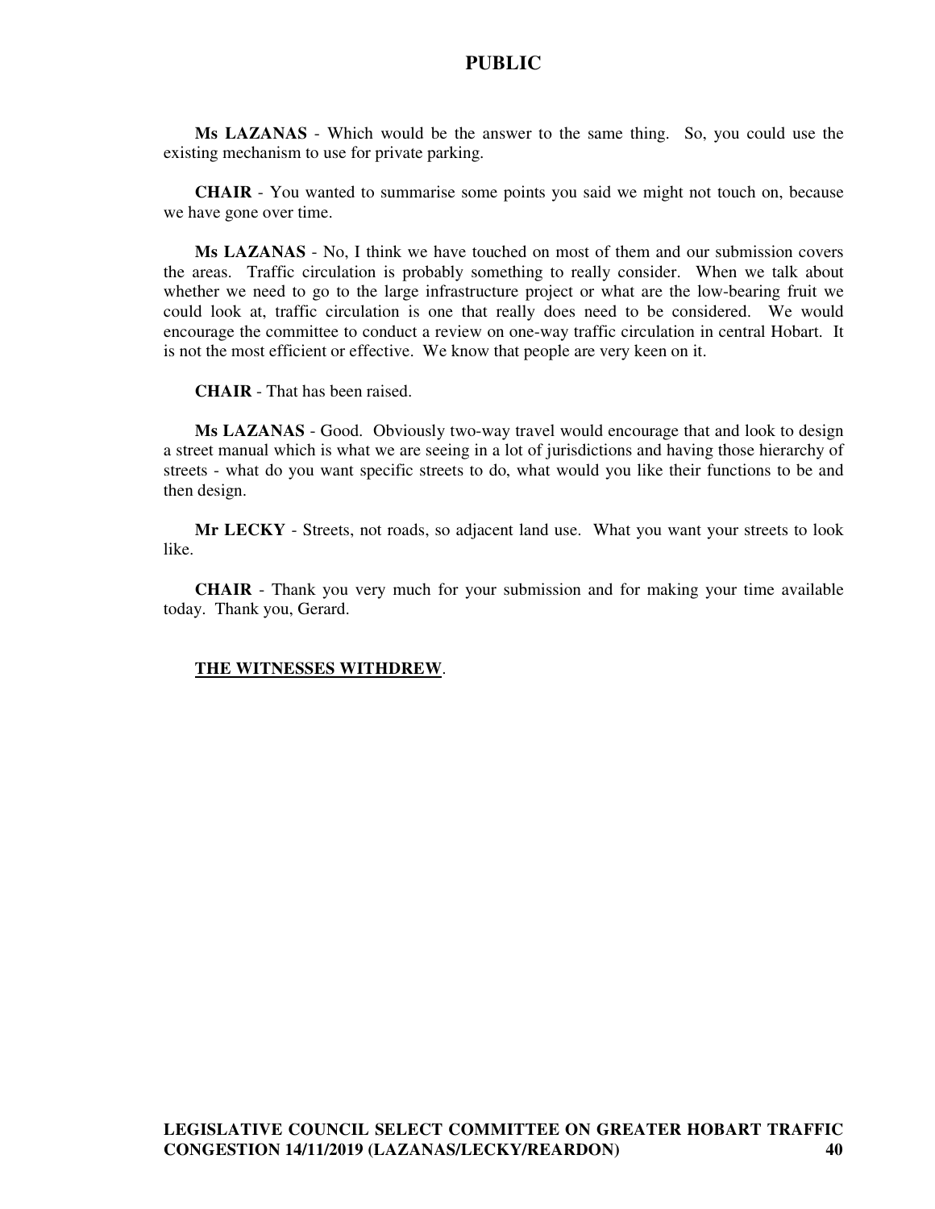**Ms LAZANAS** - Which would be the answer to the same thing. So, you could use the existing mechanism to use for private parking.

**CHAIR** - You wanted to summarise some points you said we might not touch on, because we have gone over time.

**Ms LAZANAS** - No, I think we have touched on most of them and our submission covers the areas. Traffic circulation is probably something to really consider. When we talk about whether we need to go to the large infrastructure project or what are the low-bearing fruit we could look at, traffic circulation is one that really does need to be considered. We would encourage the committee to conduct a review on one-way traffic circulation in central Hobart. It is not the most efficient or effective. We know that people are very keen on it.

**CHAIR** - That has been raised.

**Ms LAZANAS** - Good. Obviously two-way travel would encourage that and look to design a street manual which is what we are seeing in a lot of jurisdictions and having those hierarchy of streets - what do you want specific streets to do, what would you like their functions to be and then design.

**Mr LECKY** - Streets, not roads, so adjacent land use. What you want your streets to look like.

**CHAIR** - Thank you very much for your submission and for making your time available today. Thank you, Gerard.

**<u>THE WITNESSES WITHDREW</u>**.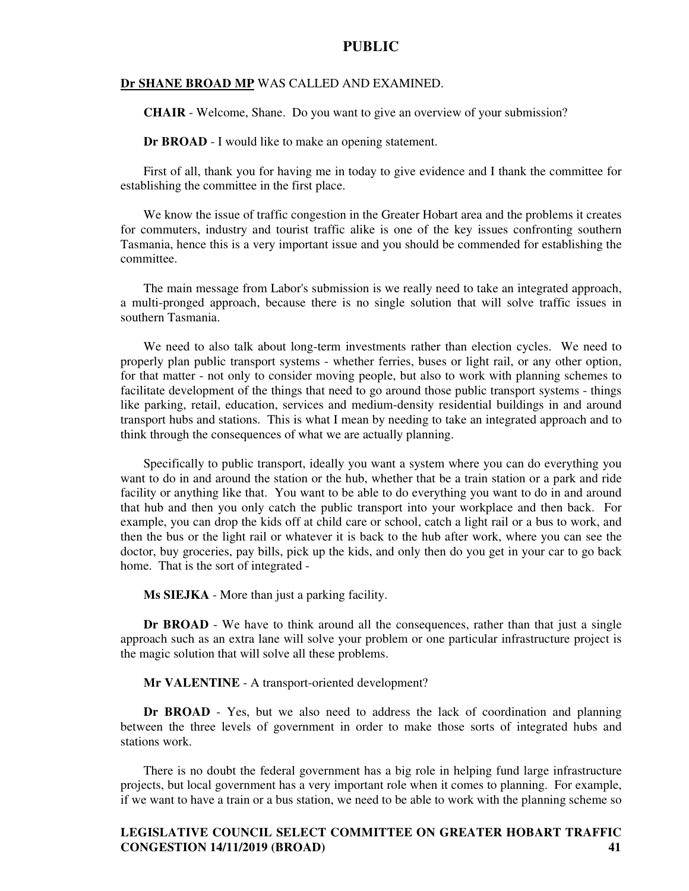**Dr SHANE BROAD MP** WAS CALLED AND EXAMINED.

**CHAIR** - Welcome, Shane. Do you want to give an overview of your submission?

**Dr BROAD** - I would like to make an opening statement.

First of all, thank you for having me in today to give evidence and I thank the committee for establishing the committee in the first place.

We know the issue of traffic congestion in the Greater Hobart area and the problems it creates for commuters, industry and tourist traffic alike is one of the key issues confronting southern Tasmania, hence this is a very important issue and you should be commended for establishing the committee.

The main message from Labor's submission is we really need to take an integrated approach, a multi-pronged approach, because there is no single solution that will solve traffic issues in southern Tasmania.

We need to also talk about long-term investments rather than election cycles. We need to properly plan public transport systems - whether ferries, buses or light rail, or any other option, for that matter - not only to consider moving people, but also to work with planning schemes to facilitate development of the things that need to go around those public transport systems - things like parking, retail, education, services and medium-density residential buildings in and around transport hubs and stations. This is what I mean by needing to take an integrated approach and to think through the consequences of what we are actually planning.

Specifically to public transport, ideally you want a system where you can do everything you want to do in and around the station or the hub, whether that be a train station or a park and ride facility or anything like that. You want to be able to do everything you want to do in and around that hub and then you only catch the public transport into your workplace and then back. For example, you can drop the kids off at child care or school, catch a light rail or a bus to work, and then the bus or the light rail or whatever it is back to the hub after work, where you can see the doctor, buy groceries, pay bills, pick up the kids, and only then do you get in your car to go back home. That is the sort of integrated -

**Ms SIEJKA** - More than just a parking facility.

**Dr BROAD** - We have to think around all the consequences, rather than that just a single approach such as an extra lane will solve your problem or one particular infrastructure project is the magic solution that will solve all these problems.

**Mr VALENTINE** - A transport-oriented development?

**Dr BROAD** - Yes, but we also need to address the lack of coordination and planning between the three levels of government in order to make those sorts of integrated hubs and stations work.

There is no doubt the federal government has a big role in helping fund large infrastructure projects, but local government has a very important role when it comes to planning. For example, if we want to have a train or a bus station, we need to be able to work with the planning scheme so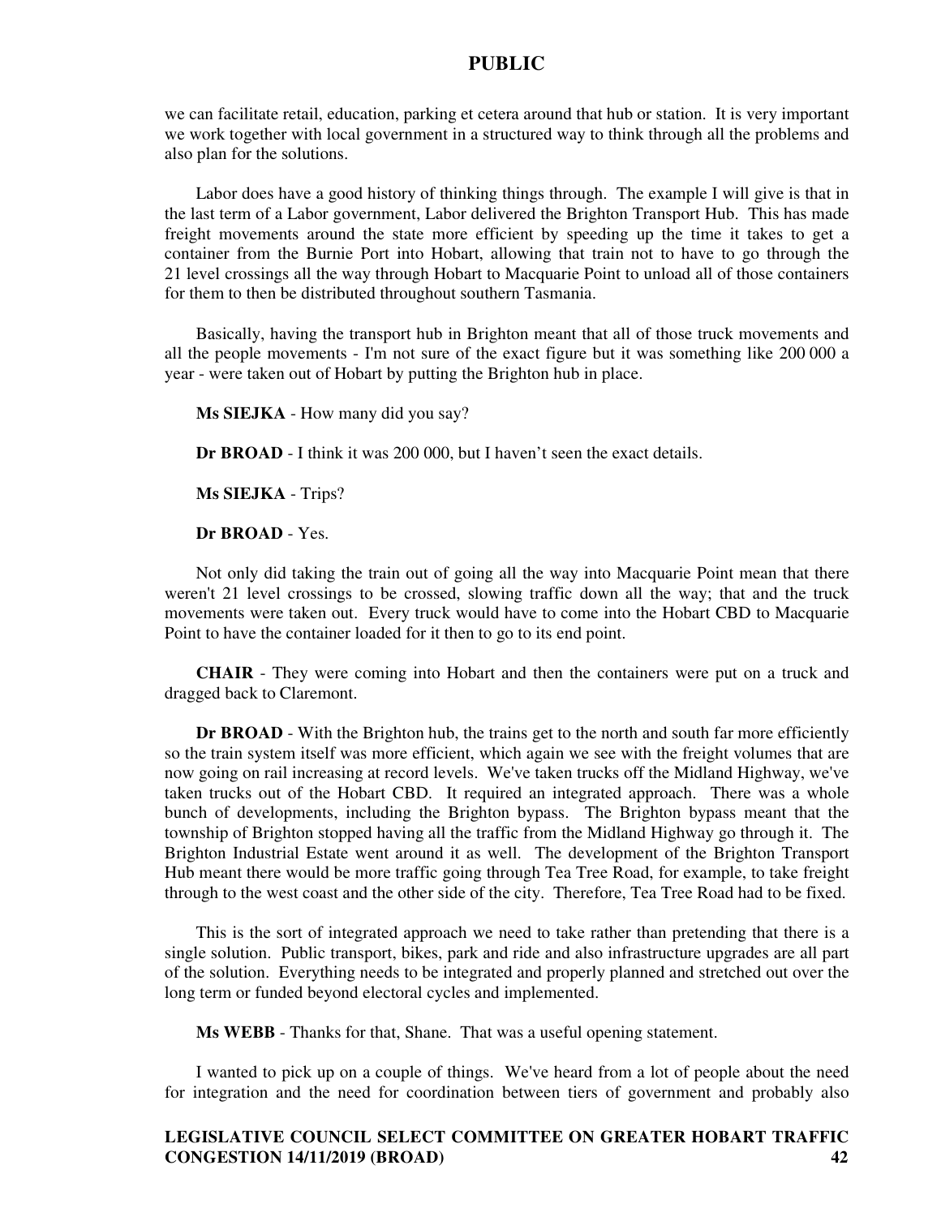we can facilitate retail, education, parking et cetera around that hub or station. It is very important we work together with local government in a structured way to think through all the problems and also plan for the solutions.

Labor does have a good history of thinking things through. The example I will give is that in the last term of a Labor government, Labor delivered the Brighton Transport Hub. This has made freight movements around the state more efficient by speeding up the time it takes to get a container from the Burnie Port into Hobart, allowing that train not to have to go through the 21 level crossings all the way through Hobart to Macquarie Point to unload all of those containers for them to then be distributed throughout southern Tasmania.

Basically, having the transport hub in Brighton meant that all of those truck movements and all the people movements - I'm not sure of the exact figure but it was something like 200 000 a year - were taken out of Hobart by putting the Brighton hub in place.

**Ms SIEJKA** - How many did you say?

**Dr BROAD** - I think it was 200 000, but I haven't seen the exact details.

**Ms SIEJKA** - Trips?

**Dr BROAD** - Yes.

Not only did taking the train out of going all the way into Macquarie Point mean that there weren't 21 level crossings to be crossed, slowing traffic down all the way; that and the truck movements were taken out. Every truck would have to come into the Hobart CBD to Macquarie Point to have the container loaded for it then to go to its end point.

**CHAIR** - They were coming into Hobart and then the containers were put on a truck and dragged back to Claremont.

**Dr BROAD** - With the Brighton hub, the trains get to the north and south far more efficiently so the train system itself was more efficient, which again we see with the freight volumes that are now going on rail increasing at record levels. We've taken trucks off the Midland Highway, we've taken trucks out of the Hobart CBD. It required an integrated approach. There was a whole bunch of developments, including the Brighton bypass. The Brighton bypass meant that the township of Brighton stopped having all the traffic from the Midland Highway go through it. The Brighton Industrial Estate went around it as well. The development of the Brighton Transport Hub meant there would be more traffic going through Tea Tree Road, for example, to take freight through to the west coast and the other side of the city. Therefore, Tea Tree Road had to be fixed.

This is the sort of integrated approach we need to take rather than pretending that there is a single solution. Public transport, bikes, park and ride and also infrastructure upgrades are all part of the solution. Everything needs to be integrated and properly planned and stretched out over the long term or funded beyond electoral cycles and implemented.

**Ms WEBB** - Thanks for that, Shane. That was a useful opening statement.

I wanted to pick up on a couple of things. We've heard from a lot of people about the need for integration and the need for coordination between tiers of government and probably also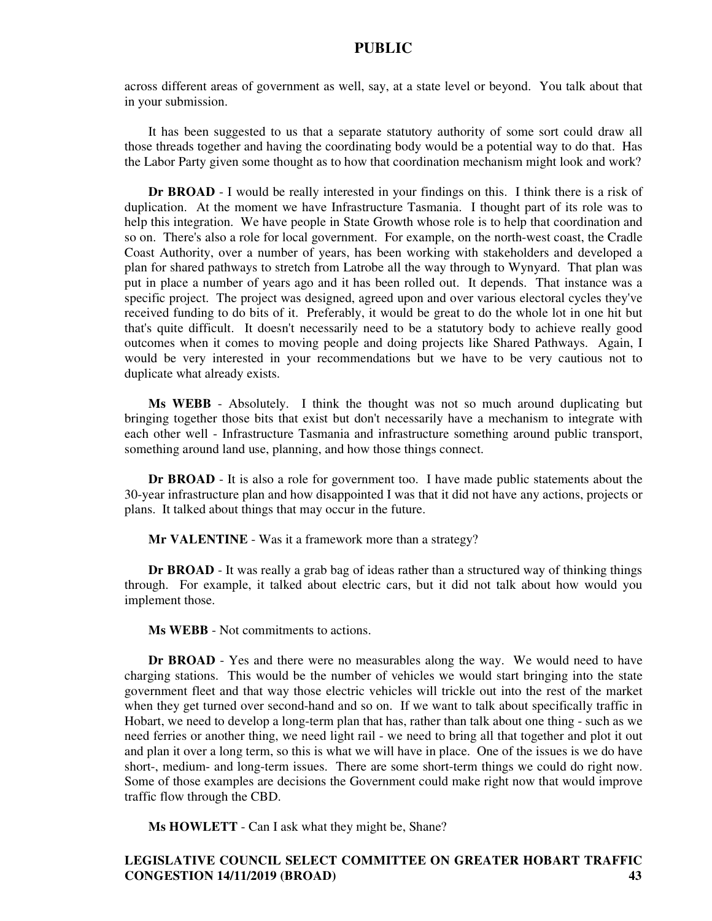across different areas of government as well, say, at a state level or beyond. You talk about that in your submission.

It has been suggested to us that a separate statutory authority of some sort could draw all those threads together and having the coordinating body would be a potential way to do that. Has the Labor Party given some thought as to how that coordination mechanism might look and work?

**Dr BROAD** - I would be really interested in your findings on this. I think there is a risk of duplication. At the moment we have Infrastructure Tasmania. I thought part of its role was to help this integration. We have people in State Growth whose role is to help that coordination and so on. There's also a role for local government. For example, on the north-west coast, the Cradle Coast Authority, over a number of years, has been working with stakeholders and developed a plan for shared pathways to stretch from Latrobe all the way through to Wynyard. That plan was put in place a number of years ago and it has been rolled out. It depends. That instance was a specific project. The project was designed, agreed upon and over various electoral cycles they've received funding to do bits of it. Preferably, it would be great to do the whole lot in one hit but that's quite difficult. It doesn't necessarily need to be a statutory body to achieve really good outcomes when it comes to moving people and doing projects like Shared Pathways. Again, I would be very interested in your recommendations but we have to be very cautious not to duplicate what already exists.

**Ms WEBB** - Absolutely. I think the thought was not so much around duplicating but bringing together those bits that exist but don't necessarily have a mechanism to integrate with each other well - Infrastructure Tasmania and infrastructure something around public transport, something around land use, planning, and how those things connect.

**Dr BROAD** - It is also a role for government too. I have made public statements about the 30-year infrastructure plan and how disappointed I was that it did not have any actions, projects or plans. It talked about things that may occur in the future.

**Mr VALENTINE** - Was it a framework more than a strategy?

**Dr BROAD** - It was really a grab bag of ideas rather than a structured way of thinking things through. For example, it talked about electric cars, but it did not talk about how would you implement those.

**Ms WEBB** - Not commitments to actions.

**Dr BROAD** - Yes and there were no measurables along the way. We would need to have charging stations. This would be the number of vehicles we would start bringing into the state government fleet and that way those electric vehicles will trickle out into the rest of the market when they get turned over second-hand and so on. If we want to talk about specifically traffic in Hobart, we need to develop a long-term plan that has, rather than talk about one thing - such as we need ferries or another thing, we need light rail - we need to bring all that together and plot it out and plan it over a long term, so this is what we will have in place. One of the issues is we do have short-, medium- and long-term issues. There are some short-term things we could do right now. Some of those examples are decisions the Government could make right now that would improve traffic flow through the CBD.

**Ms HOWLETT** - Can I ask what they might be, Shane?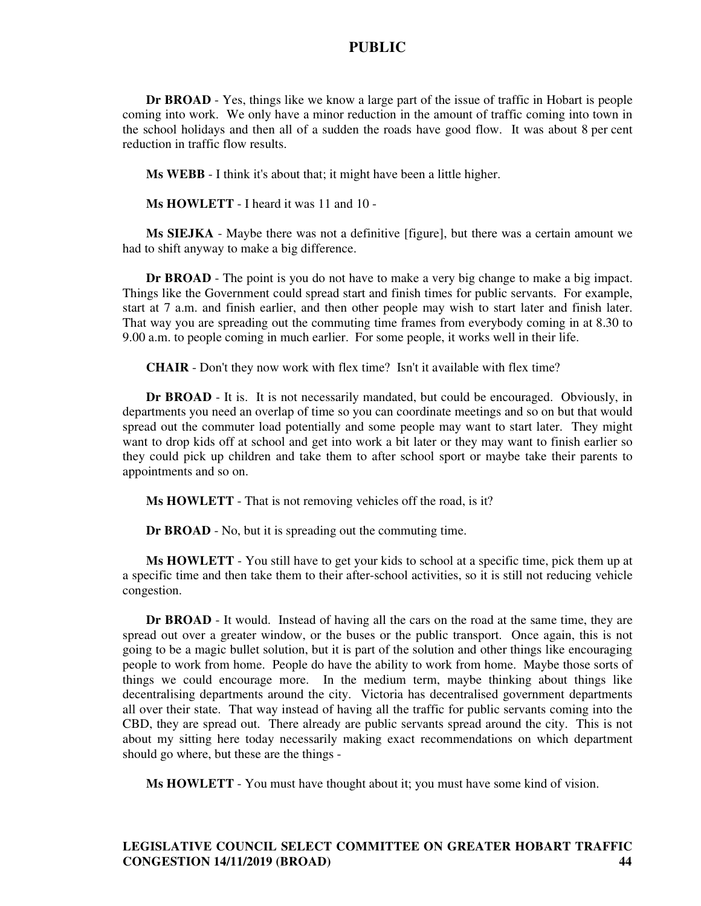**Dr BROAD** - Yes, things like we know a large part of the issue of traffic in Hobart is people coming into work. We only have a minor reduction in the amount of traffic coming into town in the school holidays and then all of a sudden the roads have good flow. It was about 8 per cent reduction in traffic flow results.

**Ms WEBB** - I think it's about that; it might have been a little higher.

**Ms HOWLETT** - I heard it was 11 and 10 -

**Ms SIEJKA** - Maybe there was not a definitive [figure], but there was a certain amount we had to shift anyway to make a big difference.

**Dr BROAD** - The point is you do not have to make a very big change to make a big impact. Things like the Government could spread start and finish times for public servants. For example, start at 7 a.m. and finish earlier, and then other people may wish to start later and finish later. That way you are spreading out the commuting time frames from everybody coming in at 8.30 to 9.00 a.m. to people coming in much earlier. For some people, it works well in their life.

**CHAIR** - Don't they now work with flex time? Isn't it available with flex time?

**Dr BROAD** - It is. It is not necessarily mandated, but could be encouraged. Obviously, in departments you need an overlap of time so you can coordinate meetings and so on but that would spread out the commuter load potentially and some people may want to start later. They might want to drop kids off at school and get into work a bit later or they may want to finish earlier so they could pick up children and take them to after school sport or maybe take their parents to appointments and so on.

**Ms HOWLETT** - That is not removing vehicles off the road, is it?

**Dr BROAD** - No, but it is spreading out the commuting time.

**Ms HOWLETT** - You still have to get your kids to school at a specific time, pick them up at a specific time and then take them to their after-school activities, so it is still not reducing vehicle congestion.

**Dr BROAD** - It would. Instead of having all the cars on the road at the same time, they are spread out over a greater window, or the buses or the public transport. Once again, this is not going to be a magic bullet solution, but it is part of the solution and other things like encouraging people to work from home. People do have the ability to work from home. Maybe those sorts of things we could encourage more. In the medium term, maybe thinking about things like decentralising departments around the city. Victoria has decentralised government departments all over their state. That way instead of having all the traffic for public servants coming into the CBD, they are spread out. There already are public servants spread around the city. This is not about my sitting here today necessarily making exact recommendations on which department should go where, but these are the things -

**Ms HOWLETT** - You must have thought about it; you must have some kind of vision.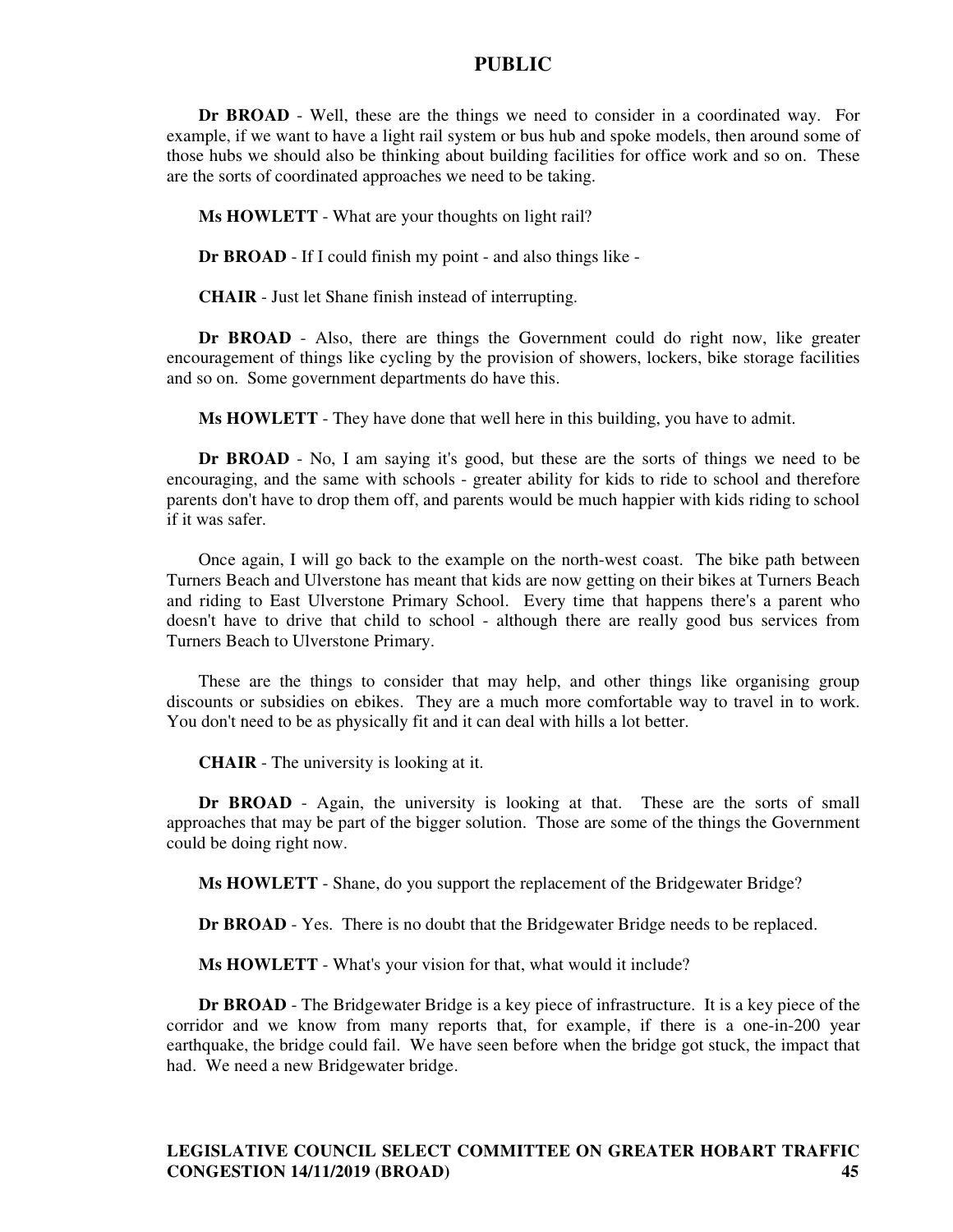**Dr BROAD** - Well, these are the things we need to consider in a coordinated way. For example, if we want to have a light rail system or bus hub and spoke models, then around some of those hubs we should also be thinking about building facilities for office work and so on. These are the sorts of coordinated approaches we need to be taking.

**Ms HOWLETT** - What are your thoughts on light rail?

**Dr BROAD** - If I could finish my point - and also things like -

**CHAIR** - Just let Shane finish instead of interrupting.

**Dr BROAD** - Also, there are things the Government could do right now, like greater encouragement of things like cycling by the provision of showers, lockers, bike storage facilities and so on. Some government departments do have this.

**Ms HOWLETT** - They have done that well here in this building, you have to admit.

**Dr BROAD** - No, I am saying it's good, but these are the sorts of things we need to be encouraging, and the same with schools - greater ability for kids to ride to school and therefore parents don't have to drop them off, and parents would be much happier with kids riding to school if it was safer.

Once again, I will go back to the example on the north-west coast. The bike path between Turners Beach and Ulverstone has meant that kids are now getting on their bikes at Turners Beach and riding to East Ulverstone Primary School. Every time that happens there's a parent who doesn't have to drive that child to school - although there are really good bus services from Turners Beach to Ulverstone Primary.

These are the things to consider that may help, and other things like organising group discounts or subsidies on ebikes. They are a much more comfortable way to travel in to work. You don't need to be as physically fit and it can deal with hills a lot better.

**CHAIR** - The university is looking at it.

**Dr BROAD** - Again, the university is looking at that. These are the sorts of small approaches that may be part of the bigger solution. Those are some of the things the Government could be doing right now.

**Ms HOWLETT** - Shane, do you support the replacement of the Bridgewater Bridge?

**Dr BROAD** - Yes. There is no doubt that the Bridgewater Bridge needs to be replaced.

**Ms HOWLETT** - What's your vision for that, what would it include?

**Dr BROAD** - The Bridgewater Bridge is a key piece of infrastructure. It is a key piece of the corridor and we know from many reports that, for example, if there is a one-in-200 year earthquake, the bridge could fail. We have seen before when the bridge got stuck, the impact that had. We need a new Bridgewater bridge.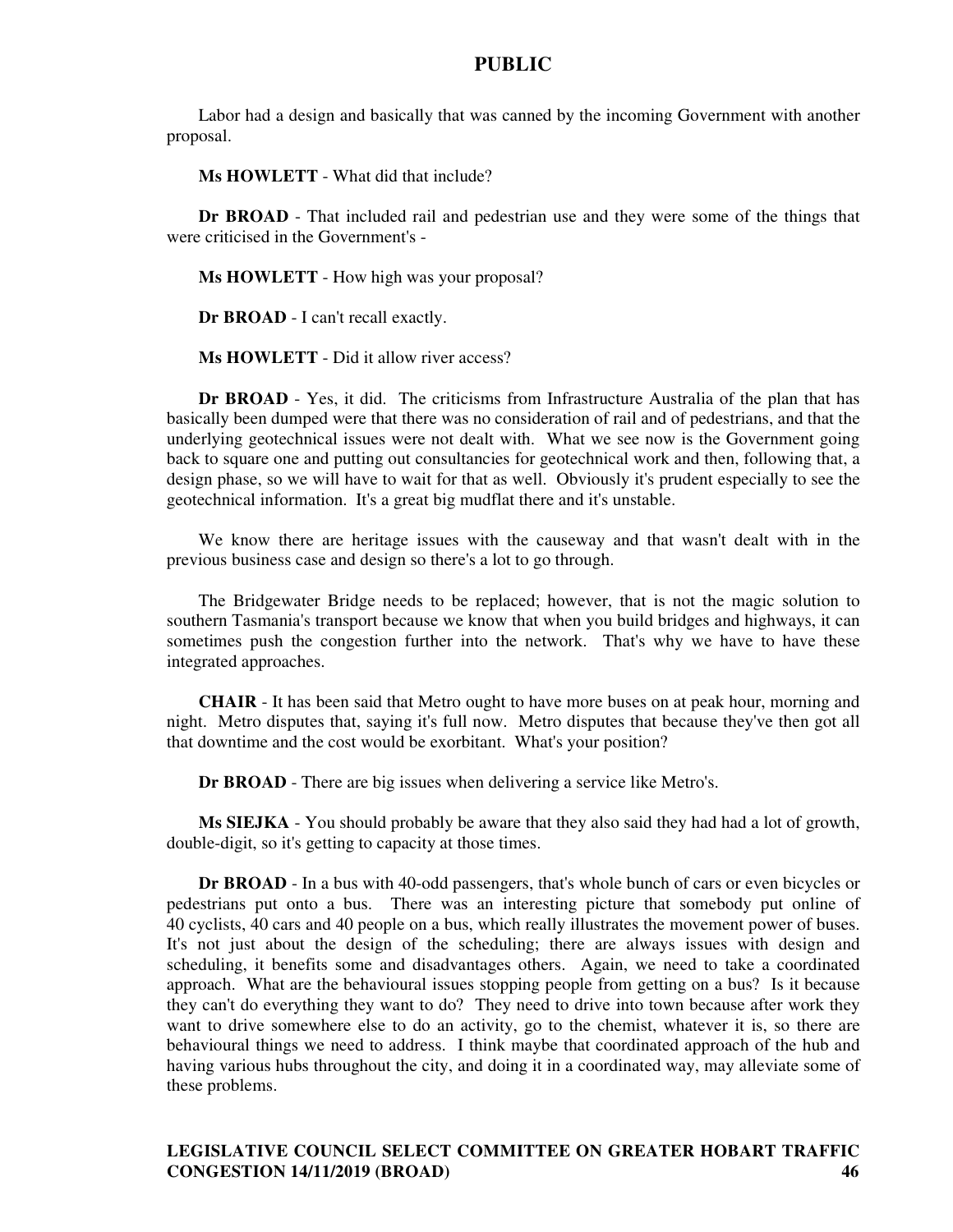Labor had a design and basically that was canned by the incoming Government with another proposal.

**Ms HOWLETT** - What did that include?

**Dr BROAD** - That included rail and pedestrian use and they were some of the things that were criticised in the Government's -

**Ms HOWLETT** - How high was your proposal?

**Dr BROAD** - I can't recall exactly.

**Ms HOWLETT** - Did it allow river access?

**Dr BROAD** - Yes, it did. The criticisms from Infrastructure Australia of the plan that has basically been dumped were that there was no consideration of rail and of pedestrians, and that the underlying geotechnical issues were not dealt with. What we see now is the Government going back to square one and putting out consultancies for geotechnical work and then, following that, a design phase, so we will have to wait for that as well. Obviously it's prudent especially to see the geotechnical information. It's a great big mudflat there and it's unstable.

We know there are heritage issues with the causeway and that wasn't dealt with in the previous business case and design so there's a lot to go through.

The Bridgewater Bridge needs to be replaced; however, that is not the magic solution to southern Tasmania's transport because we know that when you build bridges and highways, it can sometimes push the congestion further into the network. That's why we have to have these integrated approaches.

**CHAIR** - It has been said that Metro ought to have more buses on at peak hour, morning and night. Metro disputes that, saying it's full now. Metro disputes that because they've then got all that downtime and the cost would be exorbitant. What's your position?

**Dr BROAD** - There are big issues when delivering a service like Metro's.

**Ms SIEJKA** - You should probably be aware that they also said they had had a lot of growth, double-digit, so it's getting to capacity at those times.

**Dr BROAD** - In a bus with 40-odd passengers, that's whole bunch of cars or even bicycles or pedestrians put onto a bus. There was an interesting picture that somebody put online of 40 cyclists, 40 cars and 40 people on a bus, which really illustrates the movement power of buses. It's not just about the design of the scheduling; there are always issues with design and scheduling, it benefits some and disadvantages others. Again, we need to take a coordinated approach. What are the behavioural issues stopping people from getting on a bus? Is it because they can't do everything they want to do? They need to drive into town because after work they want to drive somewhere else to do an activity, go to the chemist, whatever it is, so there are behavioural things we need to address. I think maybe that coordinated approach of the hub and having various hubs throughout the city, and doing it in a coordinated way, may alleviate some of these problems.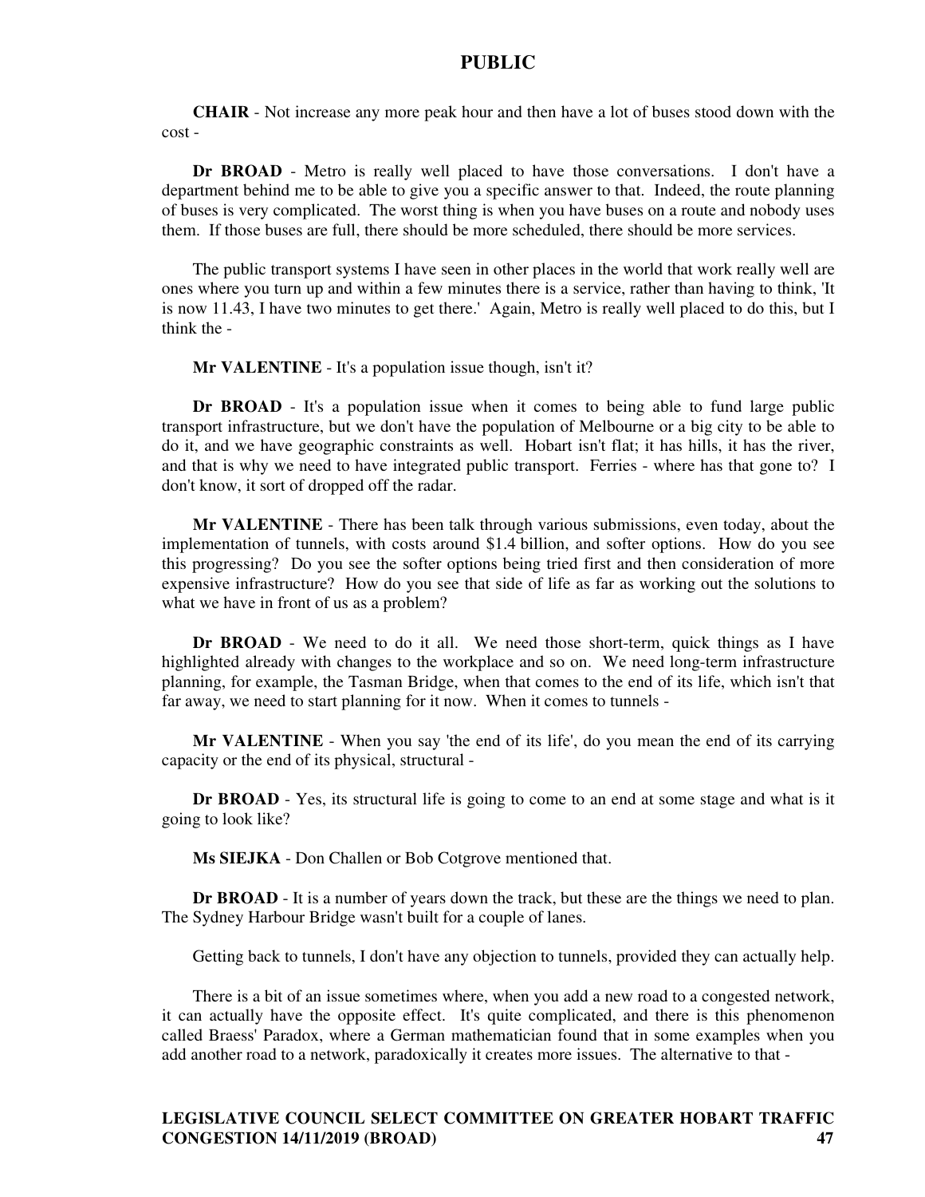**CHAIR** - Not increase any more peak hour and then have a lot of buses stood down with the cost -

**Dr BROAD** - Metro is really well placed to have those conversations. I don't have a department behind me to be able to give you a specific answer to that. Indeed, the route planning of buses is very complicated. The worst thing is when you have buses on a route and nobody uses them. If those buses are full, there should be more scheduled, there should be more services.

The public transport systems I have seen in other places in the world that work really well are ones where you turn up and within a few minutes there is a service, rather than having to think, 'It is now 11.43, I have two minutes to get there.' Again, Metro is really well placed to do this, but I think the -

**Mr VALENTINE** - It's a population issue though, isn't it?

**Dr BROAD** - It's a population issue when it comes to being able to fund large public transport infrastructure, but we don't have the population of Melbourne or a big city to be able to do it, and we have geographic constraints as well. Hobart isn't flat; it has hills, it has the river, and that is why we need to have integrated public transport. Ferries - where has that gone to? I don't know, it sort of dropped off the radar.

**Mr VALENTINE** - There has been talk through various submissions, even today, about the implementation of tunnels, with costs around $1.4 billion, and softer options. How do you see this progressing? Do you see the softer options being tried first and then consideration of more expensive infrastructure? How do you see that side of life as far as working out the solutions to what we have in front of us as a problem?

**Dr BROAD** - We need to do it all. We need those short-term, quick things as I have highlighted already with changes to the workplace and so on. We need long-term infrastructure planning, for example, the Tasman Bridge, when that comes to the end of its life, which isn't that far away, we need to start planning for it now. When it comes to tunnels -

**Mr VALENTINE** - When you say 'the end of its life', do you mean the end of its carrying capacity or the end of its physical, structural -

**Dr BROAD** - Yes, its structural life is going to come to an end at some stage and what is it going to look like?

**Ms SIEJKA** - Don Challen or Bob Cotgrove mentioned that.

**Dr BROAD** - It is a number of years down the track, but these are the things we need to plan. The Sydney Harbour Bridge wasn't built for a couple of lanes.

Getting back to tunnels, I don't have any objection to tunnels, provided they can actually help.

There is a bit of an issue sometimes where, when you add a new road to a congested network, it can actually have the opposite effect. It's quite complicated, and there is this phenomenon called Braess' Paradox, where a German mathematician found that in some examples when you add another road to a network, paradoxically it creates more issues. The alternative to that -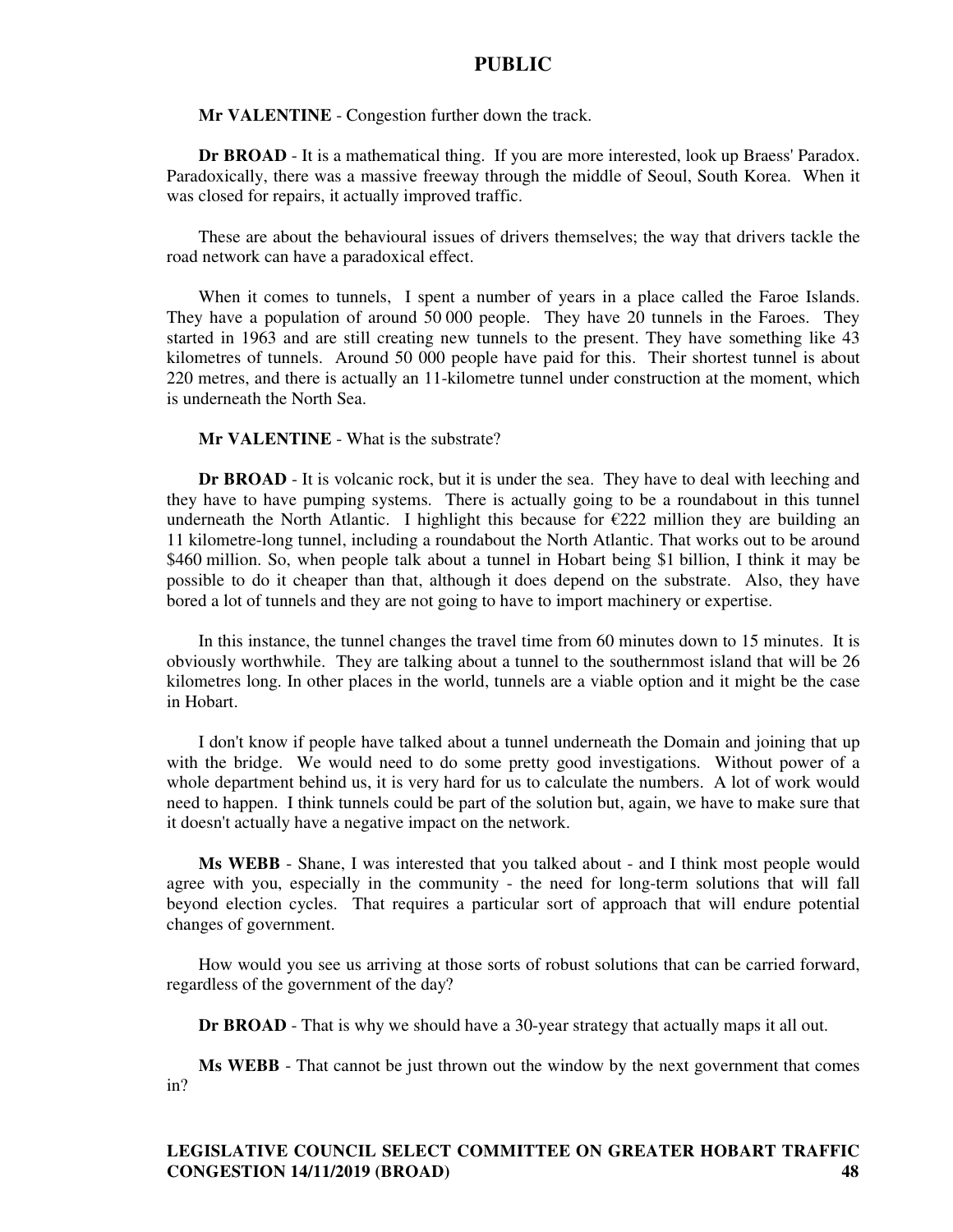**Mr VALENTINE** - Congestion further down the track.

**Dr BROAD** - It is a mathematical thing. If you are more interested, look up Braess' Paradox. Paradoxically, there was a massive freeway through the middle of Seoul, South Korea. When it was closed for repairs, it actually improved traffic.

These are about the behavioural issues of drivers themselves; the way that drivers tackle the road network can have a paradoxical effect.

When it comes to tunnels, I spent a number of years in a place called the Faroe Islands. They have a population of around 50 000 people. They have 20 tunnels in the Faroes. They started in 1963 and are still creating new tunnels to the present. They have something like 43 kilometres of tunnels. Around 50 000 people have paid for this. Their shortest tunnel is about 220 metres, and there is actually an 11-kilometre tunnel under construction at the moment, which is underneath the North Sea.

**Mr VALENTINE** - What is the substrate?

**Dr BROAD** - It is volcanic rock, but it is under the sea. They have to deal with leeching and they have to have pumping systems. There is actually going to be a roundabout in this tunnel underneath the North Atlantic. I highlight this because for €222 million they are building an 11 kilometre-long tunnel, including a roundabout the North Atlantic. That works out to be around $460 million. So, when people talk about a tunnel in Hobart being $1 billion, I think it may be possible to do it cheaper than that, although it does depend on the substrate. Also, they have bored a lot of tunnels and they are not going to have to import machinery or expertise.

In this instance, the tunnel changes the travel time from 60 minutes down to 15 minutes. It is obviously worthwhile. They are talking about a tunnel to the southernmost island that will be 26 kilometres long. In other places in the world, tunnels are a viable option and it might be the case in Hobart.

I don't know if people have talked about a tunnel underneath the Domain and joining that up with the bridge. We would need to do some pretty good investigations. Without power of a whole department behind us, it is very hard for us to calculate the numbers. A lot of work would need to happen. I think tunnels could be part of the solution but, again, we have to make sure that it doesn't actually have a negative impact on the network.

**Ms WEBB** - Shane, I was interested that you talked about - and I think most people would agree with you, especially in the community - the need for long-term solutions that will fall beyond election cycles. That requires a particular sort of approach that will endure potential changes of government.

How would you see us arriving at those sorts of robust solutions that can be carried forward, regardless of the government of the day?

**Dr BROAD** - That is why we should have a 30-year strategy that actually maps it all out.

**Ms WEBB** - That cannot be just thrown out the window by the next government that comes in?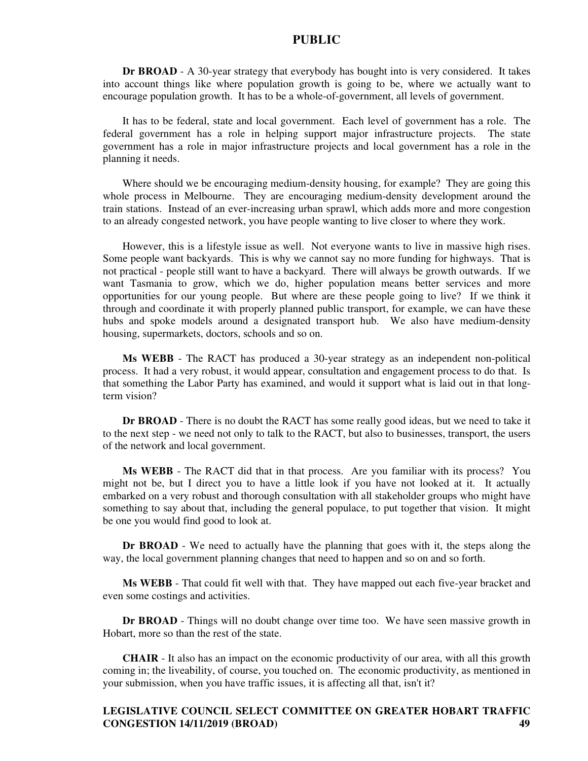**Dr BROAD** - A 30-year strategy that everybody has bought into is very considered. It takes into account things like where population growth is going to be, where we actually want to encourage population growth. It has to be a whole-of-government, all levels of government.

It has to be federal, state and local government. Each level of government has a role. The federal government has a role in helping support major infrastructure projects. The state government has a role in major infrastructure projects and local government has a role in the planning it needs.

Where should we be encouraging medium-density housing, for example? They are going this whole process in Melbourne. They are encouraging medium-density development around the train stations. Instead of an ever-increasing urban sprawl, which adds more and more congestion to an already congested network, you have people wanting to live closer to where they work.

However, this is a lifestyle issue as well. Not everyone wants to live in massive high rises. Some people want backyards. This is why we cannot say no more funding for highways. That is not practical - people still want to have a backyard. There will always be growth outwards. If we want Tasmania to grow, which we do, higher population means better services and more opportunities for our young people. But where are these people going to live? If we think it through and coordinate it with properly planned public transport, for example, we can have these hubs and spoke models around a designated transport hub. We also have medium-density housing, supermarkets, doctors, schools and so on.

**Ms WEBB** - The RACT has produced a 30-year strategy as an independent non-political process. It had a very robust, it would appear, consultation and engagement process to do that. Is that something the Labor Party has examined, and would it support what is laid out in that long-term vision?

**Dr BROAD** - There is no doubt the RACT has some really good ideas, but we need to take it to the next step - we need not only to talk to the RACT, but also to businesses, transport, the users of the network and local government.

**Ms WEBB** - The RACT did that in that process. Are you familiar with its process? You might not be, but I direct you to have a little look if you have not looked at it. It actually embarked on a very robust and thorough consultation with all stakeholder groups who might have something to say about that, including the general populace, to put together that vision. It might be one you would find good to look at.

**Dr BROAD** - We need to actually have the planning that goes with it, the steps along the way, the local government planning changes that need to happen and so on and so forth.

**Ms WEBB** - That could fit well with that. They have mapped out each five-year bracket and even some costings and activities.

**Dr BROAD** - Things will no doubt change over time too. We have seen massive growth in Hobart, more so than the rest of the state.

**CHAIR** - It also has an impact on the economic productivity of our area, with all this growth coming in; the liveability, of course, you touched on. The economic productivity, as mentioned in your submission, when you have traffic issues, it is affecting all that, isn't it?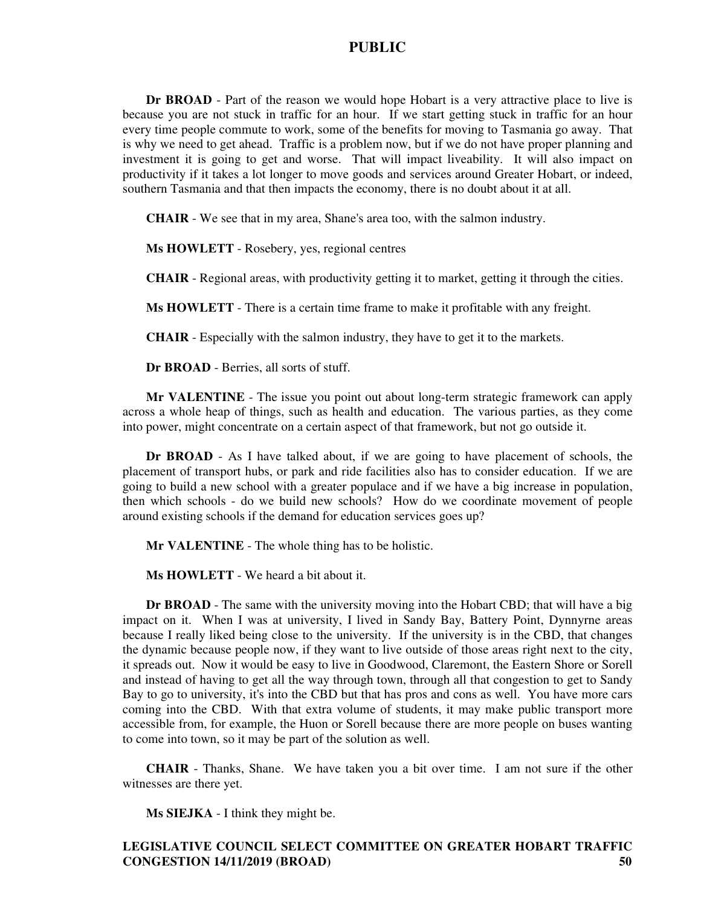**Dr BROAD** - Part of the reason we would hope Hobart is a very attractive place to live is because you are not stuck in traffic for an hour. If we start getting stuck in traffic for an hour every time people commute to work, some of the benefits for moving to Tasmania go away. That is why we need to get ahead. Traffic is a problem now, but if we do not have proper planning and investment it is going to get and worse. That will impact liveability. It will also impact on productivity if it takes a lot longer to move goods and services around Greater Hobart, or indeed, southern Tasmania and that then impacts the economy, there is no doubt about it at all.

**CHAIR** - We see that in my area, Shane's area too, with the salmon industry.

**Ms HOWLETT** - Rosebery, yes, regional centres

**CHAIR** - Regional areas, with productivity getting it to market, getting it through the cities.

**Ms HOWLETT** - There is a certain time frame to make it profitable with any freight.

**CHAIR** - Especially with the salmon industry, they have to get it to the markets.

**Dr BROAD** - Berries, all sorts of stuff.

**Mr VALENTINE** - The issue you point out about long-term strategic framework can apply across a whole heap of things, such as health and education. The various parties, as they come into power, might concentrate on a certain aspect of that framework, but not go outside it.

**Dr BROAD** - As I have talked about, if we are going to have placement of schools, the placement of transport hubs, or park and ride facilities also has to consider education. If we are going to build a new school with a greater populace and if we have a big increase in population, then which schools - do we build new schools? How do we coordinate movement of people around existing schools if the demand for education services goes up?

**Mr VALENTINE** - The whole thing has to be holistic.

**Ms HOWLETT** - We heard a bit about it.

**Dr BROAD** - The same with the university moving into the Hobart CBD; that will have a big impact on it. When I was at university, I lived in Sandy Bay, Battery Point, Dynnyrne areas because I really liked being close to the university. If the university is in the CBD, that changes the dynamic because people now, if they want to live outside of those areas right next to the city, it spreads out. Now it would be easy to live in Goodwood, Claremont, the Eastern Shore or Sorell and instead of having to get all the way through town, through all that congestion to get to Sandy Bay to go to university, it's into the CBD but that has pros and cons as well. You have more cars coming into the CBD. With that extra volume of students, it may make public transport more accessible from, for example, the Huon or Sorell because there are more people on buses wanting to come into town, so it may be part of the solution as well.

**CHAIR** - Thanks, Shane. We have taken you a bit over time. I am not sure if the other witnesses are there yet.

**Ms SIEJKA** - I think they might be.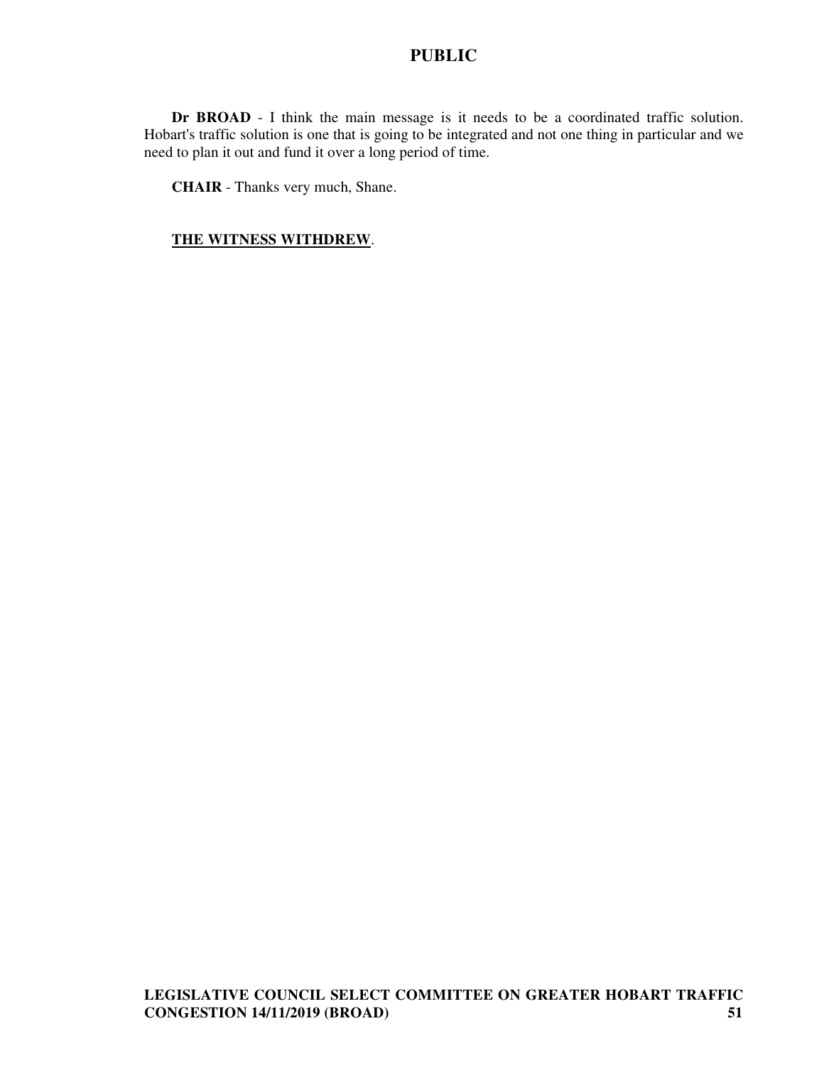**Dr BROAD** - I think the main message is it needs to be a coordinated traffic solution. Hobart's traffic solution is one that is going to be integrated and not one thing in particular and we need to plan it out and fund it over a long period of time.

**CHAIR** - Thanks very much, Shane.

**THE WITNESS WITHDREW**.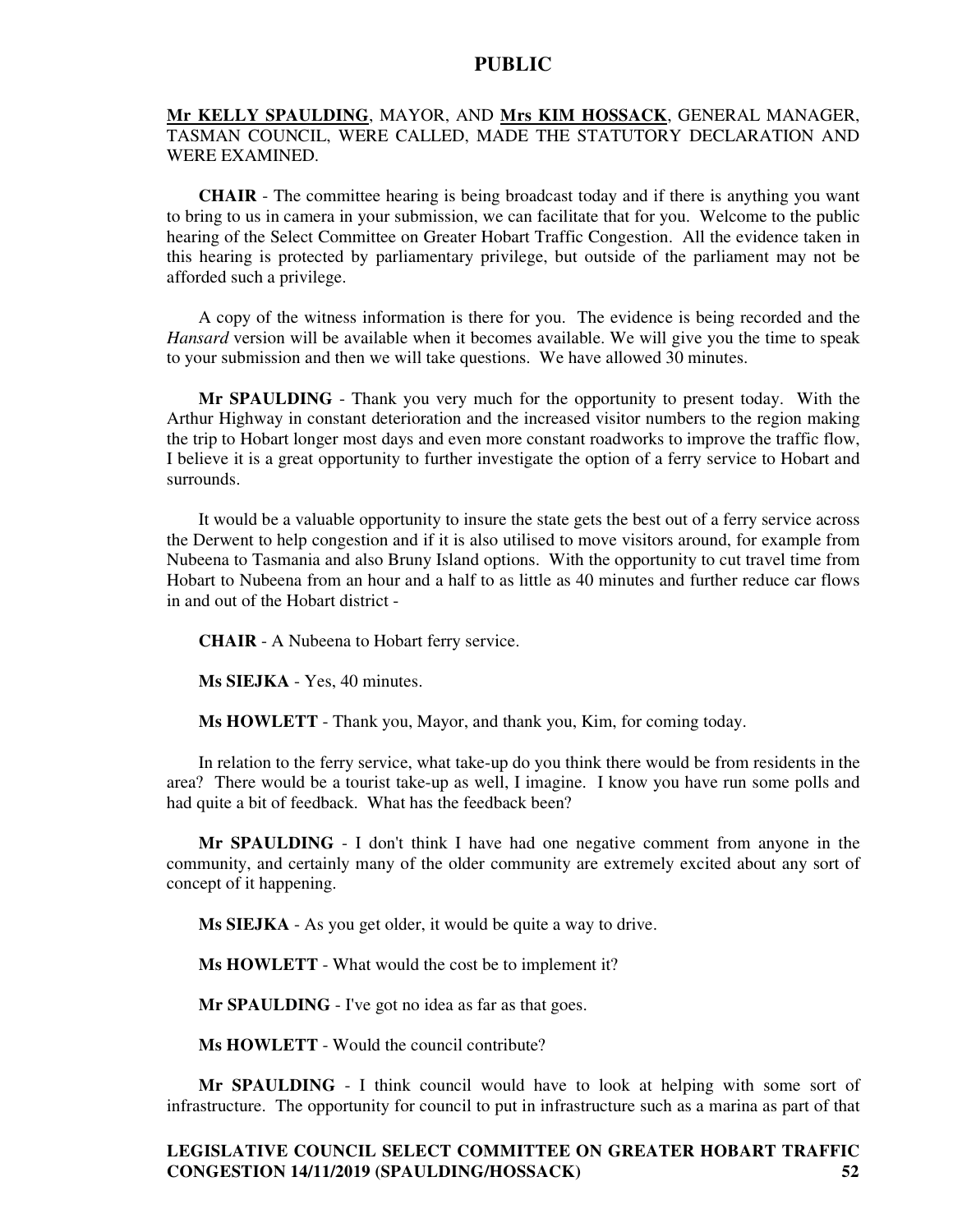**Mr KELLY SPAULDING**, MAYOR, AND **Mrs KIM HOSSACK**, GENERAL MANAGER, TASMAN COUNCIL, WERE CALLED, MADE THE STATUTORY DECLARATION AND WERE EXAMINED.

**CHAIR** - The committee hearing is being broadcast today and if there is anything you want to bring to us in camera in your submission, we can facilitate that for you. Welcome to the public hearing of the Select Committee on Greater Hobart Traffic Congestion. All the evidence taken in this hearing is protected by parliamentary privilege, but outside of the parliament may not be afforded such a privilege.

A copy of the witness information is there for you. The evidence is being recorded and the *Hansard* version will be available when it becomes available. We will give you the time to speak to your submission and then we will take questions. We have allowed 30 minutes.

**Mr SPAULDING** - Thank you very much for the opportunity to present today. With the Arthur Highway in constant deterioration and the increased visitor numbers to the region making the trip to Hobart longer most days and even more constant roadworks to improve the traffic flow, I believe it is a great opportunity to further investigate the option of a ferry service to Hobart and surrounds.

It would be a valuable opportunity to insure the state gets the best out of a ferry service across the Derwent to help congestion and if it is also utilised to move visitors around, for example from Nubeena to Tasmania and also Bruny Island options. With the opportunity to cut travel time from Hobart to Nubeena from an hour and a half to as little as 40 minutes and further reduce car flows in and out of the Hobart district -

**CHAIR** - A Nubeena to Hobart ferry service.

**Ms SIEJKA** - Yes, 40 minutes.

**Ms HOWLETT** - Thank you, Mayor, and thank you, Kim, for coming today.

In relation to the ferry service, what take-up do you think there would be from residents in the area? There would be a tourist take-up as well, I imagine. I know you have run some polls and had quite a bit of feedback. What has the feedback been?

**Mr SPAULDING** - I don't think I have had one negative comment from anyone in the community, and certainly many of the older community are extremely excited about any sort of concept of it happening.

**Ms SIEJKA** - As you get older, it would be quite a way to drive.

**Ms HOWLETT** - What would the cost be to implement it?

**Mr SPAULDING** - I've got no idea as far as that goes.

**Ms HOWLETT** - Would the council contribute?

**Mr SPAULDING** - I think council would have to look at helping with some sort of infrastructure. The opportunity for council to put in infrastructure such as a marina as part of that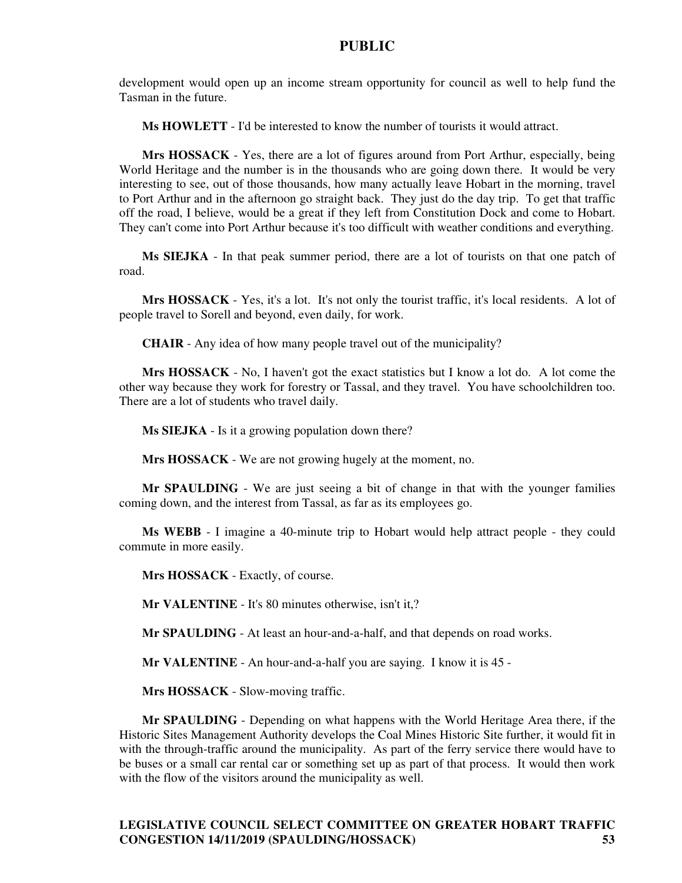development would open up an income stream opportunity for council as well to help fund the Tasman in the future.

**Ms HOWLETT** - I'd be interested to know the number of tourists it would attract.

**Mrs HOSSACK** - Yes, there are a lot of figures around from Port Arthur, especially, being World Heritage and the number is in the thousands who are going down there. It would be very interesting to see, out of those thousands, how many actually leave Hobart in the morning, travel to Port Arthur and in the afternoon go straight back. They just do the day trip. To get that traffic off the road, I believe, would be a great if they left from Constitution Dock and come to Hobart. They can't come into Port Arthur because it's too difficult with weather conditions and everything.

**Ms SIEJKA** - In that peak summer period, there are a lot of tourists on that one patch of road.

**Mrs HOSSACK** - Yes, it's a lot. It's not only the tourist traffic, it's local residents. A lot of people travel to Sorell and beyond, even daily, for work.

**CHAIR** - Any idea of how many people travel out of the municipality?

**Mrs HOSSACK** - No, I haven't got the exact statistics but I know a lot do. A lot come the other way because they work for forestry or Tassal, and they travel. You have schoolchildren too. There are a lot of students who travel daily.

**Ms SIEJKA** - Is it a growing population down there?

**Mrs HOSSACK** - We are not growing hugely at the moment, no.

**Mr SPAULDING** - We are just seeing a bit of change in that with the younger families coming down, and the interest from Tassal, as far as its employees go.

**Ms WEBB** - I imagine a 40-minute trip to Hobart would help attract people - they could commute in more easily.

**Mrs HOSSACK** - Exactly, of course.

**Mr VALENTINE** - It's 80 minutes otherwise, isn't it,?

**Mr SPAULDING** - At least an hour-and-a-half, and that depends on road works.

**Mr VALENTINE** - An hour-and-a-half you are saying. I know it is 45 -

**Mrs HOSSACK** - Slow-moving traffic.

**Mr SPAULDING** - Depending on what happens with the World Heritage Area there, if the Historic Sites Management Authority develops the Coal Mines Historic Site further, it would fit in with the through-traffic around the municipality. As part of the ferry service there would have to be buses or a small car rental car or something set up as part of that process. It would then work with the flow of the visitors around the municipality as well.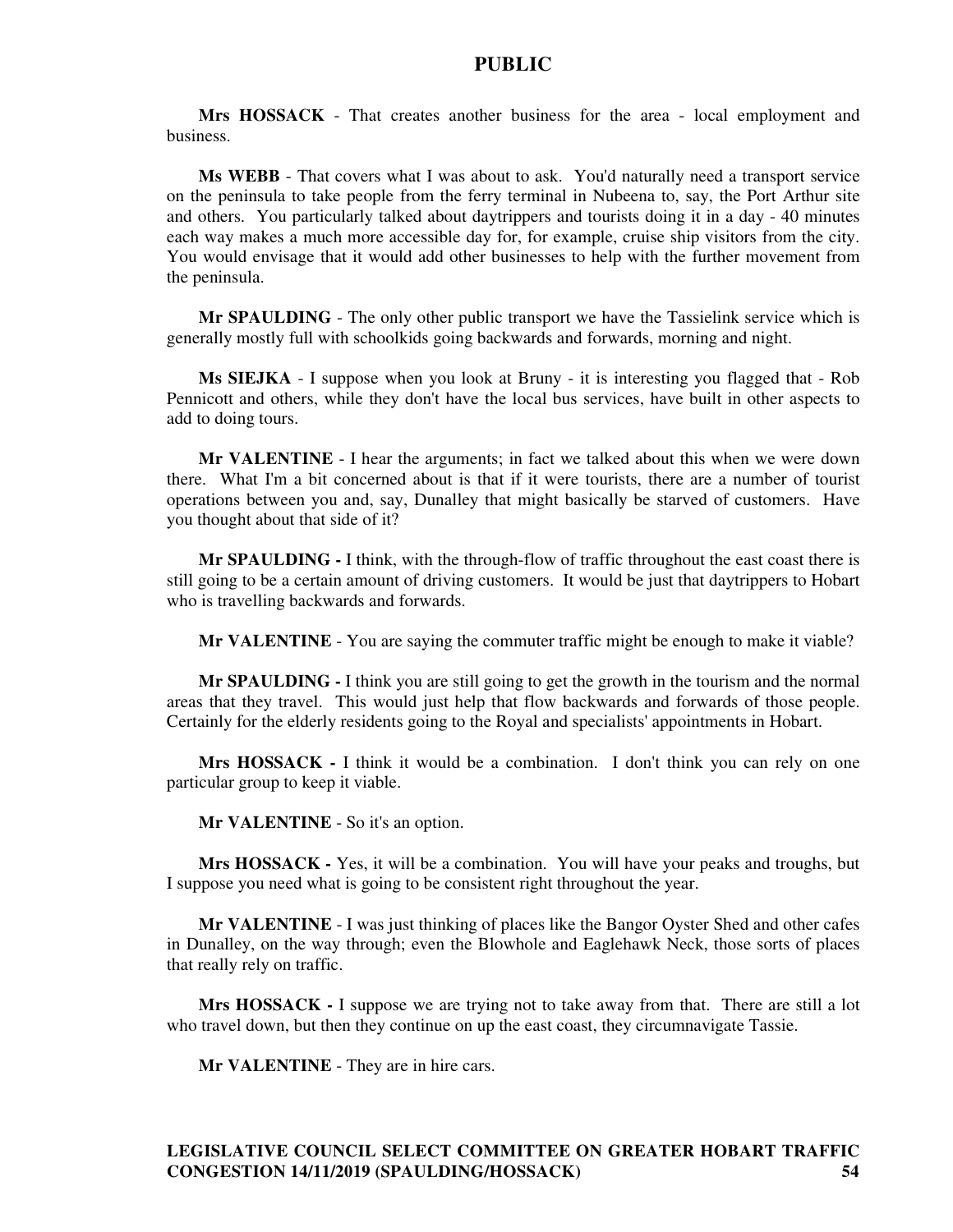**Mrs HOSSACK** - That creates another business for the area - local employment and business.

**Ms WEBB** - That covers what I was about to ask. You'd naturally need a transport service on the peninsula to take people from the ferry terminal in Nubeena to, say, the Port Arthur site and others. You particularly talked about daytrippers and tourists doing it in a day - 40 minutes each way makes a much more accessible day for, for example, cruise ship visitors from the city. You would envisage that it would add other businesses to help with the further movement from the peninsula.

**Mr SPAULDING** - The only other public transport we have the Tassielink service which is generally mostly full with schoolkids going backwards and forwards, morning and night.

**Ms SIEJKA** - I suppose when you look at Bruny - it is interesting you flagged that - Rob Pennicott and others, while they don't have the local bus services, have built in other aspects to add to doing tours.

**Mr VALENTINE** - I hear the arguments; in fact we talked about this when we were down there. What I'm a bit concerned about is that if it were tourists, there are a number of tourist operations between you and, say, Dunalley that might basically be starved of customers. Have you thought about that side of it?

**Mr SPAULDING -** I think, with the through-flow of traffic throughout the east coast there is still going to be a certain amount of driving customers. It would be just that daytrippers to Hobart who is travelling backwards and forwards.

**Mr VALENTINE** - You are saying the commuter traffic might be enough to make it viable?

**Mr SPAULDING -** I think you are still going to get the growth in the tourism and the normal areas that they travel. This would just help that flow backwards and forwards of those people. Certainly for the elderly residents going to the Royal and specialists' appointments in Hobart.

**Mrs HOSSACK -** I think it would be a combination. I don't think you can rely on one particular group to keep it viable.

**Mr VALENTINE** - So it's an option.

**Mrs HOSSACK -** Yes, it will be a combination. You will have your peaks and troughs, but I suppose you need what is going to be consistent right throughout the year.

**Mr VALENTINE** - I was just thinking of places like the Bangor Oyster Shed and other cafes in Dunalley, on the way through; even the Blowhole and Eaglehawk Neck, those sorts of places that really rely on traffic.

**Mrs HOSSACK -** I suppose we are trying not to take away from that. There are still a lot who travel down, but then they continue on up the east coast, they circumnavigate Tassie.

**Mr VALENTINE** - They are in hire cars.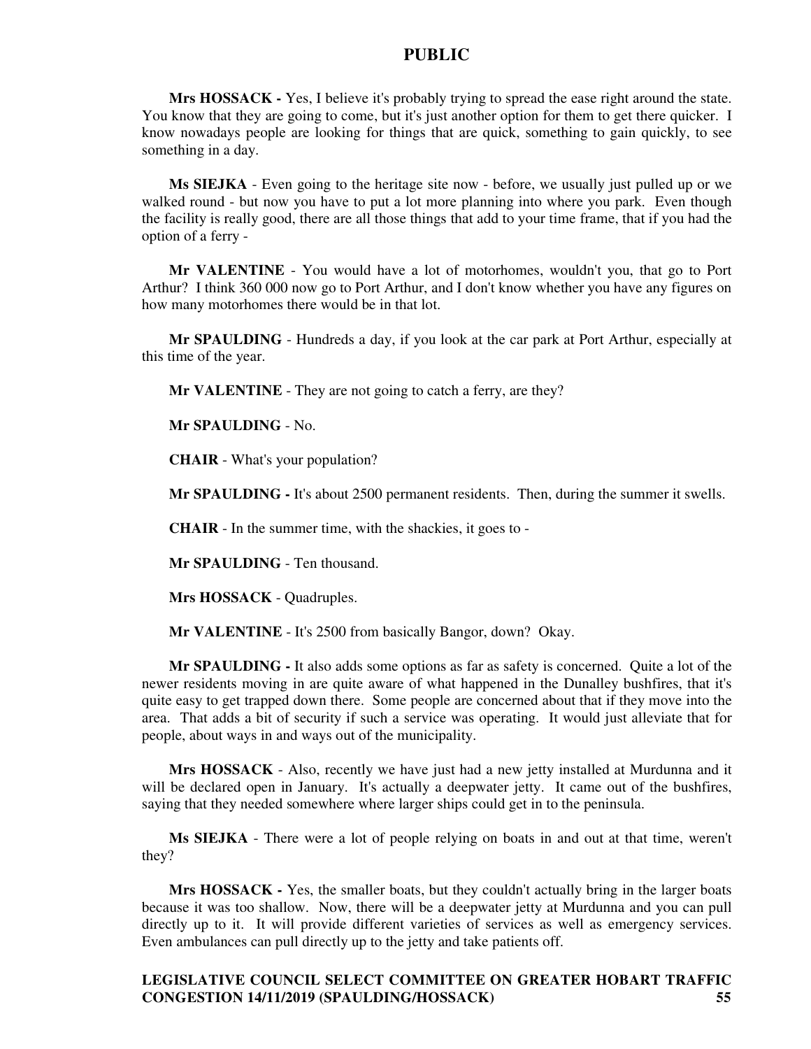**Mrs HOSSACK -** Yes, I believe it's probably trying to spread the ease right around the state. You know that they are going to come, but it's just another option for them to get there quicker. I know nowadays people are looking for things that are quick, something to gain quickly, to see something in a day.

**Ms SIEJKA** - Even going to the heritage site now - before, we usually just pulled up or we walked round - but now you have to put a lot more planning into where you park. Even though the facility is really good, there are all those things that add to your time frame, that if you had the option of a ferry -

**Mr VALENTINE** - You would have a lot of motorhomes, wouldn't you, that go to Port Arthur? I think 360 000 now go to Port Arthur, and I don't know whether you have any figures on how many motorhomes there would be in that lot.

**Mr SPAULDING** - Hundreds a day, if you look at the car park at Port Arthur, especially at this time of the year.

**Mr VALENTINE** - They are not going to catch a ferry, are they?

**Mr SPAULDING** - No.

**CHAIR** - What's your population?

**Mr SPAULDING -** It's about 2500 permanent residents. Then, during the summer it swells.

**CHAIR** - In the summer time, with the shackies, it goes to -

**Mr SPAULDING** - Ten thousand.

**Mrs HOSSACK** - Quadruples.

**Mr VALENTINE** - It's 2500 from basically Bangor, down? Okay.

**Mr SPAULDING -** It also adds some options as far as safety is concerned. Quite a lot of the newer residents moving in are quite aware of what happened in the Dunalley bushfires, that it's quite easy to get trapped down there. Some people are concerned about that if they move into the area. That adds a bit of security if such a service was operating. It would just alleviate that for people, about ways in and ways out of the municipality.

**Mrs HOSSACK** - Also, recently we have just had a new jetty installed at Murdunna and it will be declared open in January. It's actually a deepwater jetty. It came out of the bushfires, saying that they needed somewhere where larger ships could get in to the peninsula.

**Ms SIEJKA** - There were a lot of people relying on boats in and out at that time, weren't they?

**Mrs HOSSACK -** Yes, the smaller boats, but they couldn't actually bring in the larger boats because it was too shallow. Now, there will be a deepwater jetty at Murdunna and you can pull directly up to it. It will provide different varieties of services as well as emergency services. Even ambulances can pull directly up to the jetty and take patients off.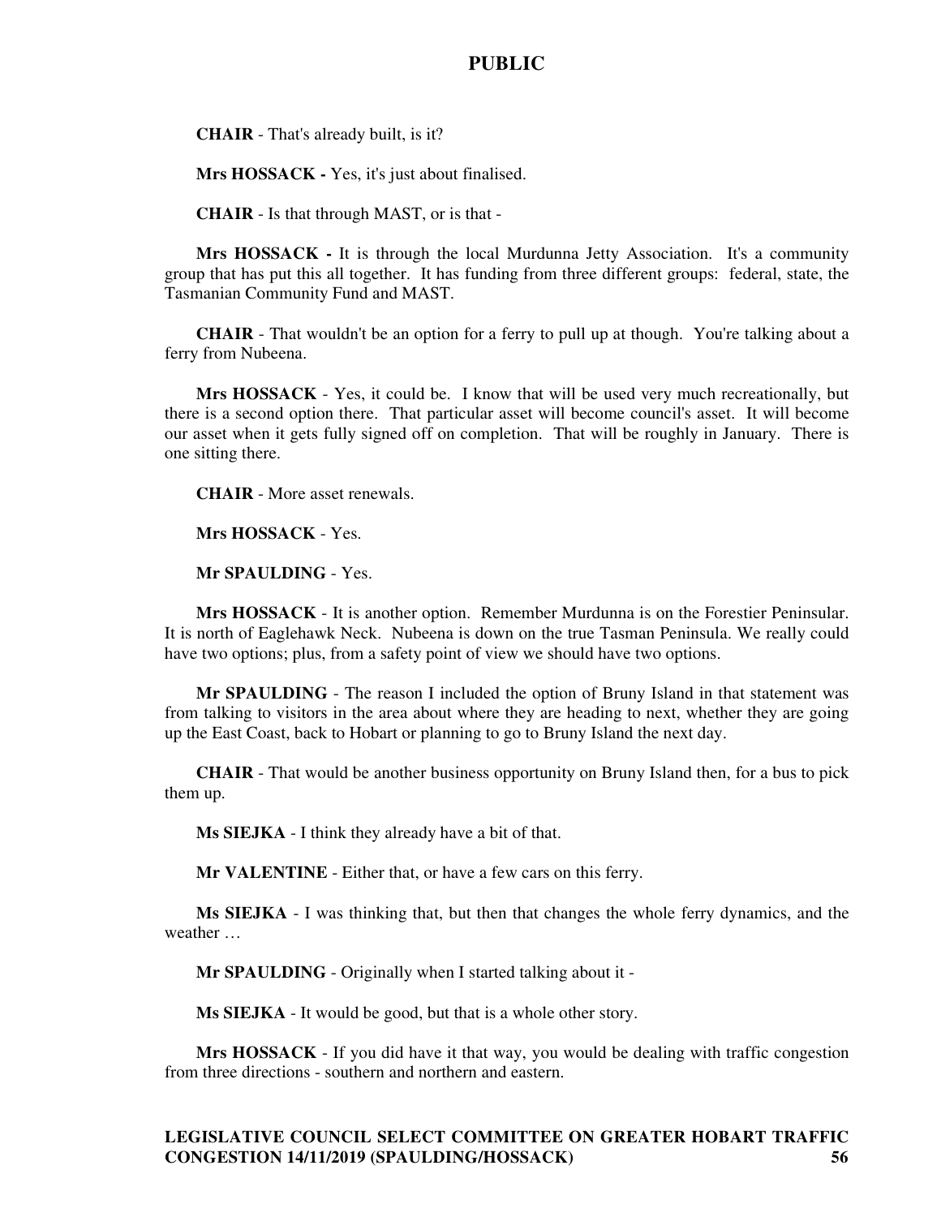**CHAIR** - That's already built, is it?

**Mrs HOSSACK -** Yes, it's just about finalised.

**CHAIR** - Is that through MAST, or is that -

**Mrs HOSSACK -** It is through the local Murdunna Jetty Association. It's a community group that has put this all together. It has funding from three different groups: federal, state, the Tasmanian Community Fund and MAST.

**CHAIR** - That wouldn't be an option for a ferry to pull up at though. You're talking about a ferry from Nubeena.

**Mrs HOSSACK** - Yes, it could be. I know that will be used very much recreationally, but there is a second option there. That particular asset will become council's asset. It will become our asset when it gets fully signed off on completion. That will be roughly in January. There is one sitting there.

**CHAIR** - More asset renewals.

**Mrs HOSSACK** - Yes.

**Mr SPAULDING** - Yes.

**Mrs HOSSACK** - It is another option. Remember Murdunna is on the Forestier Peninsular. It is north of Eaglehawk Neck. Nubeena is down on the true Tasman Peninsula. We really could have two options; plus, from a safety point of view we should have two options.

**Mr SPAULDING** - The reason I included the option of Bruny Island in that statement was from talking to visitors in the area about where they are heading to next, whether they are going up the East Coast, back to Hobart or planning to go to Bruny Island the next day.

**CHAIR** - That would be another business opportunity on Bruny Island then, for a bus to pick them up.

**Ms SIEJKA** - I think they already have a bit of that.

**Mr VALENTINE** - Either that, or have a few cars on this ferry.

**Ms SIEJKA** - I was thinking that, but then that changes the whole ferry dynamics, and the weather …

**Mr SPAULDING** - Originally when I started talking about it -

**Ms SIEJKA** - It would be good, but that is a whole other story.

**Mrs HOSSACK** - If you did have it that way, you would be dealing with traffic congestion from three directions - southern and northern and eastern.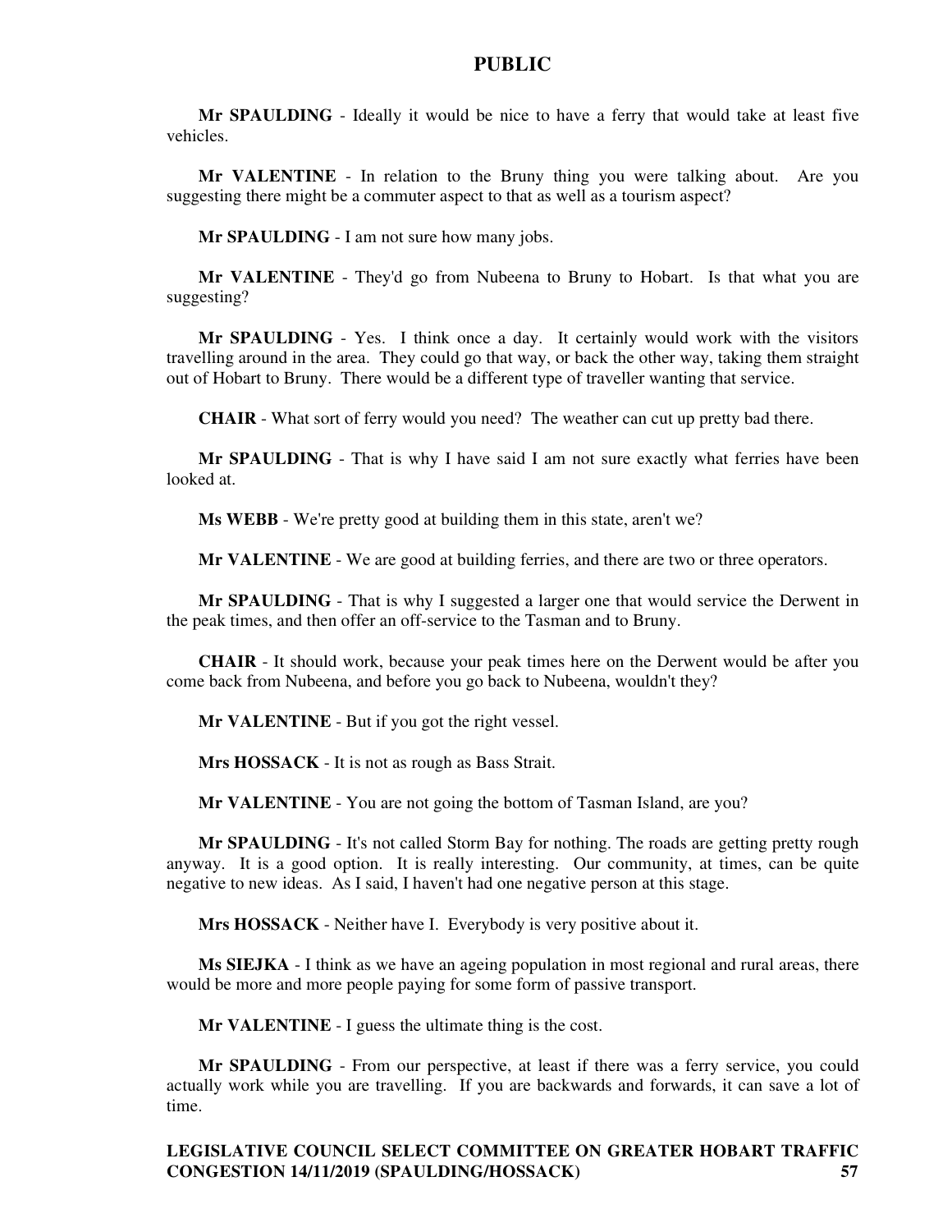**Mr SPAULDING** - Ideally it would be nice to have a ferry that would take at least five vehicles.

**Mr VALENTINE** - In relation to the Bruny thing you were talking about. Are you suggesting there might be a commuter aspect to that as well as a tourism aspect?

**Mr SPAULDING** - I am not sure how many jobs.

**Mr VALENTINE** - They'd go from Nubeena to Bruny to Hobart. Is that what you are suggesting?

**Mr SPAULDING** - Yes. I think once a day. It certainly would work with the visitors travelling around in the area. They could go that way, or back the other way, taking them straight out of Hobart to Bruny. There would be a different type of traveller wanting that service.

**CHAIR** - What sort of ferry would you need? The weather can cut up pretty bad there.

**Mr SPAULDING** - That is why I have said I am not sure exactly what ferries have been looked at.

**Ms WEBB** - We're pretty good at building them in this state, aren't we?

**Mr VALENTINE** - We are good at building ferries, and there are two or three operators.

**Mr SPAULDING** - That is why I suggested a larger one that would service the Derwent in the peak times, and then offer an off-service to the Tasman and to Bruny.

**CHAIR** - It should work, because your peak times here on the Derwent would be after you come back from Nubeena, and before you go back to Nubeena, wouldn't they?

**Mr VALENTINE** - But if you got the right vessel.

**Mrs HOSSACK** - It is not as rough as Bass Strait.

**Mr VALENTINE** - You are not going the bottom of Tasman Island, are you?

**Mr SPAULDING** - It's not called Storm Bay for nothing. The roads are getting pretty rough anyway. It is a good option. It is really interesting. Our community, at times, can be quite negative to new ideas. As I said, I haven't had one negative person at this stage.

**Mrs HOSSACK** - Neither have I. Everybody is very positive about it.

**Ms SIEJKA** - I think as we have an ageing population in most regional and rural areas, there would be more and more people paying for some form of passive transport.

**Mr VALENTINE** - I guess the ultimate thing is the cost.

**Mr SPAULDING** - From our perspective, at least if there was a ferry service, you could actually work while you are travelling. If you are backwards and forwards, it can save a lot of time.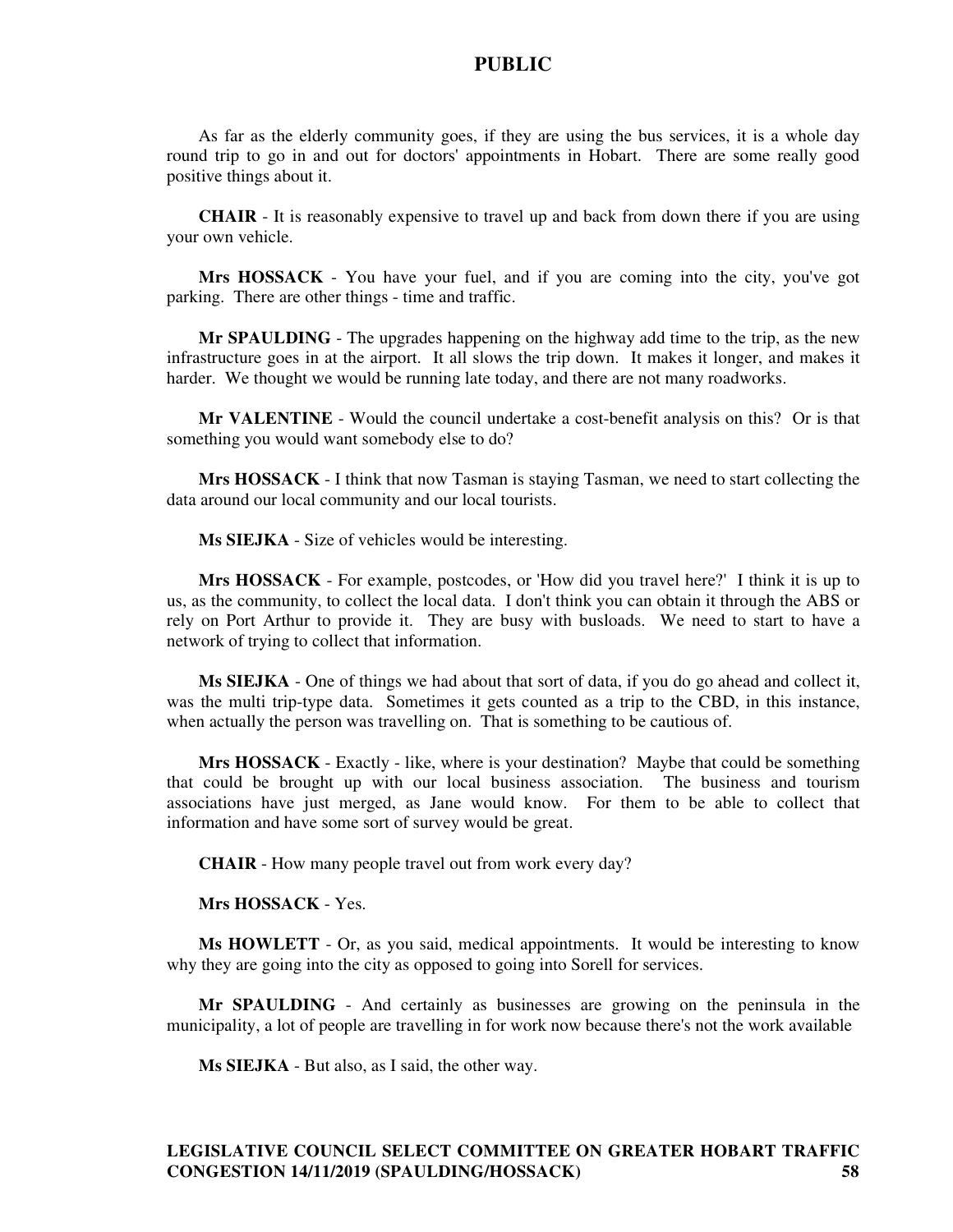As far as the elderly community goes, if they are using the bus services, it is a whole day round trip to go in and out for doctors' appointments in Hobart. There are some really good positive things about it.

**CHAIR** - It is reasonably expensive to travel up and back from down there if you are using your own vehicle.

**Mrs HOSSACK** - You have your fuel, and if you are coming into the city, you've got parking. There are other things - time and traffic.

**Mr SPAULDING** - The upgrades happening on the highway add time to the trip, as the new infrastructure goes in at the airport. It all slows the trip down. It makes it longer, and makes it harder. We thought we would be running late today, and there are not many roadworks.

**Mr VALENTINE** - Would the council undertake a cost-benefit analysis on this? Or is that something you would want somebody else to do?

**Mrs HOSSACK** - I think that now Tasman is staying Tasman, we need to start collecting the data around our local community and our local tourists.

**Ms SIEJKA** - Size of vehicles would be interesting.

**Mrs HOSSACK** - For example, postcodes, or 'How did you travel here?' I think it is up to us, as the community, to collect the local data. I don't think you can obtain it through the ABS or rely on Port Arthur to provide it. They are busy with busloads. We need to start to have a network of trying to collect that information.

**Ms SIEJKA** - One of things we had about that sort of data, if you do go ahead and collect it, was the multi trip-type data. Sometimes it gets counted as a trip to the CBD, in this instance, when actually the person was travelling on. That is something to be cautious of.

**Mrs HOSSACK** - Exactly - like, where is your destination? Maybe that could be something that could be brought up with our local business association. The business and tourism associations have just merged, as Jane would know. For them to be able to collect that information and have some sort of survey would be great.

**CHAIR** - How many people travel out from work every day?

**Mrs HOSSACK** - Yes.

**Ms HOWLETT** - Or, as you said, medical appointments. It would be interesting to know why they are going into the city as opposed to going into Sorell for services.

**Mr SPAULDING** - And certainly as businesses are growing on the peninsula in the municipality, a lot of people are travelling in for work now because there's not the work available

**Ms SIEJKA** - But also, as I said, the other way.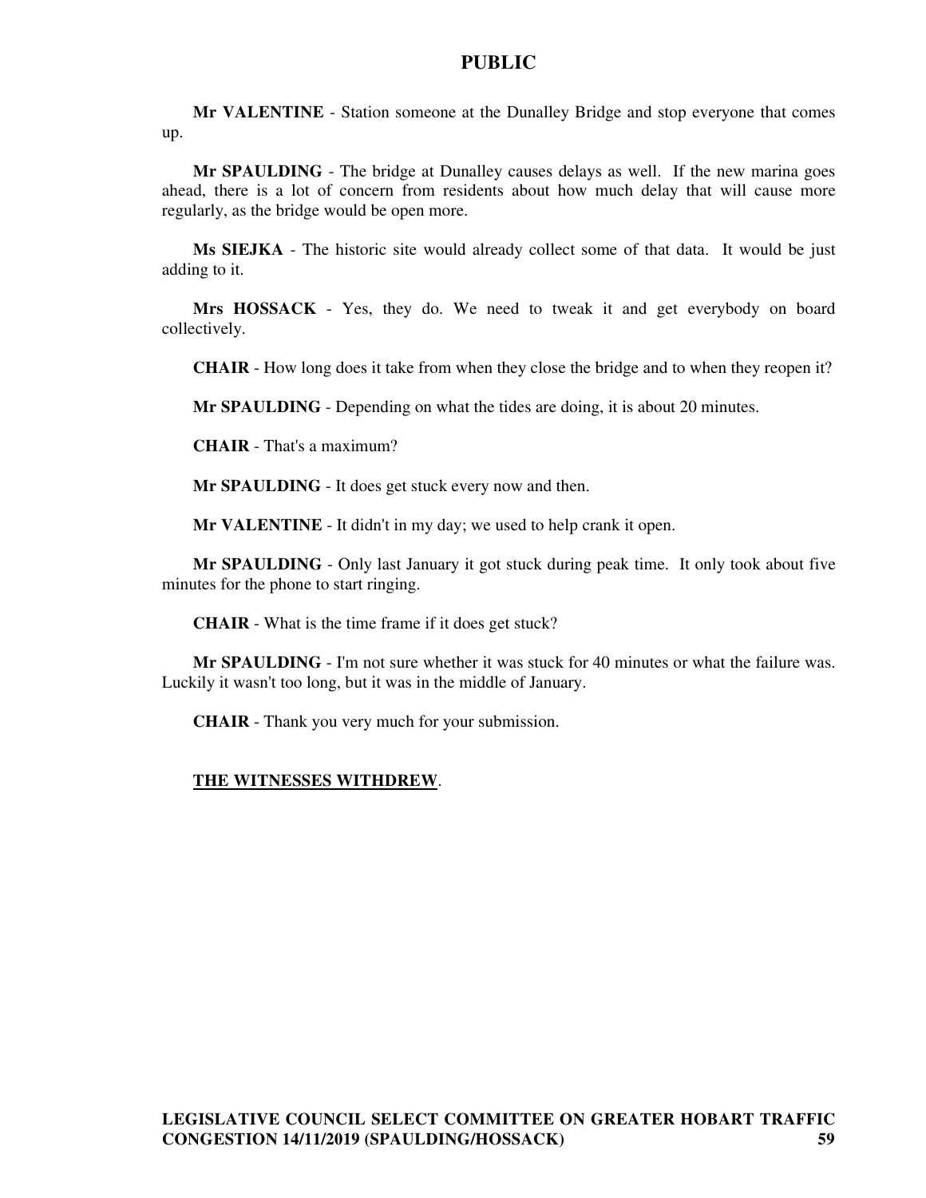**Mr VALENTINE** - Station someone at the Dunalley Bridge and stop everyone that comes up.

**Mr SPAULDING** - The bridge at Dunalley causes delays as well. If the new marina goes ahead, there is a lot of concern from residents about how much delay that will cause more regularly, as the bridge would be open more.

**Ms SIEJKA** - The historic site would already collect some of that data. It would be just adding to it.

**Mrs HOSSACK** - Yes, they do. We need to tweak it and get everybody on board collectively.

**CHAIR** - How long does it take from when they close the bridge and to when they reopen it?

**Mr SPAULDING** - Depending on what the tides are doing, it is about 20 minutes.

**CHAIR** - That's a maximum?

**Mr SPAULDING** - It does get stuck every now and then.

**Mr VALENTINE** - It didn't in my day; we used to help crank it open.

**Mr SPAULDING** - Only last January it got stuck during peak time. It only took about five minutes for the phone to start ringing.

**CHAIR** - What is the time frame if it does get stuck?

**Mr SPAULDING** - I'm not sure whether it was stuck for 40 minutes or what the failure was. Luckily it wasn't too long, but it was in the middle of January.

**CHAIR** - Thank you very much for your submission.

**THE WITNESSES WITHDREW**.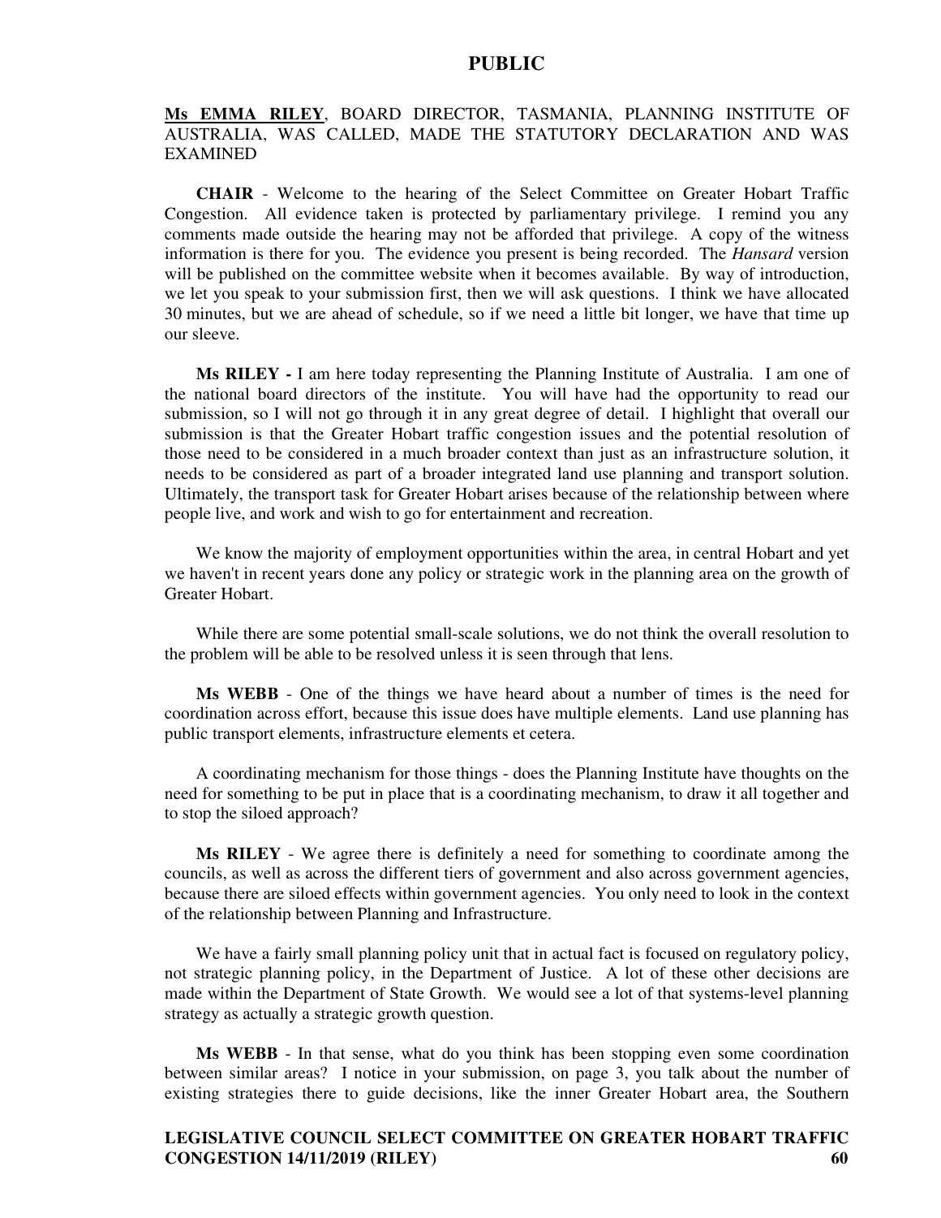**Ms EMMA RILEY**, BOARD DIRECTOR, TASMANIA, PLANNING INSTITUTE OF AUSTRALIA, WAS CALLED, MADE THE STATUTORY DECLARATION AND WAS EXAMINED

**CHAIR** - Welcome to the hearing of the Select Committee on Greater Hobart Traffic Congestion. All evidence taken is protected by parliamentary privilege. I remind you any comments made outside the hearing may not be afforded that privilege. A copy of the witness information is there for you. The evidence you present is being recorded. The *Hansard* version will be published on the committee website when it becomes available. By way of introduction, we let you speak to your submission first, then we will ask questions. I think we have allocated 30 minutes, but we are ahead of schedule, so if we need a little bit longer, we have that time up our sleeve.

**Ms RILEY -** I am here today representing the Planning Institute of Australia. I am one of the national board directors of the institute. You will have had the opportunity to read our submission, so I will not go through it in any great degree of detail. I highlight that overall our submission is that the Greater Hobart traffic congestion issues and the potential resolution of those need to be considered in a much broader context than just as an infrastructure solution, it needs to be considered as part of a broader integrated land use planning and transport solution. Ultimately, the transport task for Greater Hobart arises because of the relationship between where people live, and work and wish to go for entertainment and recreation.

We know the majority of employment opportunities within the area, in central Hobart and yet we haven't in recent years done any policy or strategic work in the planning area on the growth of Greater Hobart.

While there are some potential small-scale solutions, we do not think the overall resolution to the problem will be able to be resolved unless it is seen through that lens.

**Ms WEBB** - One of the things we have heard about a number of times is the need for coordination across effort, because this issue does have multiple elements. Land use planning has public transport elements, infrastructure elements et cetera.

A coordinating mechanism for those things - does the Planning Institute have thoughts on the need for something to be put in place that is a coordinating mechanism, to draw it all together and to stop the siloed approach?

**Ms RILEY** - We agree there is definitely a need for something to coordinate among the councils, as well as across the different tiers of government and also across government agencies, because there are siloed effects within government agencies. You only need to look in the context of the relationship between Planning and Infrastructure.

We have a fairly small planning policy unit that in actual fact is focused on regulatory policy, not strategic planning policy, in the Department of Justice. A lot of these other decisions are made within the Department of State Growth. We would see a lot of that systems-level planning strategy as actually a strategic growth question.

**Ms WEBB** - In that sense, what do you think has been stopping even some coordination between similar areas? I notice in your submission, on page 3, you talk about the number of existing strategies there to guide decisions, like the inner Greater Hobart area, the Southern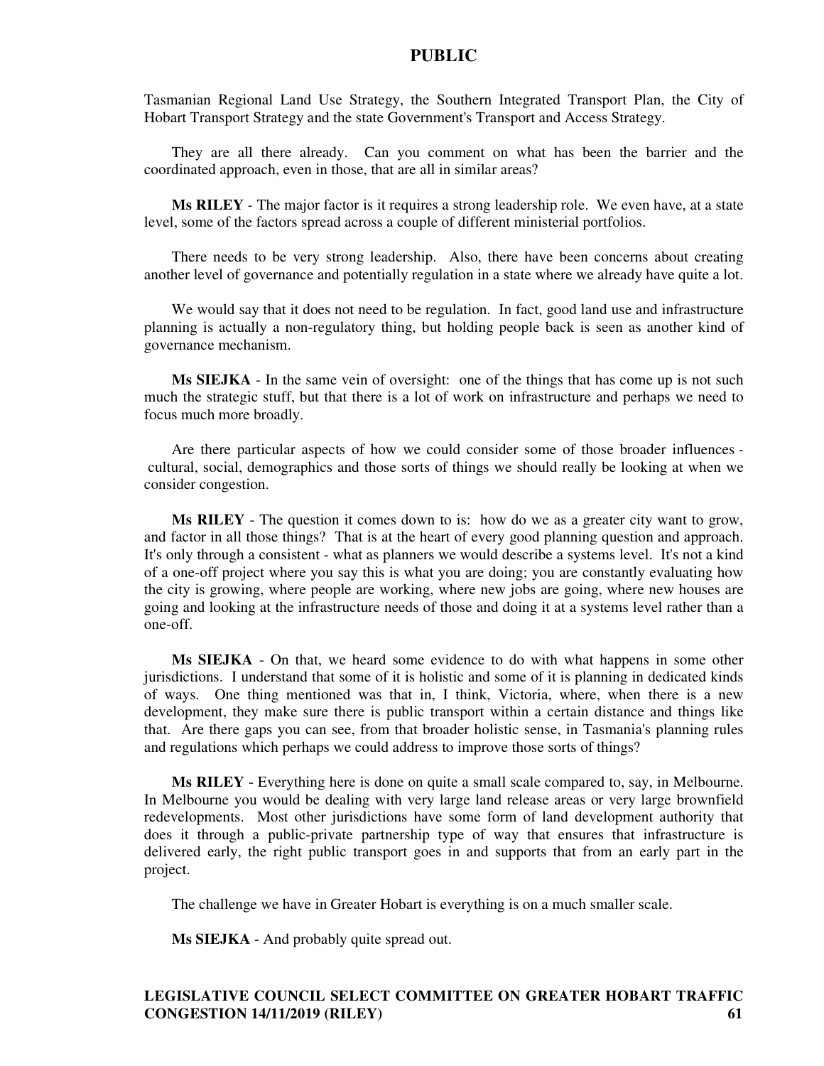Tasmanian Regional Land Use Strategy, the Southern Integrated Transport Plan, the City of Hobart Transport Strategy and the state Government's Transport and Access Strategy.

They are all there already. Can you comment on what has been the barrier and the coordinated approach, even in those, that are all in similar areas?

**Ms RILEY** - The major factor is it requires a strong leadership role. We even have, at a state level, some of the factors spread across a couple of different ministerial portfolios.

There needs to be very strong leadership. Also, there have been concerns about creating another level of governance and potentially regulation in a state where we already have quite a lot.

We would say that it does not need to be regulation. In fact, good land use and infrastructure planning is actually a non-regulatory thing, but holding people back is seen as another kind of governance mechanism.

**Ms SIEJKA** - In the same vein of oversight: one of the things that has come up is not such much the strategic stuff, but that there is a lot of work on infrastructure and perhaps we need to focus much more broadly.

Are there particular aspects of how we could consider some of those broader influences - cultural, social, demographics and those sorts of things we should really be looking at when we consider congestion.

**Ms RILEY** - The question it comes down to is: how do we as a greater city want to grow, and factor in all those things? That is at the heart of every good planning question and approach. It's only through a consistent - what as planners we would describe a systems level. It's not a kind of a one-off project where you say this is what you are doing; you are constantly evaluating how the city is growing, where people are working, where new jobs are going, where new houses are going and looking at the infrastructure needs of those and doing it at a systems level rather than a one-off.

**Ms SIEJKA** - On that, we heard some evidence to do with what happens in some other jurisdictions. I understand that some of it is holistic and some of it is planning in dedicated kinds of ways. One thing mentioned was that in, I think, Victoria, where, when there is a new development, they make sure there is public transport within a certain distance and things like that. Are there gaps you can see, from that broader holistic sense, in Tasmania's planning rules and regulations which perhaps we could address to improve those sorts of things?

**Ms RILEY** - Everything here is done on quite a small scale compared to, say, in Melbourne. In Melbourne you would be dealing with very large land release areas or very large brownfield redevelopments. Most other jurisdictions have some form of land development authority that does it through a public-private partnership type of way that ensures that infrastructure is delivered early, the right public transport goes in and supports that from an early part in the project.

The challenge we have in Greater Hobart is everything is on a much smaller scale.

**Ms SIEJKA** - And probably quite spread out.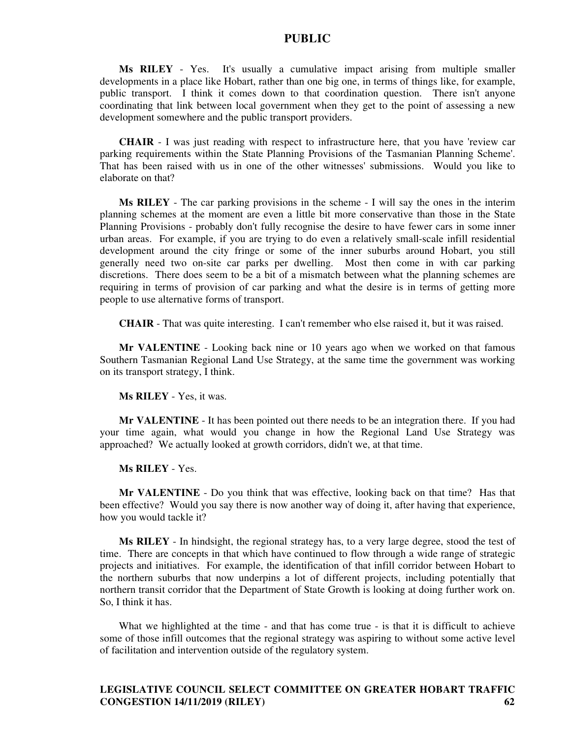**Ms RILEY** - Yes. It's usually a cumulative impact arising from multiple smaller developments in a place like Hobart, rather than one big one, in terms of things like, for example, public transport. I think it comes down to that coordination question. There isn't anyone coordinating that link between local government when they get to the point of assessing a new development somewhere and the public transport providers.

**CHAIR** - I was just reading with respect to infrastructure here, that you have 'review car parking requirements within the State Planning Provisions of the Tasmanian Planning Scheme'. That has been raised with us in one of the other witnesses' submissions. Would you like to elaborate on that?

**Ms RILEY** - The car parking provisions in the scheme - I will say the ones in the interim planning schemes at the moment are even a little bit more conservative than those in the State Planning Provisions - probably don't fully recognise the desire to have fewer cars in some inner urban areas. For example, if you are trying to do even a relatively small-scale infill residential development around the city fringe or some of the inner suburbs around Hobart, you still generally need two on-site car parks per dwelling. Most then come in with car parking discretions. There does seem to be a bit of a mismatch between what the planning schemes are requiring in terms of provision of car parking and what the desire is in terms of getting more people to use alternative forms of transport.

**CHAIR** - That was quite interesting. I can't remember who else raised it, but it was raised.

**Mr VALENTINE** - Looking back nine or 10 years ago when we worked on that famous Southern Tasmanian Regional Land Use Strategy, at the same time the government was working on its transport strategy, I think.

**Ms RILEY** - Yes, it was.

**Mr VALENTINE** - It has been pointed out there needs to be an integration there. If you had your time again, what would you change in how the Regional Land Use Strategy was approached? We actually looked at growth corridors, didn't we, at that time.

**Ms RILEY** - Yes.

**Mr VALENTINE** - Do you think that was effective, looking back on that time? Has that been effective? Would you say there is now another way of doing it, after having that experience, how you would tackle it?

**Ms RILEY** - In hindsight, the regional strategy has, to a very large degree, stood the test of time. There are concepts in that which have continued to flow through a wide range of strategic projects and initiatives. For example, the identification of that infill corridor between Hobart to the northern suburbs that now underpins a lot of different projects, including potentially that northern transit corridor that the Department of State Growth is looking at doing further work on. So, I think it has.

What we highlighted at the time - and that has come true - is that it is difficult to achieve some of those infill outcomes that the regional strategy was aspiring to without some active level of facilitation and intervention outside of the regulatory system.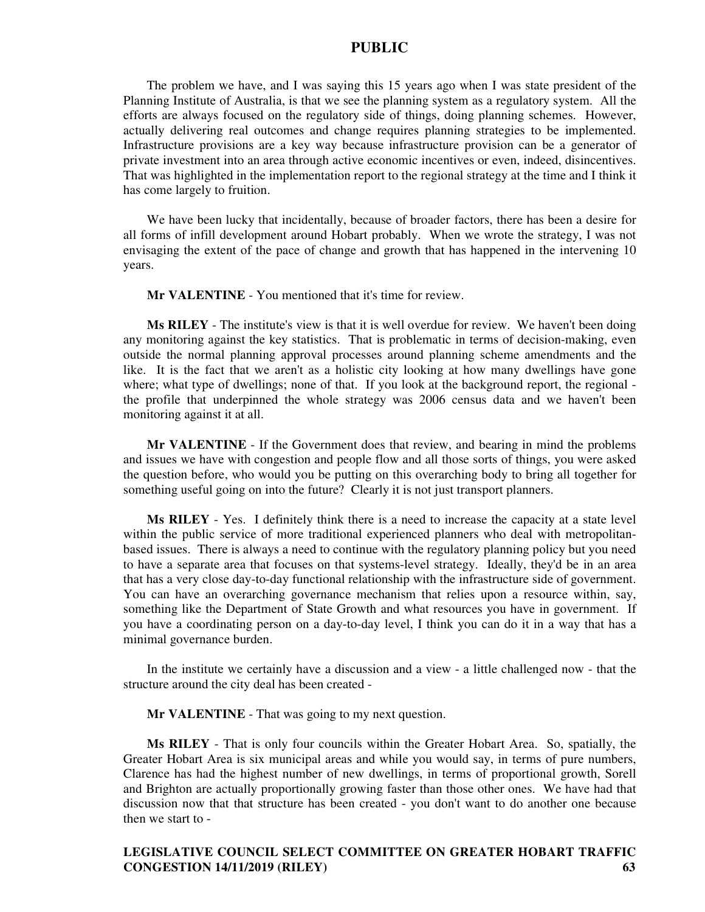The problem we have, and I was saying this 15 years ago when I was state president of the Planning Institute of Australia, is that we see the planning system as a regulatory system. All the efforts are always focused on the regulatory side of things, doing planning schemes. However, actually delivering real outcomes and change requires planning strategies to be implemented. Infrastructure provisions are a key way because infrastructure provision can be a generator of private investment into an area through active economic incentives or even, indeed, disincentives. That was highlighted in the implementation report to the regional strategy at the time and I think it has come largely to fruition.

We have been lucky that incidentally, because of broader factors, there has been a desire for all forms of infill development around Hobart probably. When we wrote the strategy, I was not envisaging the extent of the pace of change and growth that has happened in the intervening 10 years.

**Mr VALENTINE** - You mentioned that it's time for review.

**Ms RILEY** - The institute's view is that it is well overdue for review. We haven't been doing any monitoring against the key statistics. That is problematic in terms of decision-making, even outside the normal planning approval processes around planning scheme amendments and the like. It is the fact that we aren't as a holistic city looking at how many dwellings have gone where; what type of dwellings; none of that. If you look at the background report, the regional - the profile that underpinned the whole strategy was 2006 census data and we haven't been monitoring against it at all.

**Mr VALENTINE** - If the Government does that review, and bearing in mind the problems and issues we have with congestion and people flow and all those sorts of things, you were asked the question before, who would you be putting on this overarching body to bring all together for something useful going on into the future? Clearly it is not just transport planners.

**Ms RILEY** - Yes. I definitely think there is a need to increase the capacity at a state level within the public service of more traditional experienced planners who deal with metropolitan-based issues. There is always a need to continue with the regulatory planning policy but you need to have a separate area that focuses on that systems-level strategy. Ideally, they'd be in an area that has a very close day-to-day functional relationship with the infrastructure side of government. You can have an overarching governance mechanism that relies upon a resource within, say, something like the Department of State Growth and what resources you have in government. If you have a coordinating person on a day-to-day level, I think you can do it in a way that has a minimal governance burden.

In the institute we certainly have a discussion and a view - a little challenged now - that the structure around the city deal has been created -

**Mr VALENTINE** - That was going to my next question.

**Ms RILEY** - That is only four councils within the Greater Hobart Area. So, spatially, the Greater Hobart Area is six municipal areas and while you would say, in terms of pure numbers, Clarence has had the highest number of new dwellings, in terms of proportional growth, Sorell and Brighton are actually proportionally growing faster than those other ones. We have had that discussion now that that structure has been created - you don't want to do another one because then we start to -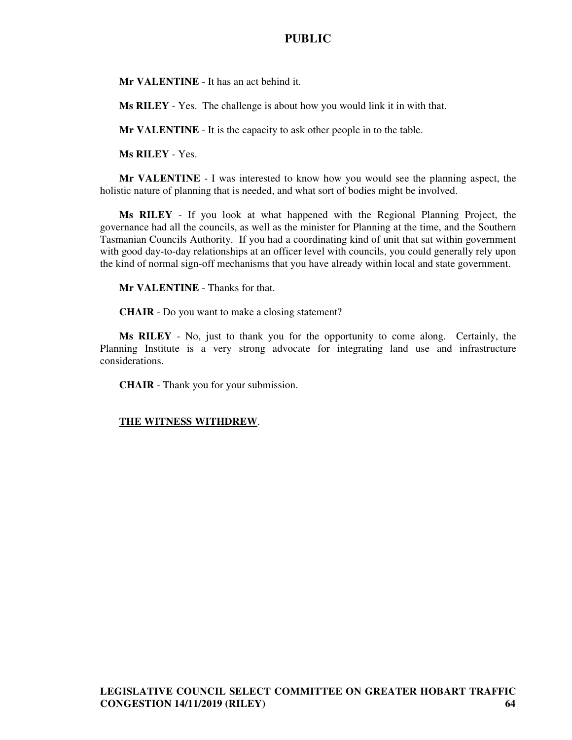**Mr VALENTINE** - It has an act behind it.

**Ms RILEY** - Yes. The challenge is about how you would link it in with that.

**Mr VALENTINE** - It is the capacity to ask other people in to the table.

**Ms RILEY** - Yes.

**Mr VALENTINE** - I was interested to know how you would see the planning aspect, the holistic nature of planning that is needed, and what sort of bodies might be involved.

**Ms RILEY** - If you look at what happened with the Regional Planning Project, the governance had all the councils, as well as the minister for Planning at the time, and the Southern Tasmanian Councils Authority. If you had a coordinating kind of unit that sat within government with good day-to-day relationships at an officer level with councils, you could generally rely upon the kind of normal sign-off mechanisms that you have already within local and state government.

**Mr VALENTINE** - Thanks for that.

**CHAIR** - Do you want to make a closing statement?

**Ms RILEY** - No, just to thank you for the opportunity to come along. Certainly, the Planning Institute is a very strong advocate for integrating land use and infrastructure considerations.

**CHAIR** - Thank you for your submission.

**THE WITNESS WITHDREW.**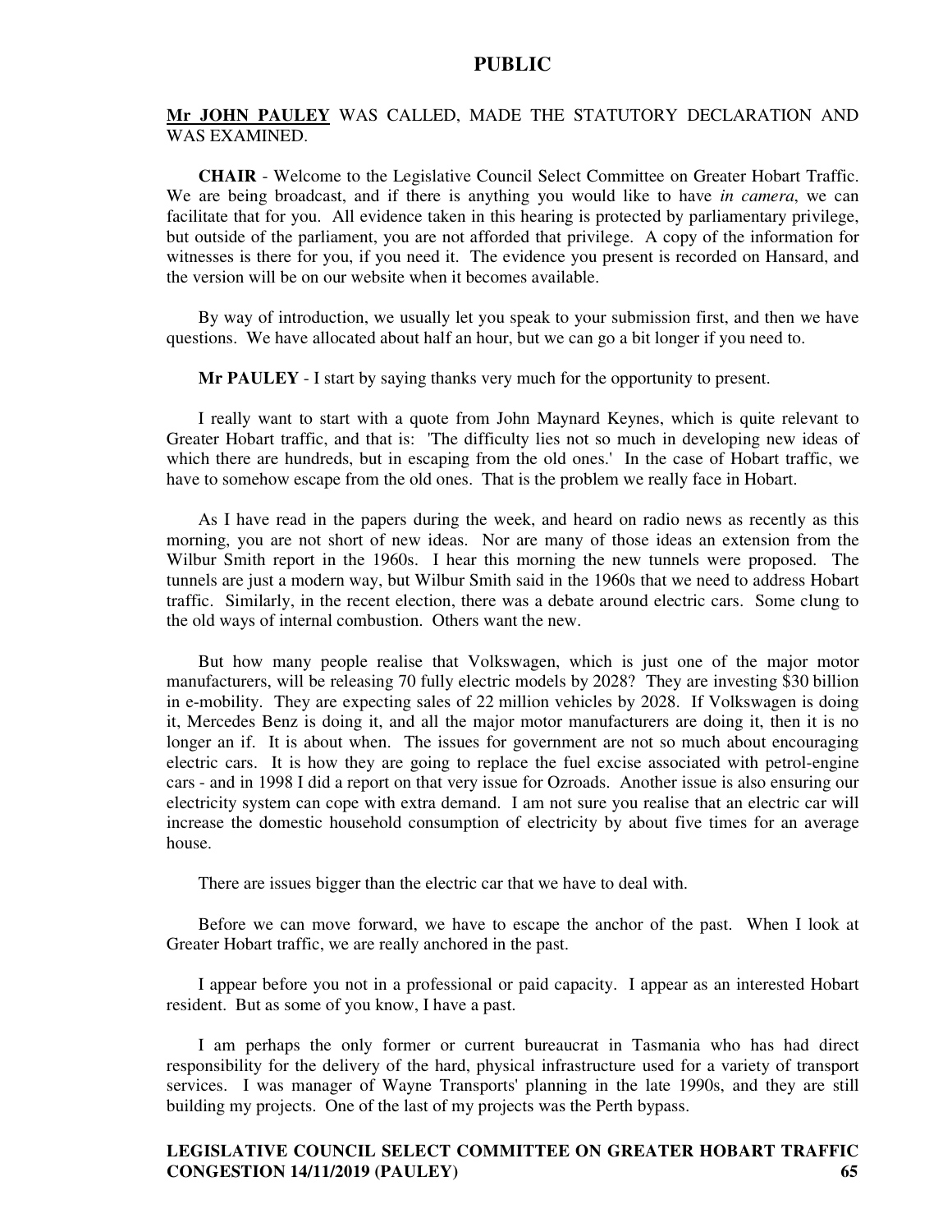**Mr JOHN PAULEY** WAS CALLED, MADE THE STATUTORY DECLARATION AND WAS EXAMINED.

**CHAIR** - Welcome to the Legislative Council Select Committee on Greater Hobart Traffic. We are being broadcast, and if there is anything you would like to have *in camera*, we can facilitate that for you. All evidence taken in this hearing is protected by parliamentary privilege, but outside of the parliament, you are not afforded that privilege. A copy of the information for witnesses is there for you, if you need it. The evidence you present is recorded on Hansard, and the version will be on our website when it becomes available.

By way of introduction, we usually let you speak to your submission first, and then we have questions. We have allocated about half an hour, but we can go a bit longer if you need to.

**Mr PAULEY** - I start by saying thanks very much for the opportunity to present.

I really want to start with a quote from John Maynard Keynes, which is quite relevant to Greater Hobart traffic, and that is: 'The difficulty lies not so much in developing new ideas of which there are hundreds, but in escaping from the old ones.' In the case of Hobart traffic, we have to somehow escape from the old ones. That is the problem we really face in Hobart.

As I have read in the papers during the week, and heard on radio news as recently as this morning, you are not short of new ideas. Nor are many of those ideas an extension from the Wilbur Smith report in the 1960s. I hear this morning the new tunnels were proposed. The tunnels are just a modern way, but Wilbur Smith said in the 1960s that we need to address Hobart traffic. Similarly, in the recent election, there was a debate around electric cars. Some clung to the old ways of internal combustion. Others want the new.

But how many people realise that Volkswagen, which is just one of the major motor manufacturers, will be releasing 70 fully electric models by 2028? They are investing $30 billion in e-mobility. They are expecting sales of 22 million vehicles by 2028. If Volkswagen is doing it, Mercedes Benz is doing it, and all the major motor manufacturers are doing it, then it is no longer an if. It is about when. The issues for government are not so much about encouraging electric cars. It is how they are going to replace the fuel excise associated with petrol-engine cars - and in 1998 I did a report on that very issue for Ozroads. Another issue is also ensuring our electricity system can cope with extra demand. I am not sure you realise that an electric car will increase the domestic household consumption of electricity by about five times for an average house.

There are issues bigger than the electric car that we have to deal with.

Before we can move forward, we have to escape the anchor of the past. When I look at Greater Hobart traffic, we are really anchored in the past.

I appear before you not in a professional or paid capacity. I appear as an interested Hobart resident. But as some of you know, I have a past.

I am perhaps the only former or current bureaucrat in Tasmania who has had direct responsibility for the delivery of the hard, physical infrastructure used for a variety of transport services. I was manager of Wayne Transports' planning in the late 1990s, and they are still building my projects. One of the last of my projects was the Perth bypass.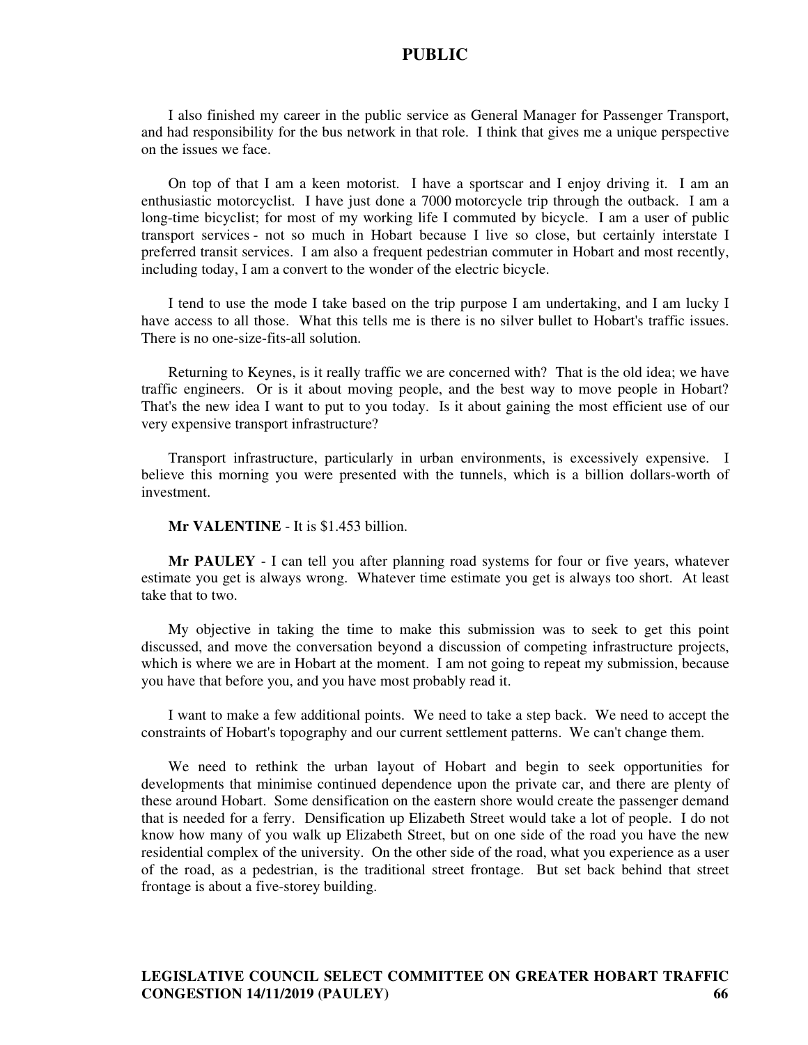I also finished my career in the public service as General Manager for Passenger Transport, and had responsibility for the bus network in that role. I think that gives me a unique perspective on the issues we face.

On top of that I am a keen motorist. I have a sportscar and I enjoy driving it. I am an enthusiastic motorcyclist. I have just done a 7000 motorcycle trip through the outback. I am a long-time bicyclist; for most of my working life I commuted by bicycle. I am a user of public transport services - not so much in Hobart because I live so close, but certainly interstate I preferred transit services. I am also a frequent pedestrian commuter in Hobart and most recently, including today, I am a convert to the wonder of the electric bicycle.

I tend to use the mode I take based on the trip purpose I am undertaking, and I am lucky I have access to all those. What this tells me is there is no silver bullet to Hobart's traffic issues. There is no one-size-fits-all solution.

Returning to Keynes, is it really traffic we are concerned with? That is the old idea; we have traffic engineers. Or is it about moving people, and the best way to move people in Hobart? That's the new idea I want to put to you today. Is it about gaining the most efficient use of our very expensive transport infrastructure?

Transport infrastructure, particularly in urban environments, is excessively expensive. I believe this morning you were presented with the tunnels, which is a billion dollars-worth of investment.

**Mr VALENTINE** - It is $1.453 billion.

**Mr PAULEY** - I can tell you after planning road systems for four or five years, whatever estimate you get is always wrong. Whatever time estimate you get is always too short. At least take that to two.

My objective in taking the time to make this submission was to seek to get this point discussed, and move the conversation beyond a discussion of competing infrastructure projects, which is where we are in Hobart at the moment. I am not going to repeat my submission, because you have that before you, and you have most probably read it.

I want to make a few additional points. We need to take a step back. We need to accept the constraints of Hobart's topography and our current settlement patterns. We can't change them.

We need to rethink the urban layout of Hobart and begin to seek opportunities for developments that minimise continued dependence upon the private car, and there are plenty of these around Hobart. Some densification on the eastern shore would create the passenger demand that is needed for a ferry. Densification up Elizabeth Street would take a lot of people. I do not know how many of you walk up Elizabeth Street, but on one side of the road you have the new residential complex of the university. On the other side of the road, what you experience as a user of the road, as a pedestrian, is the traditional street frontage. But set back behind that street frontage is about a five-storey building.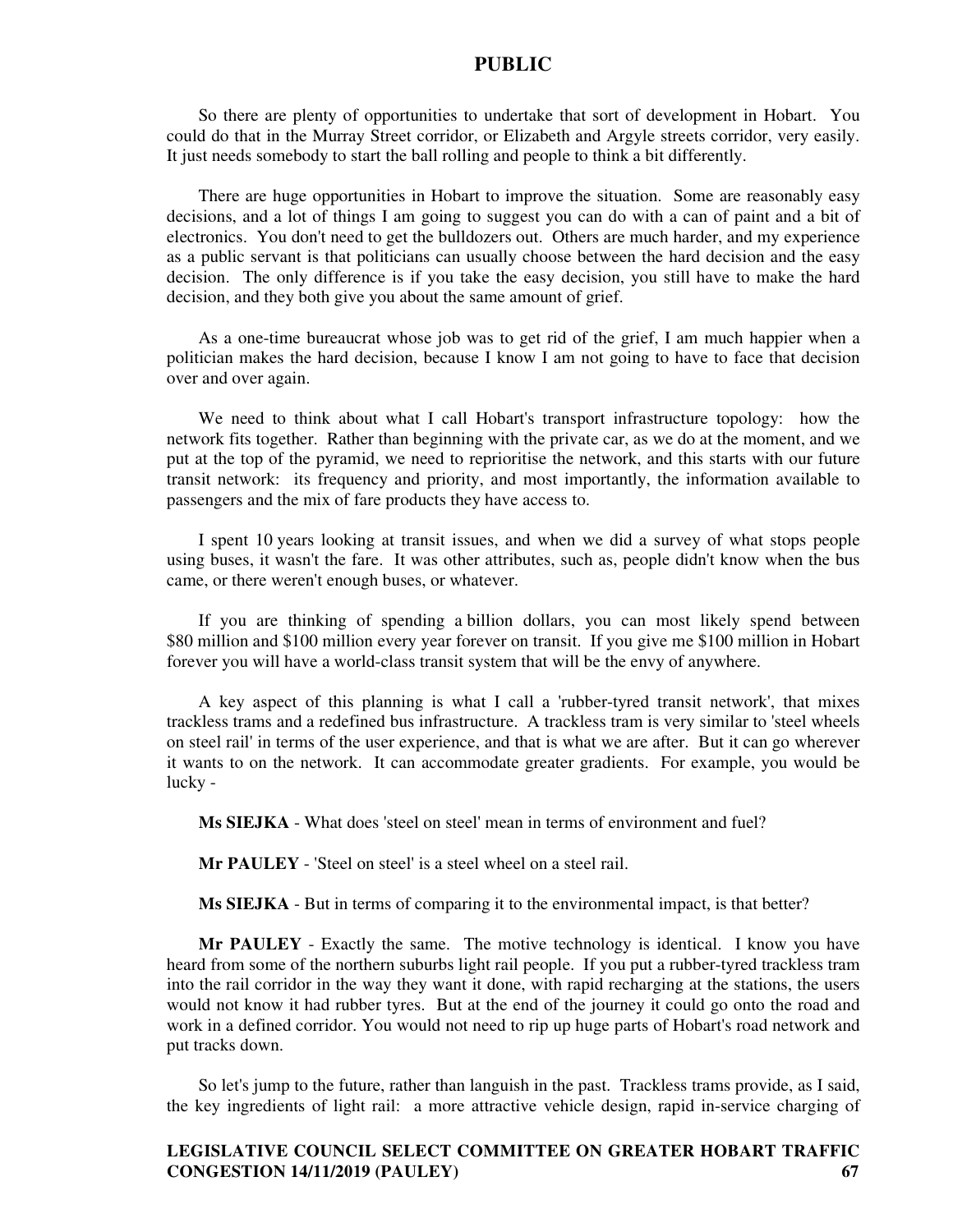So there are plenty of opportunities to undertake that sort of development in Hobart. You could do that in the Murray Street corridor, or Elizabeth and Argyle streets corridor, very easily. It just needs somebody to start the ball rolling and people to think a bit differently.

There are huge opportunities in Hobart to improve the situation. Some are reasonably easy decisions, and a lot of things I am going to suggest you can do with a can of paint and a bit of electronics. You don't need to get the bulldozers out. Others are much harder, and my experience as a public servant is that politicians can usually choose between the hard decision and the easy decision. The only difference is if you take the easy decision, you still have to make the hard decision, and they both give you about the same amount of grief.

As a one-time bureaucrat whose job was to get rid of the grief, I am much happier when a politician makes the hard decision, because I know I am not going to have to face that decision over and over again.

We need to think about what I call Hobart's transport infrastructure topology: how the network fits together. Rather than beginning with the private car, as we do at the moment, and we put at the top of the pyramid, we need to reprioritise the network, and this starts with our future transit network: its frequency and priority, and most importantly, the information available to passengers and the mix of fare products they have access to.

I spent 10 years looking at transit issues, and when we did a survey of what stops people using buses, it wasn't the fare. It was other attributes, such as, people didn't know when the bus came, or there weren't enough buses, or whatever.

If you are thinking of spending a billion dollars, you can most likely spend between $80 million and $100 million every year forever on transit. If you give me $100 million in Hobart forever you will have a world-class transit system that will be the envy of anywhere.

A key aspect of this planning is what I call a 'rubber-tyred transit network', that mixes trackless trams and a redefined bus infrastructure. A trackless tram is very similar to 'steel wheels on steel rail' in terms of the user experience, and that is what we are after. But it can go wherever it wants to on the network. It can accommodate greater gradients. For example, you would be lucky -

**Ms SIEJKA** - What does 'steel on steel' mean in terms of environment and fuel?

**Mr PAULEY** - 'Steel on steel' is a steel wheel on a steel rail.

**Ms SIEJKA** - But in terms of comparing it to the environmental impact, is that better?

**Mr PAULEY** - Exactly the same. The motive technology is identical. I know you have heard from some of the northern suburbs light rail people. If you put a rubber-tyred trackless tram into the rail corridor in the way they want it done, with rapid recharging at the stations, the users would not know it had rubber tyres. But at the end of the journey it could go onto the road and work in a defined corridor. You would not need to rip up huge parts of Hobart's road network and put tracks down.

So let's jump to the future, rather than languish in the past. Trackless trams provide, as I said, the key ingredients of light rail: a more attractive vehicle design, rapid in-service charging of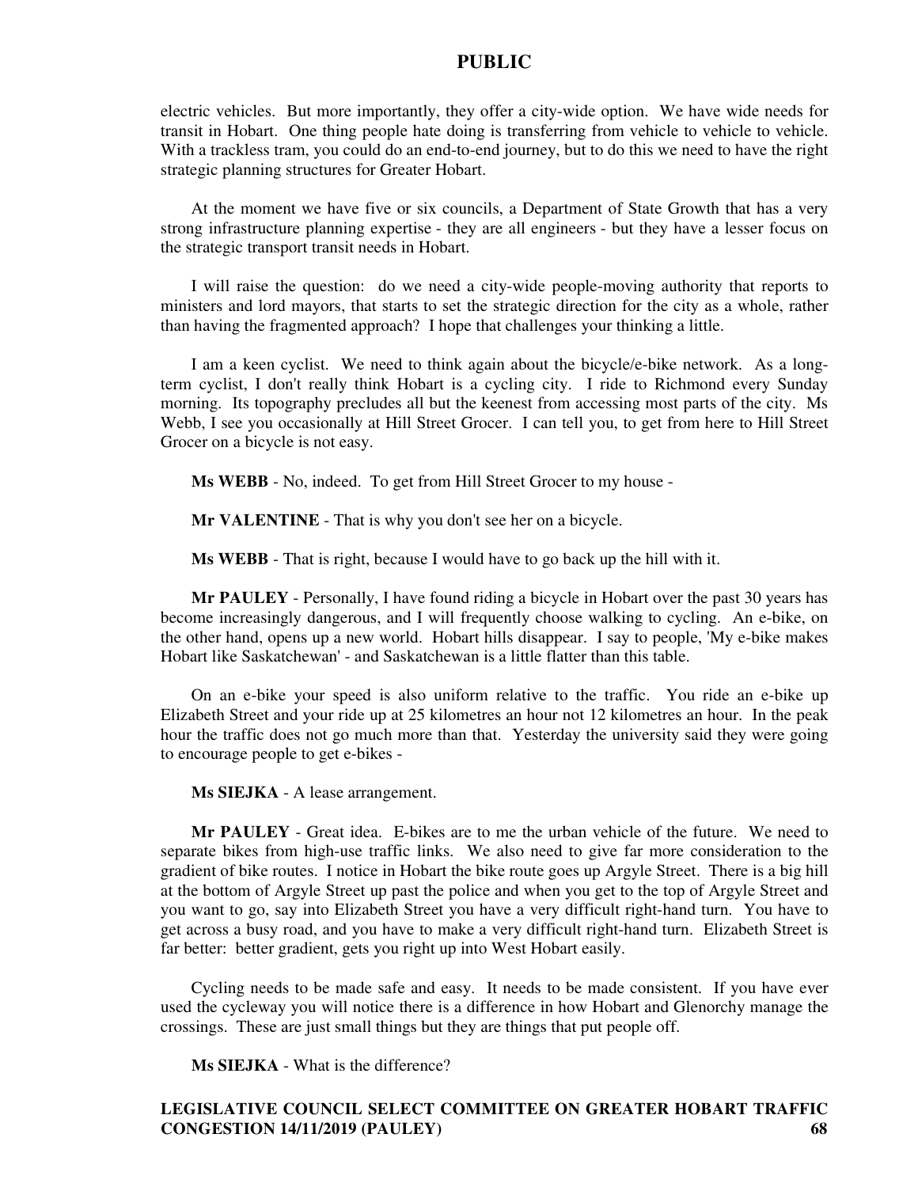electric vehicles. But more importantly, they offer a city-wide option. We have wide needs for transit in Hobart. One thing people hate doing is transferring from vehicle to vehicle to vehicle. With a trackless tram, you could do an end-to-end journey, but to do this we need to have the right strategic planning structures for Greater Hobart.

At the moment we have five or six councils, a Department of State Growth that has a very strong infrastructure planning expertise - they are all engineers - but they have a lesser focus on the strategic transport transit needs in Hobart.

I will raise the question: do we need a city-wide people-moving authority that reports to ministers and lord mayors, that starts to set the strategic direction for the city as a whole, rather than having the fragmented approach? I hope that challenges your thinking a little.

I am a keen cyclist. We need to think again about the bicycle/e-bike network. As a long-term cyclist, I don't really think Hobart is a cycling city. I ride to Richmond every Sunday morning. Its topography precludes all but the keenest from accessing most parts of the city. Ms Webb, I see you occasionally at Hill Street Grocer. I can tell you, to get from here to Hill Street Grocer on a bicycle is not easy.

**Ms WEBB** - No, indeed. To get from Hill Street Grocer to my house -

**Mr VALENTINE** - That is why you don't see her on a bicycle.

**Ms WEBB** - That is right, because I would have to go back up the hill with it.

**Mr PAULEY** - Personally, I have found riding a bicycle in Hobart over the past 30 years has become increasingly dangerous, and I will frequently choose walking to cycling. An e-bike, on the other hand, opens up a new world. Hobart hills disappear. I say to people, 'My e-bike makes Hobart like Saskatchewan' - and Saskatchewan is a little flatter than this table.

On an e-bike your speed is also uniform relative to the traffic. You ride an e-bike up Elizabeth Street and your ride up at 25 kilometres an hour not 12 kilometres an hour. In the peak hour the traffic does not go much more than that. Yesterday the university said they were going to encourage people to get e-bikes -

**Ms SIEJKA** - A lease arrangement.

**Mr PAULEY** - Great idea. E-bikes are to me the urban vehicle of the future. We need to separate bikes from high-use traffic links. We also need to give far more consideration to the gradient of bike routes. I notice in Hobart the bike route goes up Argyle Street. There is a big hill at the bottom of Argyle Street up past the police and when you get to the top of Argyle Street and you want to go, say into Elizabeth Street you have a very difficult right-hand turn. You have to get across a busy road, and you have to make a very difficult right-hand turn. Elizabeth Street is far better: better gradient, gets you right up into West Hobart easily.

Cycling needs to be made safe and easy. It needs to be made consistent. If you have ever used the cycleway you will notice there is a difference in how Hobart and Glenorchy manage the crossings. These are just small things but they are things that put people off.

**Ms SIEJKA** - What is the difference?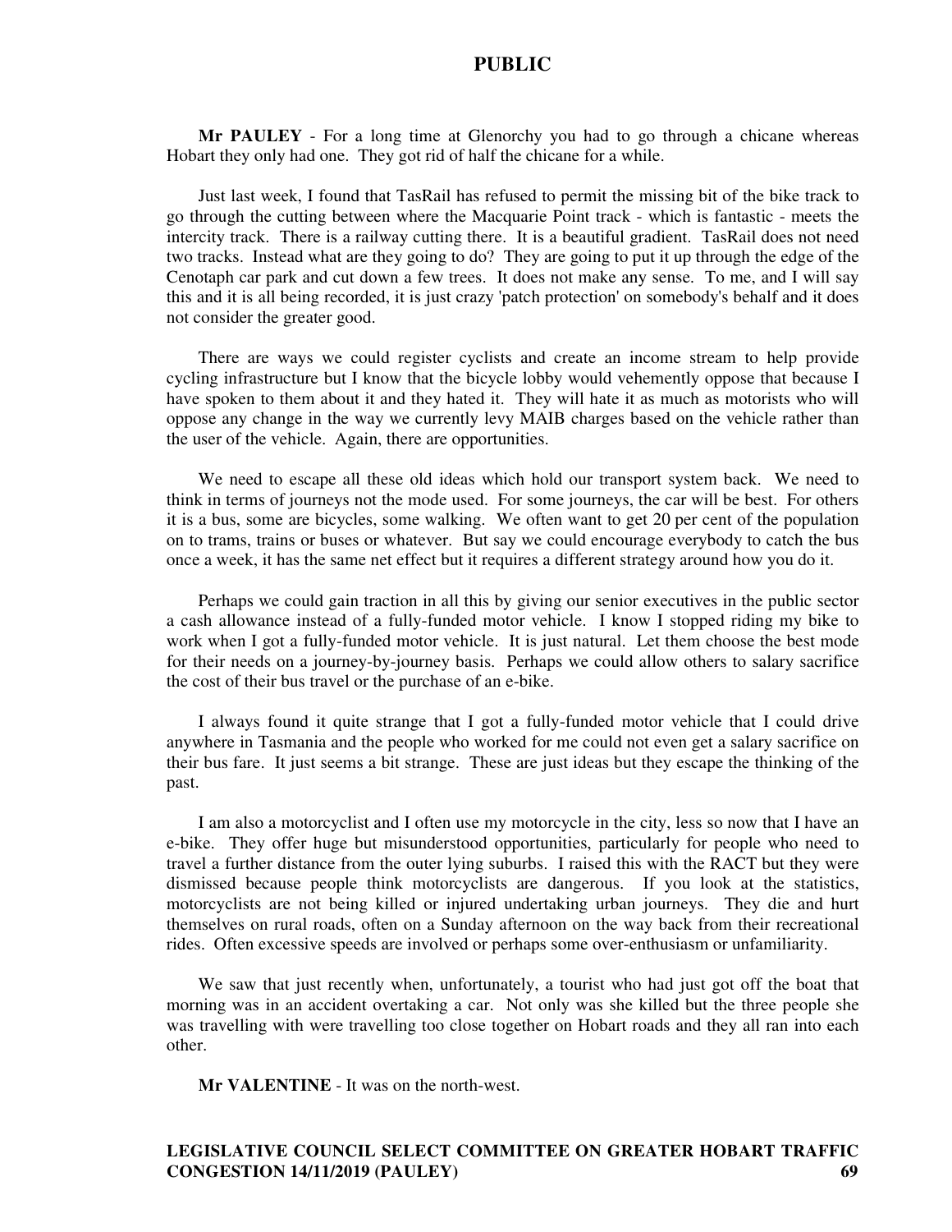**Mr PAULEY** - For a long time at Glenorchy you had to go through a chicane whereas Hobart they only had one. They got rid of half the chicane for a while.

Just last week, I found that TasRail has refused to permit the missing bit of the bike track to go through the cutting between where the Macquarie Point track - which is fantastic - meets the intercity track. There is a railway cutting there. It is a beautiful gradient. TasRail does not need two tracks. Instead what are they going to do? They are going to put it up through the edge of the Cenotaph car park and cut down a few trees. It does not make any sense. To me, and I will say this and it is all being recorded, it is just crazy 'patch protection' on somebody's behalf and it does not consider the greater good.

There are ways we could register cyclists and create an income stream to help provide cycling infrastructure but I know that the bicycle lobby would vehemently oppose that because I have spoken to them about it and they hated it. They will hate it as much as motorists who will oppose any change in the way we currently levy MAIB charges based on the vehicle rather than the user of the vehicle. Again, there are opportunities.

We need to escape all these old ideas which hold our transport system back. We need to think in terms of journeys not the mode used. For some journeys, the car will be best. For others it is a bus, some are bicycles, some walking. We often want to get 20 per cent of the population on to trams, trains or buses or whatever. But say we could encourage everybody to catch the bus once a week, it has the same net effect but it requires a different strategy around how you do it.

Perhaps we could gain traction in all this by giving our senior executives in the public sector a cash allowance instead of a fully-funded motor vehicle. I know I stopped riding my bike to work when I got a fully-funded motor vehicle. It is just natural. Let them choose the best mode for their needs on a journey-by-journey basis. Perhaps we could allow others to salary sacrifice the cost of their bus travel or the purchase of an e-bike.

I always found it quite strange that I got a fully-funded motor vehicle that I could drive anywhere in Tasmania and the people who worked for me could not even get a salary sacrifice on their bus fare. It just seems a bit strange. These are just ideas but they escape the thinking of the past.

I am also a motorcyclist and I often use my motorcycle in the city, less so now that I have an e-bike. They offer huge but misunderstood opportunities, particularly for people who need to travel a further distance from the outer lying suburbs. I raised this with the RACT but they were dismissed because people think motorcyclists are dangerous. If you look at the statistics, motorcyclists are not being killed or injured undertaking urban journeys. They die and hurt themselves on rural roads, often on a Sunday afternoon on the way back from their recreational rides. Often excessive speeds are involved or perhaps some over-enthusiasm or unfamiliarity.

We saw that just recently when, unfortunately, a tourist who had just got off the boat that morning was in an accident overtaking a car. Not only was she killed but the three people she was travelling with were travelling too close together on Hobart roads and they all ran into each other.

**Mr VALENTINE** - It was on the north-west.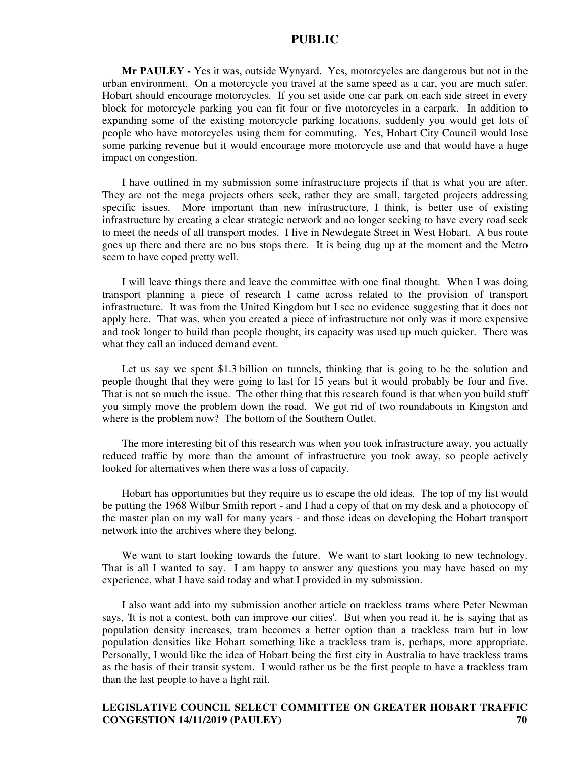**Mr PAULEY -** Yes it was, outside Wynyard. Yes, motorcycles are dangerous but not in the urban environment. On a motorcycle you travel at the same speed as a car, you are much safer. Hobart should encourage motorcycles. If you set aside one car park on each side street in every block for motorcycle parking you can fit four or five motorcycles in a carpark. In addition to expanding some of the existing motorcycle parking locations, suddenly you would get lots of people who have motorcycles using them for commuting. Yes, Hobart City Council would lose some parking revenue but it would encourage more motorcycle use and that would have a huge impact on congestion.

I have outlined in my submission some infrastructure projects if that is what you are after. They are not the mega projects others seek, rather they are small, targeted projects addressing specific issues. More important than new infrastructure, I think, is better use of existing infrastructure by creating a clear strategic network and no longer seeking to have every road seek to meet the needs of all transport modes. I live in Newdegate Street in West Hobart. A bus route goes up there and there are no bus stops there. It is being dug up at the moment and the Metro seem to have coped pretty well.

I will leave things there and leave the committee with one final thought. When I was doing transport planning a piece of research I came across related to the provision of transport infrastructure. It was from the United Kingdom but I see no evidence suggesting that it does not apply here. That was, when you created a piece of infrastructure not only was it more expensive and took longer to build than people thought, its capacity was used up much quicker. There was what they call an induced demand event.

Let us say we spent $1.3 billion on tunnels, thinking that is going to be the solution and people thought that they were going to last for 15 years but it would probably be four and five. That is not so much the issue. The other thing that this research found is that when you build stuff you simply move the problem down the road. We got rid of two roundabouts in Kingston and where is the problem now? The bottom of the Southern Outlet.

The more interesting bit of this research was when you took infrastructure away, you actually reduced traffic by more than the amount of infrastructure you took away, so people actively looked for alternatives when there was a loss of capacity.

Hobart has opportunities but they require us to escape the old ideas. The top of my list would be putting the 1968 Wilbur Smith report - and I had a copy of that on my desk and a photocopy of the master plan on my wall for many years - and those ideas on developing the Hobart transport network into the archives where they belong.

We want to start looking towards the future. We want to start looking to new technology. That is all I wanted to say. I am happy to answer any questions you may have based on my experience, what I have said today and what I provided in my submission.

I also want add into my submission another article on trackless trams where Peter Newman says, 'It is not a contest, both can improve our cities'. But when you read it, he is saying that as population density increases, tram becomes a better option than a trackless tram but in low population densities like Hobart something like a trackless tram is, perhaps, more appropriate. Personally, I would like the idea of Hobart being the first city in Australia to have trackless trams as the basis of their transit system. I would rather us be the first people to have a trackless tram than the last people to have a light rail.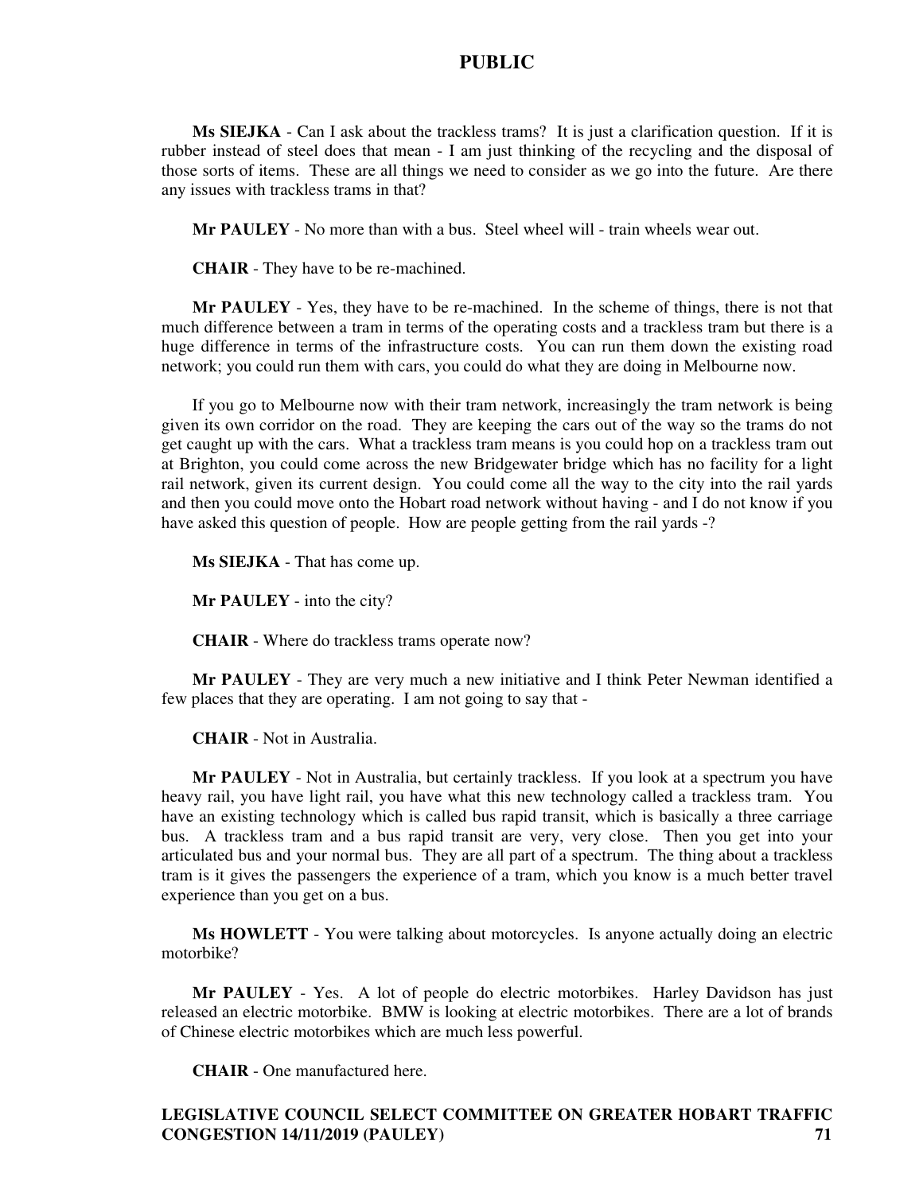**Ms SIEJKA** - Can I ask about the trackless trams? It is just a clarification question. If it is rubber instead of steel does that mean - I am just thinking of the recycling and the disposal of those sorts of items. These are all things we need to consider as we go into the future. Are there any issues with trackless trams in that?

**Mr PAULEY** - No more than with a bus. Steel wheel will - train wheels wear out.

**CHAIR** - They have to be re-machined.

**Mr PAULEY** - Yes, they have to be re-machined. In the scheme of things, there is not that much difference between a tram in terms of the operating costs and a trackless tram but there is a huge difference in terms of the infrastructure costs. You can run them down the existing road network; you could run them with cars, you could do what they are doing in Melbourne now.

If you go to Melbourne now with their tram network, increasingly the tram network is being given its own corridor on the road. They are keeping the cars out of the way so the trams do not get caught up with the cars. What a trackless tram means is you could hop on a trackless tram out at Brighton, you could come across the new Bridgewater bridge which has no facility for a light rail network, given its current design. You could come all the way to the city into the rail yards and then you could move onto the Hobart road network without having - and I do not know if you have asked this question of people. How are people getting from the rail yards -?

**Ms SIEJKA** - That has come up.

**Mr PAULEY** - into the city?

**CHAIR** - Where do trackless trams operate now?

**Mr PAULEY** - They are very much a new initiative and I think Peter Newman identified a few places that they are operating. I am not going to say that -

**CHAIR** - Not in Australia.

**Mr PAULEY** - Not in Australia, but certainly trackless. If you look at a spectrum you have heavy rail, you have light rail, you have what this new technology called a trackless tram. You have an existing technology which is called bus rapid transit, which is basically a three carriage bus. A trackless tram and a bus rapid transit are very, very close. Then you get into your articulated bus and your normal bus. They are all part of a spectrum. The thing about a trackless tram is it gives the passengers the experience of a tram, which you know is a much better travel experience than you get on a bus.

**Ms HOWLETT** - You were talking about motorcycles. Is anyone actually doing an electric motorbike?

**Mr PAULEY** - Yes. A lot of people do electric motorbikes. Harley Davidson has just released an electric motorbike. BMW is looking at electric motorbikes. There are a lot of brands of Chinese electric motorbikes which are much less powerful.

**CHAIR** - One manufactured here.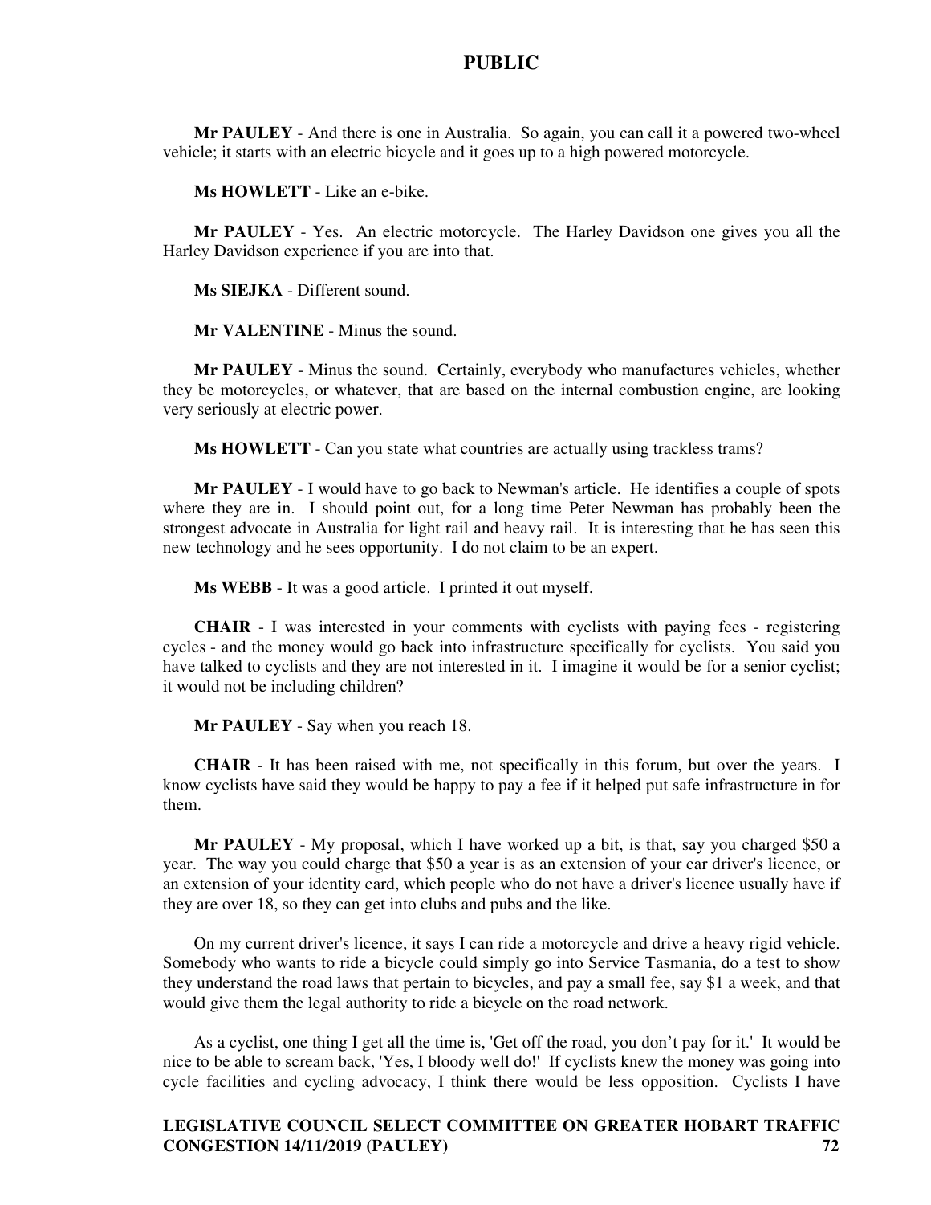**Mr PAULEY** - And there is one in Australia. So again, you can call it a powered two-wheel vehicle; it starts with an electric bicycle and it goes up to a high powered motorcycle.

**Ms HOWLETT** - Like an e-bike.

**Mr PAULEY** - Yes. An electric motorcycle. The Harley Davidson one gives you all the Harley Davidson experience if you are into that.

**Ms SIEJKA** - Different sound.

**Mr VALENTINE** - Minus the sound.

**Mr PAULEY** - Minus the sound. Certainly, everybody who manufactures vehicles, whether they be motorcycles, or whatever, that are based on the internal combustion engine, are looking very seriously at electric power.

**Ms HOWLETT** - Can you state what countries are actually using trackless trams?

**Mr PAULEY** - I would have to go back to Newman's article. He identifies a couple of spots where they are in. I should point out, for a long time Peter Newman has probably been the strongest advocate in Australia for light rail and heavy rail. It is interesting that he has seen this new technology and he sees opportunity. I do not claim to be an expert.

**Ms WEBB** - It was a good article. I printed it out myself.

**CHAIR** - I was interested in your comments with cyclists with paying fees - registering cycles - and the money would go back into infrastructure specifically for cyclists. You said you have talked to cyclists and they are not interested in it. I imagine it would be for a senior cyclist; it would not be including children?

**Mr PAULEY** - Say when you reach 18.

**CHAIR** - It has been raised with me, not specifically in this forum, but over the years. I know cyclists have said they would be happy to pay a fee if it helped put safe infrastructure in for them.

**Mr PAULEY** - My proposal, which I have worked up a bit, is that, say you charged $50 a year. The way you could charge that $50 a year is as an extension of your car driver's licence, or an extension of your identity card, which people who do not have a driver's licence usually have if they are over 18, so they can get into clubs and pubs and the like.

On my current driver's licence, it says I can ride a motorcycle and drive a heavy rigid vehicle. Somebody who wants to ride a bicycle could simply go into Service Tasmania, do a test to show they understand the road laws that pertain to bicycles, and pay a small fee, say $1 a week, and that would give them the legal authority to ride a bicycle on the road network.

As a cyclist, one thing I get all the time is, 'Get off the road, you don't pay for it.' It would be nice to be able to scream back, 'Yes, I bloody well do!' If cyclists knew the money was going into cycle facilities and cycling advocacy, I think there would be less opposition. Cyclists I have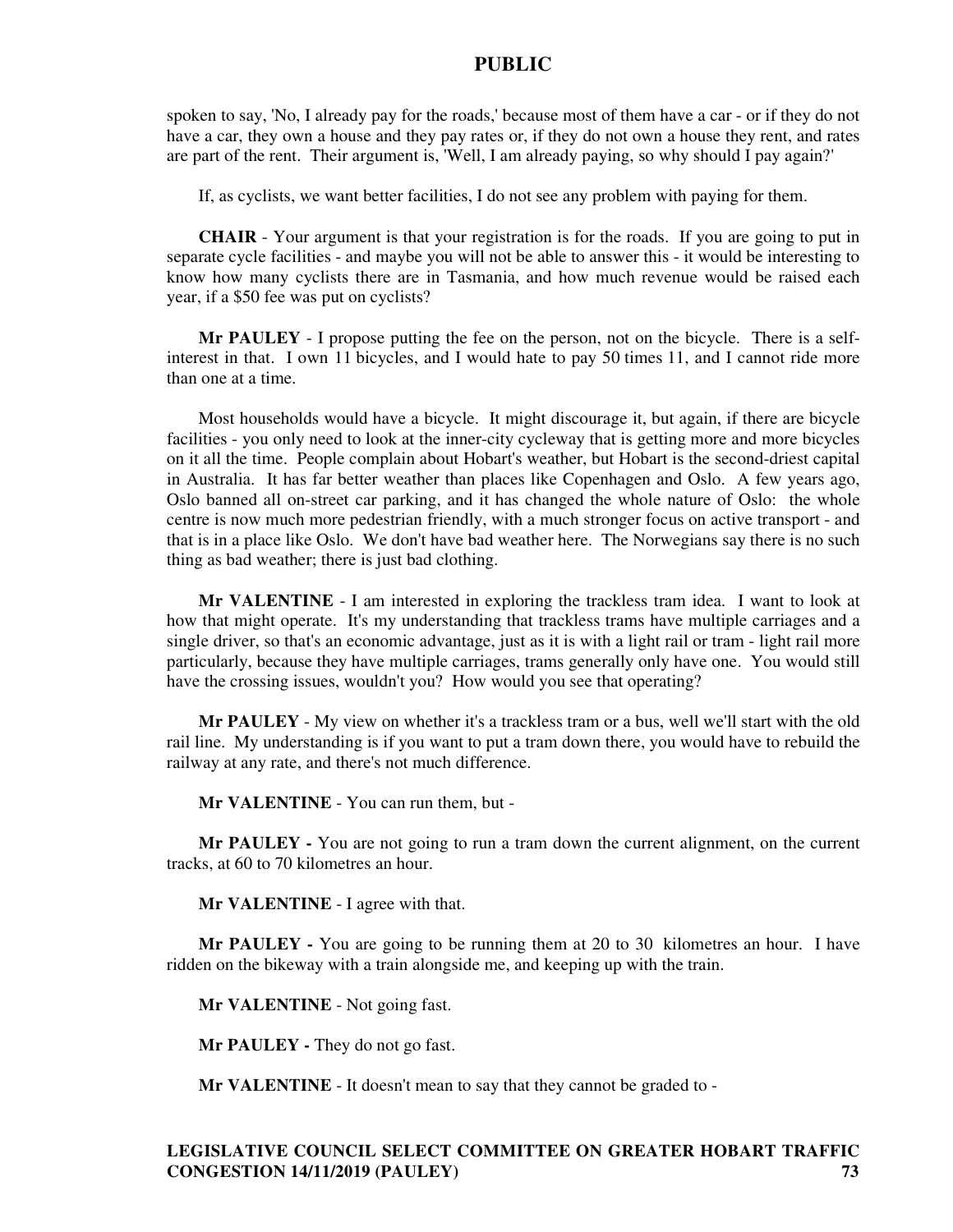spoken to say, 'No, I already pay for the roads,' because most of them have a car - or if they do not have a car, they own a house and they pay rates or, if they do not own a house they rent, and rates are part of the rent. Their argument is, 'Well, I am already paying, so why should I pay again?'

If, as cyclists, we want better facilities, I do not see any problem with paying for them.

**CHAIR** - Your argument is that your registration is for the roads. If you are going to put in separate cycle facilities - and maybe you will not be able to answer this - it would be interesting to know how many cyclists there are in Tasmania, and how much revenue would be raised each year, if a $50 fee was put on cyclists?

**Mr PAULEY** - I propose putting the fee on the person, not on the bicycle. There is a self-interest in that. I own 11 bicycles, and I would hate to pay 50 times 11, and I cannot ride more than one at a time.

Most households would have a bicycle. It might discourage it, but again, if there are bicycle facilities - you only need to look at the inner-city cycleway that is getting more and more bicycles on it all the time. People complain about Hobart's weather, but Hobart is the second-driest capital in Australia. It has far better weather than places like Copenhagen and Oslo. A few years ago, Oslo banned all on-street car parking, and it has changed the whole nature of Oslo: the whole centre is now much more pedestrian friendly, with a much stronger focus on active transport - and that is in a place like Oslo. We don't have bad weather here. The Norwegians say there is no such thing as bad weather; there is just bad clothing.

**Mr VALENTINE** - I am interested in exploring the trackless tram idea. I want to look at how that might operate. It's my understanding that trackless trams have multiple carriages and a single driver, so that's an economic advantage, just as it is with a light rail or tram - light rail more particularly, because they have multiple carriages, trams generally only have one. You would still have the crossing issues, wouldn't you? How would you see that operating?

**Mr PAULEY** - My view on whether it's a trackless tram or a bus, well we'll start with the old rail line. My understanding is if you want to put a tram down there, you would have to rebuild the railway at any rate, and there's not much difference.

**Mr VALENTINE** - You can run them, but -

**Mr PAULEY -** You are not going to run a tram down the current alignment, on the current tracks, at 60 to 70 kilometres an hour.

**Mr VALENTINE** - I agree with that.

**Mr PAULEY -** You are going to be running them at 20 to 30 kilometres an hour. I have ridden on the bikeway with a train alongside me, and keeping up with the train.

**Mr VALENTINE** - Not going fast.

**Mr PAULEY -** They do not go fast.

**Mr VALENTINE** - It doesn't mean to say that they cannot be graded to -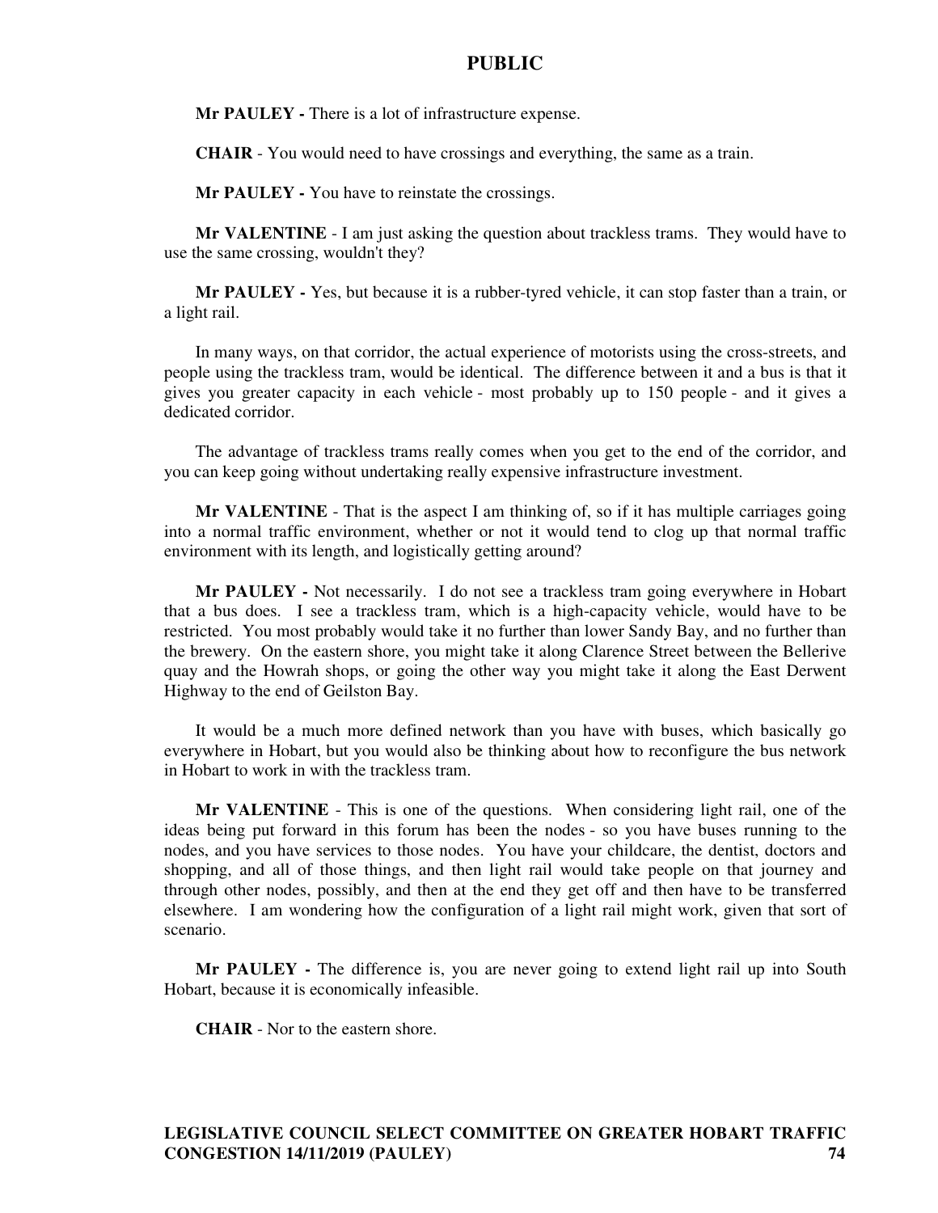**Mr PAULEY -** There is a lot of infrastructure expense.

**CHAIR** - You would need to have crossings and everything, the same as a train.

**Mr PAULEY -** You have to reinstate the crossings.

**Mr VALENTINE** - I am just asking the question about trackless trams. They would have to use the same crossing, wouldn't they?

**Mr PAULEY -** Yes, but because it is a rubber-tyred vehicle, it can stop faster than a train, or a light rail.

In many ways, on that corridor, the actual experience of motorists using the cross-streets, and people using the trackless tram, would be identical. The difference between it and a bus is that it gives you greater capacity in each vehicle - most probably up to 150 people - and it gives a dedicated corridor.

The advantage of trackless trams really comes when you get to the end of the corridor, and you can keep going without undertaking really expensive infrastructure investment.

**Mr VALENTINE** - That is the aspect I am thinking of, so if it has multiple carriages going into a normal traffic environment, whether or not it would tend to clog up that normal traffic environment with its length, and logistically getting around?

**Mr PAULEY -** Not necessarily. I do not see a trackless tram going everywhere in Hobart that a bus does. I see a trackless tram, which is a high-capacity vehicle, would have to be restricted. You most probably would take it no further than lower Sandy Bay, and no further than the brewery. On the eastern shore, you might take it along Clarence Street between the Bellerive quay and the Howrah shops, or going the other way you might take it along the East Derwent Highway to the end of Geilston Bay.

It would be a much more defined network than you have with buses, which basically go everywhere in Hobart, but you would also be thinking about how to reconfigure the bus network in Hobart to work in with the trackless tram.

**Mr VALENTINE** - This is one of the questions. When considering light rail, one of the ideas being put forward in this forum has been the nodes - so you have buses running to the nodes, and you have services to those nodes. You have your childcare, the dentist, doctors and shopping, and all of those things, and then light rail would take people on that journey and through other nodes, possibly, and then at the end they get off and then have to be transferred elsewhere. I am wondering how the configuration of a light rail might work, given that sort of scenario.

**Mr PAULEY -** The difference is, you are never going to extend light rail up into South Hobart, because it is economically infeasible.

**CHAIR** - Nor to the eastern shore.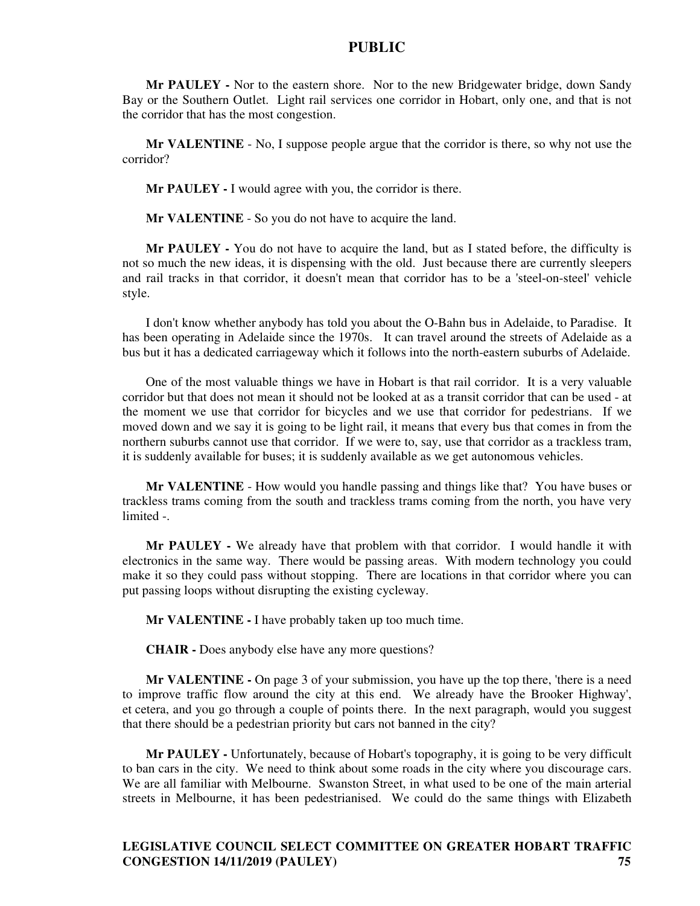**Mr PAULEY -** Nor to the eastern shore. Nor to the new Bridgewater bridge, down Sandy Bay or the Southern Outlet. Light rail services one corridor in Hobart, only one, and that is not the corridor that has the most congestion.

**Mr VALENTINE** - No, I suppose people argue that the corridor is there, so why not use the corridor?

**Mr PAULEY -** I would agree with you, the corridor is there.

**Mr VALENTINE** - So you do not have to acquire the land.

**Mr PAULEY -** You do not have to acquire the land, but as I stated before, the difficulty is not so much the new ideas, it is dispensing with the old. Just because there are currently sleepers and rail tracks in that corridor, it doesn't mean that corridor has to be a 'steel-on-steel' vehicle style.

I don't know whether anybody has told you about the O-Bahn bus in Adelaide, to Paradise. It has been operating in Adelaide since the 1970s. It can travel around the streets of Adelaide as a bus but it has a dedicated carriageway which it follows into the north-eastern suburbs of Adelaide.

One of the most valuable things we have in Hobart is that rail corridor. It is a very valuable corridor but that does not mean it should not be looked at as a transit corridor that can be used - at the moment we use that corridor for bicycles and we use that corridor for pedestrians. If we moved down and we say it is going to be light rail, it means that every bus that comes in from the northern suburbs cannot use that corridor. If we were to, say, use that corridor as a trackless tram, it is suddenly available for buses; it is suddenly available as we get autonomous vehicles.

**Mr VALENTINE** - How would you handle passing and things like that? You have buses or trackless trams coming from the south and trackless trams coming from the north, you have very limited -.

**Mr PAULEY -** We already have that problem with that corridor. I would handle it with electronics in the same way. There would be passing areas. With modern technology you could make it so they could pass without stopping. There are locations in that corridor where you can put passing loops without disrupting the existing cycleway.

**Mr VALENTINE -** I have probably taken up too much time.

**CHAIR -** Does anybody else have any more questions?

**Mr VALENTINE -** On page 3 of your submission, you have up the top there, 'there is a need to improve traffic flow around the city at this end. We already have the Brooker Highway', et cetera, and you go through a couple of points there. In the next paragraph, would you suggest that there should be a pedestrian priority but cars not banned in the city?

**Mr PAULEY -** Unfortunately, because of Hobart's topography, it is going to be very difficult to ban cars in the city. We need to think about some roads in the city where you discourage cars. We are all familiar with Melbourne. Swanston Street, in what used to be one of the main arterial streets in Melbourne, it has been pedestrianised. We could do the same things with Elizabeth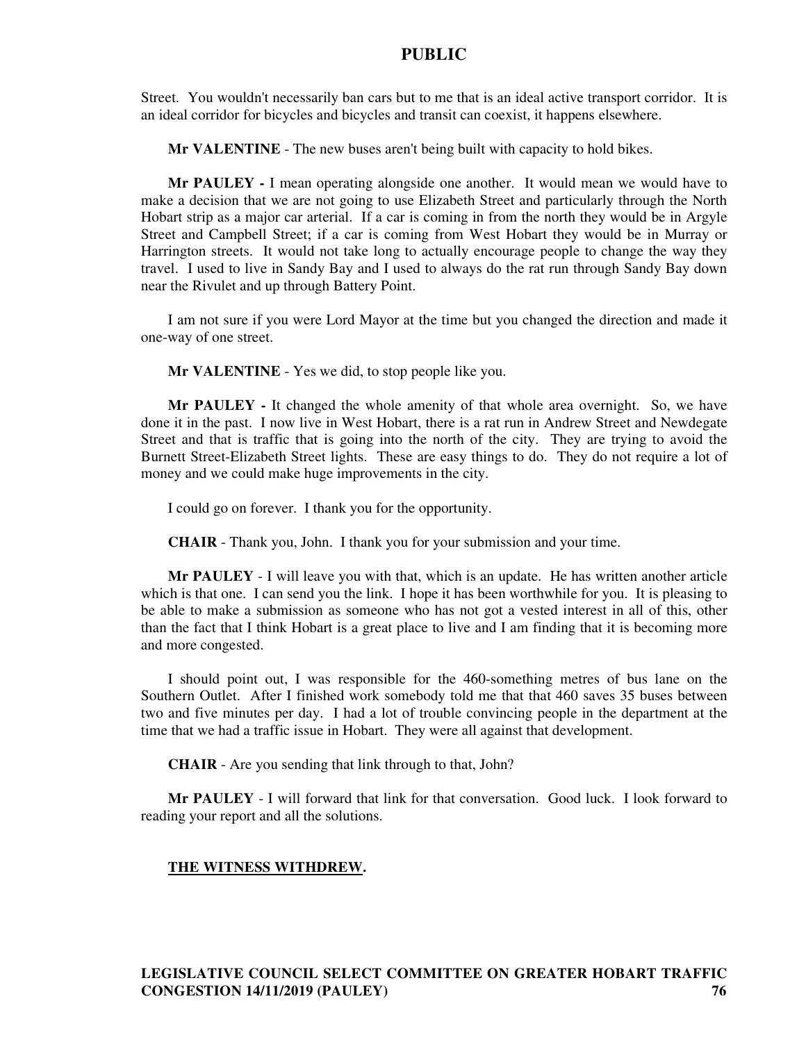Street. You wouldn't necessarily ban cars but to me that is an ideal active transport corridor. It is an ideal corridor for bicycles and bicycles and transit can coexist, it happens elsewhere.

**Mr VALENTINE** - The new buses aren't being built with capacity to hold bikes.

**Mr PAULEY -** I mean operating alongside one another. It would mean we would have to make a decision that we are not going to use Elizabeth Street and particularly through the North Hobart strip as a major car arterial. If a car is coming in from the north they would be in Argyle Street and Campbell Street; if a car is coming from West Hobart they would be in Murray or Harrington streets. It would not take long to actually encourage people to change the way they travel. I used to live in Sandy Bay and I used to always do the rat run through Sandy Bay down near the Rivulet and up through Battery Point.

I am not sure if you were Lord Mayor at the time but you changed the direction and made it one-way of one street.

**Mr VALENTINE** - Yes we did, to stop people like you.

**Mr PAULEY -** It changed the whole amenity of that whole area overnight. So, we have done it in the past. I now live in West Hobart, there is a rat run in Andrew Street and Newdegate Street and that is traffic that is going into the north of the city. They are trying to avoid the Burnett Street-Elizabeth Street lights. These are easy things to do. They do not require a lot of money and we could make huge improvements in the city.

I could go on forever. I thank you for the opportunity.

**CHAIR** - Thank you, John. I thank you for your submission and your time.

**Mr PAULEY** - I will leave you with that, which is an update. He has written another article which is that one. I can send you the link. I hope it has been worthwhile for you. It is pleasing to be able to make a submission as someone who has not got a vested interest in all of this, other than the fact that I think Hobart is a great place to live and I am finding that it is becoming more and more congested.

I should point out, I was responsible for the 460-something metres of bus lane on the Southern Outlet. After I finished work somebody told me that that 460 saves 35 buses between two and five minutes per day. I had a lot of trouble convincing people in the department at the time that we had a traffic issue in Hobart. They were all against that development.

**CHAIR** - Are you sending that link through to that, John?

**Mr PAULEY** - I will forward that link for that conversation. Good luck. I look forward to reading your report and all the solutions.

**<u>THE WITNESS WITHDREW</u>.**